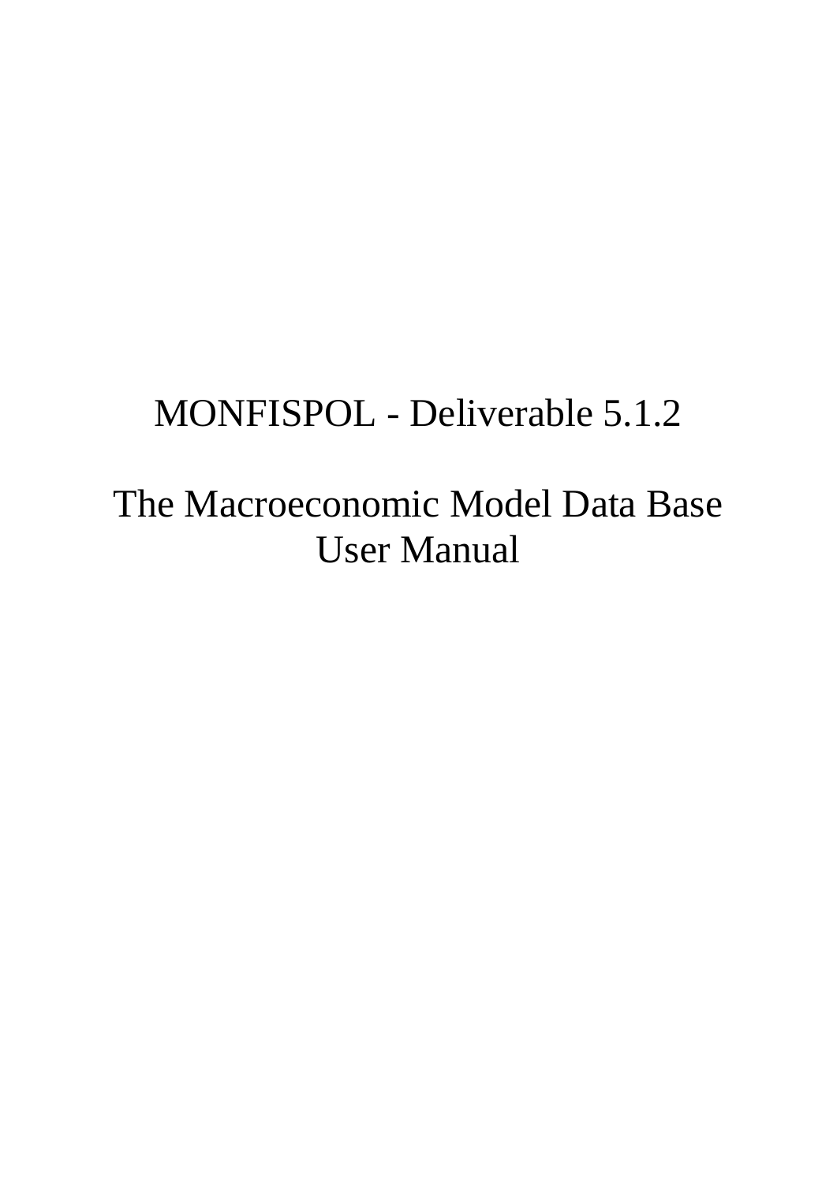# MONFISPOL - Deliverable 5.1.2

# The Macroeconomic Model Data Base User Manual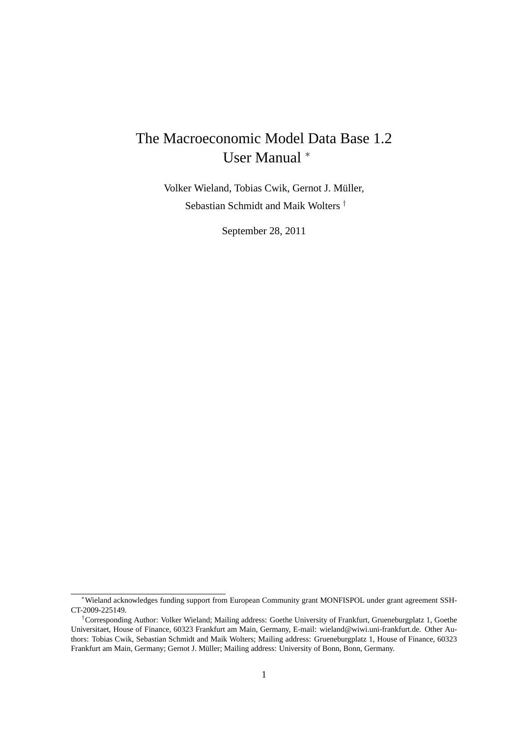# The Macroeconomic Model Data Base 1.2
# User Manual *

Volker Wieland, Tobias Cwik, Gernot J. Müller,

Sebastian Schmidt and Maik Wolters †

September 28, 2011

---

*Wieland acknowledges funding support from European Community grant MONFISPOL under grant agreement SSH-CT-2009-225149.

†Corresponding Author: Volker Wieland; Mailing address: Goethe University of Frankfurt, Grueneburgplatz 1, Goethe Universitaet, House of Finance, 60323 Frankfurt am Main, Germany, E-mail: wieland@wiwi.uni-frankfurt.de. Other Authors: Tobias Cwik, Sebastian Schmidt and Maik Wolters; Mailing address: Grueneburgplatz 1, House of Finance, 60323 Frankfurt am Main, Germany; Gernot J. Müller; Mailing address: University of Bonn, Bonn, Germany.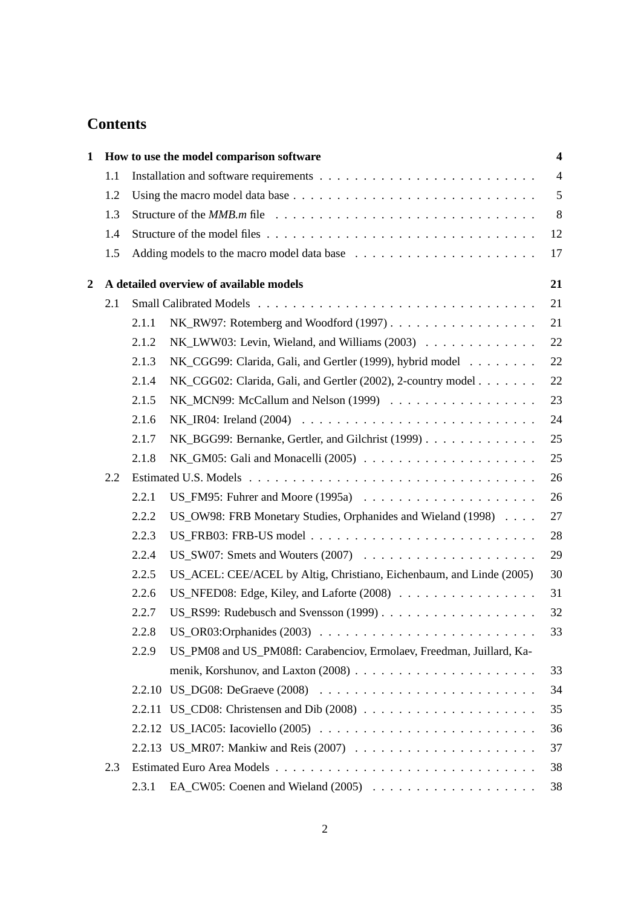# Contents

| | | | |
|---|---|---|---|
| **1** | **How to use the model comparison software** | | **4** |
| | 1.1 | Installation and software requirements | 4 |
| | 1.2 | Using the macro model data base | 5 |
| | 1.3 | Structure of the *MMB.m* file | 8 |
| | 1.4 | Structure of the model files | 12 |
| | 1.5 | Adding models to the macro model data base | 17 |
| **2** | **A detailed overview of available models** | | **21** |
| | 2.1 | Small Calibrated Models | 21 |
| | 2.1.1 | NK_RW97: Rotemberg and Woodford (1997) | 21 |
| | 2.1.2 | NK_LWW03: Levin, Wieland, and Williams (2003) | 22 |
| | 2.1.3 | NK_CGG99: Clarida, Gali, and Gertler (1999), hybrid model | 22 |
| | 2.1.4 | NK_CGG02: Clarida, Gali, and Gertler (2002), 2-country model | 22 |
| | 2.1.5 | NK_MCN99: McCallum and Nelson (1999) | 23 |
| | 2.1.6 | NK_IR04: Ireland (2004) | 24 |
| | 2.1.7 | NK_BGG99: Bernanke, Gertler, and Gilchrist (1999) | 25 |
| | 2.1.8 | NK_GM05: Gali and Monacelli (2005) | 25 |
| | 2.2 | Estimated U.S. Models | 26 |
| | 2.2.1 | US_FM95: Fuhrer and Moore (1995a) | 26 |
| | 2.2.2 | US_OW98: FRB Monetary Studies, Orphanides and Wieland (1998) | 27 |
| | 2.2.3 | US_FRB03: FRB-US model | 28 |
| | 2.2.4 | US_SW07: Smets and Wouters (2007) | 29 |
| | 2.2.5 | US_ACEL: CEE/ACEL by Altig, Christiano, Eichenbaum, and Linde (2005) | 30 |
| | 2.2.6 | US_NFED08: Edge, Kiley, and Laforte (2008) | 31 |
| | 2.2.7 | US_RS99: Rudebusch and Svensson (1999) | 32 |
| | 2.2.8 | US_OR03:Orphanides (2003) | 33 |
| | 2.2.9 | US_PM08 and US_PM08fl: Carabenciov, Ermolaev, Freedman, Juillard, Kamenik, Korshunov, and Laxton (2008) | 33 |
| | 2.2.10 | US_DG08: DeGraeve (2008) | 34 |
| | 2.2.11 | US_CD08: Christensen and Dib (2008) | 35 |
| | 2.2.12 | US_IAC05: Iacoviello (2005) | 36 |
| | 2.2.13 | US_MR07: Mankiw and Reis (2007) | 37 |
| | 2.3 | Estimated Euro Area Models | 38 |
| | 2.3.1 | EA_CW05: Coenen and Wieland (2005) | 38 |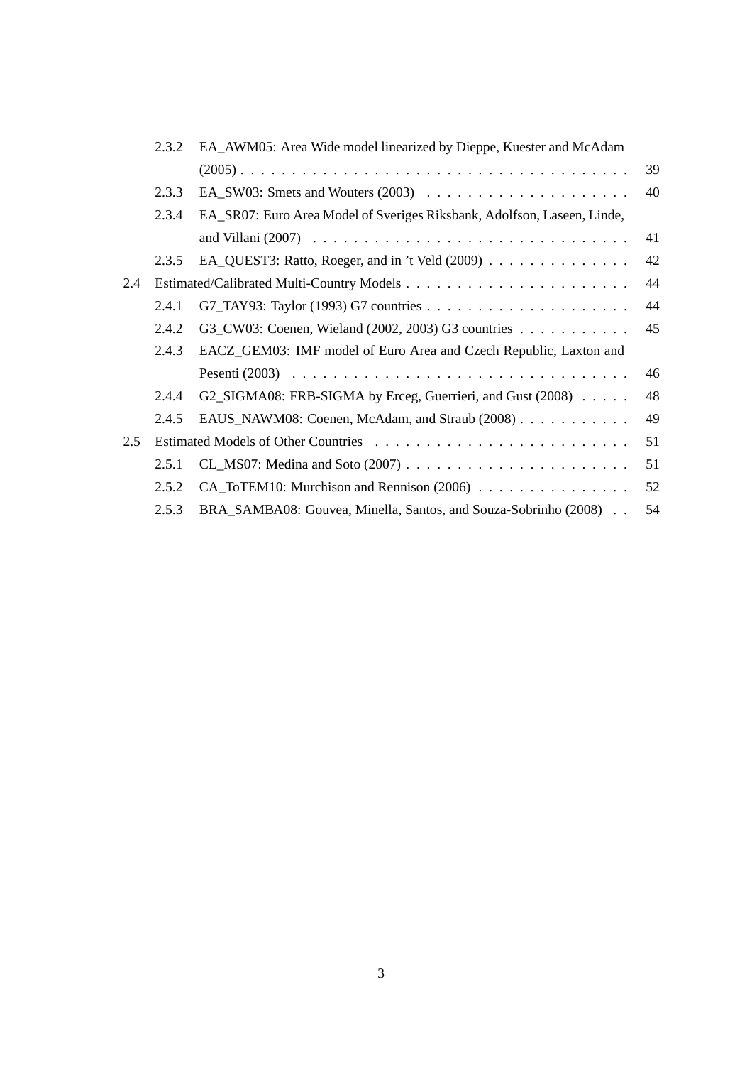- 2.3.2 EA_AWM05: Area Wide model linearized by Dieppe, Kuester and McAdam (2005) . . . . . 39
- 2.3.3 EA_SW03: Smets and Wouters (2003) . . . . . 40
- 2.3.4 EA_SR07: Euro Area Model of Sveriges Riksbank, Adolfson, Laseen, Linde, and Villani (2007) . . . . . 41
- 2.3.5 EA_QUEST3: Ratto, Roeger, and in 't Veld (2009) . . . . . 42

2.4 Estimated/Calibrated Multi-Country Models . . . . . 44

- 2.4.1 G7_TAY93: Taylor (1993) G7 countries . . . . . 44
- 2.4.2 G3_CW03: Coenen, Wieland (2002, 2003) G3 countries . . . . . 45
- 2.4.3 EACZ_GEM03: IMF model of Euro Area and Czech Republic, Laxton and Pesenti (2003) . . . . . 46
- 2.4.4 G2_SIGMA08: FRB-SIGMA by Erceg, Guerrieri, and Gust (2008) . . . . . 48
- 2.4.5 EAUS_NAWM08: Coenen, McAdam, and Straub (2008) . . . . . 49

2.5 Estimated Models of Other Countries . . . . . 51

- 2.5.1 CL_MS07: Medina and Soto (2007) . . . . . 51
- 2.5.2 CA_ToTEM10: Murchison and Rennison (2006) . . . . . 52
- 2.5.3 BRA_SAMBA08: Gouvea, Minella, Santos, and Souza-Sobrinho (2008) . . 54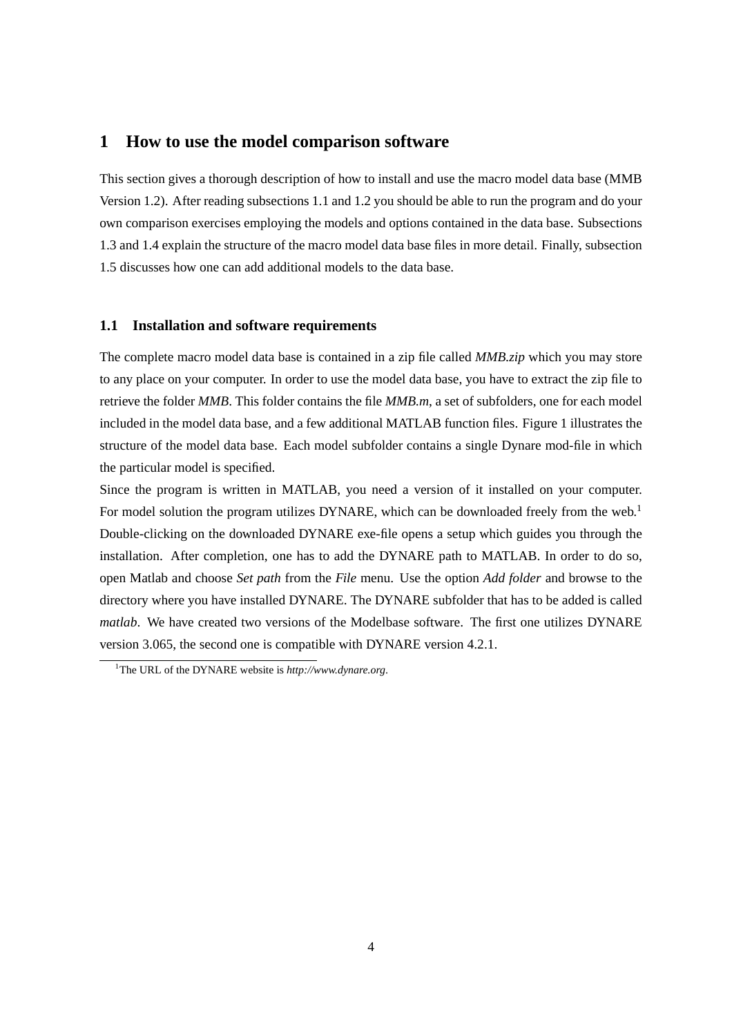# 1 How to use the model comparison software

This section gives a thorough description of how to install and use the macro model data base (MMB Version 1.2). After reading subsections 1.1 and 1.2 you should be able to run the program and do your own comparison exercises employing the models and options contained in the data base. Subsections 1.3 and 1.4 explain the structure of the macro model data base files in more detail. Finally, subsection 1.5 discusses how one can add additional models to the data base.

## 1.1 Installation and software requirements

The complete macro model data base is contained in a zip file called *MMB.zip* which you may store to any place on your computer. In order to use the model data base, you have to extract the zip file to retrieve the folder *MMB*. This folder contains the file *MMB.m*, a set of subfolders, one for each model included in the model data base, and a few additional MATLAB function files. Figure 1 illustrates the structure of the model data base. Each model subfolder contains a single Dynare mod-file in which the particular model is specified.

Since the program is written in MATLAB, you need a version of it installed on your computer. For model solution the program utilizes DYNARE, which can be downloaded freely from the web.[1] Double-clicking on the downloaded DYNARE exe-file opens a setup which guides you through the installation. After completion, one has to add the DYNARE path to MATLAB. In order to do so, open Matlab and choose *Set path* from the *File* menu. Use the option *Add folder* and browse to the directory where you have installed DYNARE. The DYNARE subfolder that has to be added is called *matlab*. We have created two versions of the Modelbase software. The first one utilizes DYNARE version 3.065, the second one is compatible with DYNARE version 4.2.1.

[1] The URL of the DYNARE website is *http://www.dynare.org*.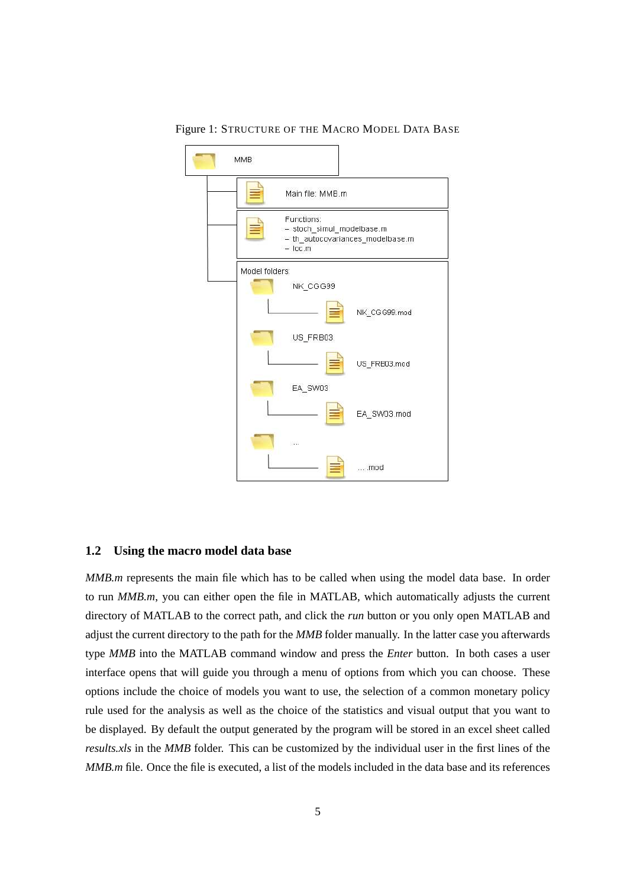Figure 1: STRUCTURE OF THE MACRO MODEL DATA BASE

MMB

Main file: MMB.m

Functions:
- stoch_simul_modelbase.m
- th_autocovariances_modelbase.m
- lcc.m

Model folders:

NK_CGG99
- NK_CGG99.mod

US_FRB03
- US_FRB03.mod

EA_SW03
- EA_SW03.mod

...
- ....mod

### 1.2 Using the macro model data base

*MMB.m* represents the main file which has to be called when using the model data base. In order to run *MMB.m*, you can either open the file in MATLAB, which automatically adjusts the current directory of MATLAB to the correct path, and click the *run* button or you only open MATLAB and adjust the current directory to the path for the *MMB* folder manually. In the latter case you afterwards type *MMB* into the MATLAB command window and press the *Enter* button. In both cases a user interface opens that will guide you through a menu of options from which you can choose. These options include the choice of models you want to use, the selection of a common monetary policy rule used for the analysis as well as the choice of the statistics and visual output that you want to be displayed. By default the output generated by the program will be stored in an excel sheet called *results.xls* in the *MMB* folder. This can be customized by the individual user in the first lines of the *MMB.m* file. Once the file is executed, a list of the models included in the data base and its references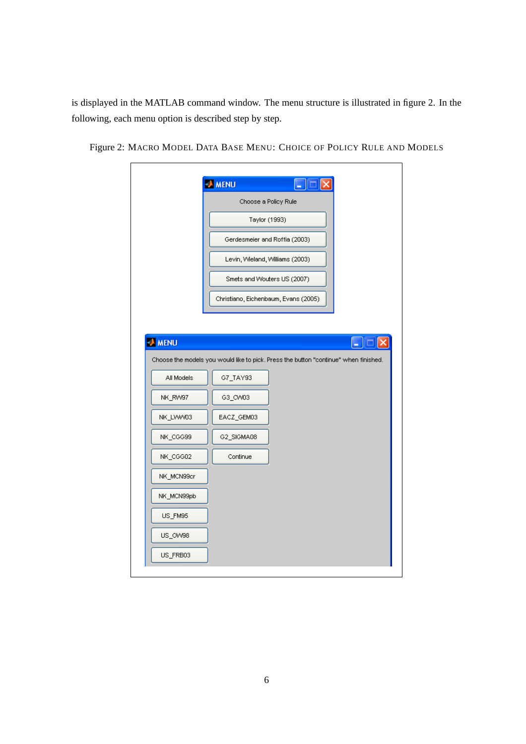is displayed in the MATLAB command window. The menu structure is illustrated in figure 2. In the following, each menu option is described step by step.

Figure 2: Macro Model Data Base Menu: Choice of Policy Rule and Models

MENU

Choose a Policy Rule

Taylor (1993)

Gerdesmeier and Roffia (2003)

Levin, Wieland, Williams (2003)

Smets and Wouters US (2007)

Christiano, Eichenbaum, Evans (2005)

MENU

Choose the models you would like to pick. Press the button "continue" when finished.

| | |
|---|---|
| All Models | G7_TAY93 |
| NK_RW97 | G3_CW03 |
| NK_LWW03 | EACZ_GEM03 |
| NK_CGG99 | G2_SIGMA08 |
| NK_CGG02 | Continue |
| NK_MCN99cr | |
| NK_MCN99pb | |
| US_FM95 | |
| US_OW98 | |
| US_FRB03 | |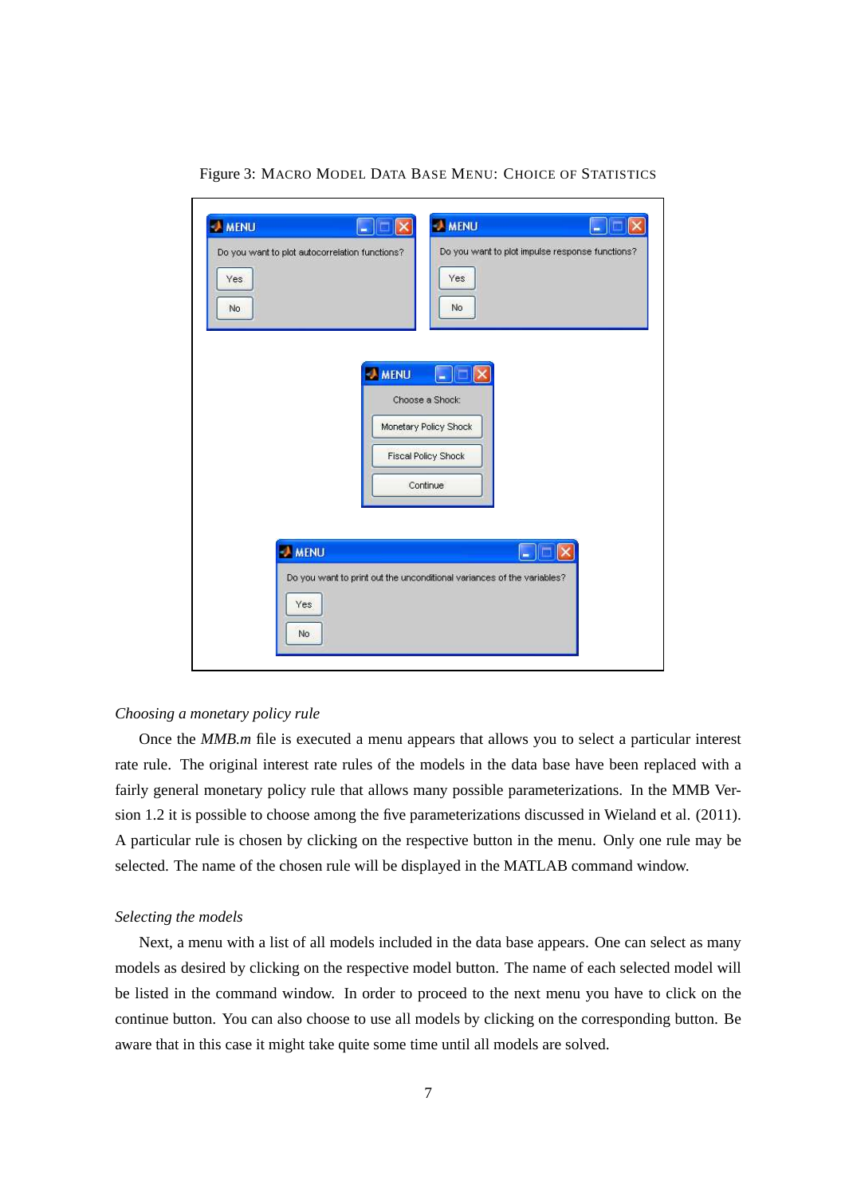Figure 3: MACRO MODEL DATA BASE MENU: CHOICE OF STATISTICS

*Choosing a monetary policy rule*

Once the *MMB.m* file is executed a menu appears that allows you to select a particular interest rate rule. The original interest rate rules of the models in the data base have been replaced with a fairly general monetary policy rule that allows many possible parameterizations. In the MMB Version 1.2 it is possible to choose among the five parameterizations discussed in Wieland et al. (2011). A particular rule is chosen by clicking on the respective button in the menu. Only one rule may be selected. The name of the chosen rule will be displayed in the MATLAB command window.

*Selecting the models*

Next, a menu with a list of all models included in the data base appears. One can select as many models as desired by clicking on the respective model button. The name of each selected model will be listed in the command window. In order to proceed to the next menu you have to click on the continue button. You can also choose to use all models by clicking on the corresponding button. Be aware that in this case it might take quite some time until all models are solved.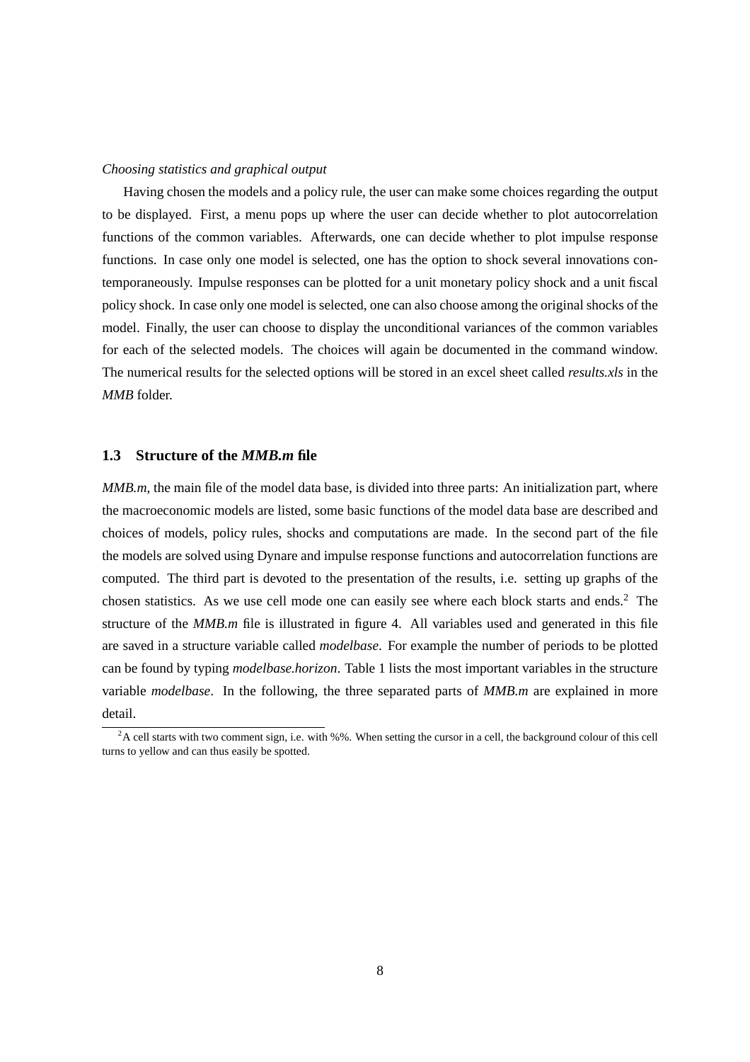*Choosing statistics and graphical output*

Having chosen the models and a policy rule, the user can make some choices regarding the output to be displayed. First, a menu pops up where the user can decide whether to plot autocorrelation functions of the common variables. Afterwards, one can decide whether to plot impulse response functions. In case only one model is selected, one has the option to shock several innovations contemporaneously. Impulse responses can be plotted for a unit monetary policy shock and a unit fiscal policy shock. In case only one model is selected, one can also choose among the original shocks of the model. Finally, the user can choose to display the unconditional variances of the common variables for each of the selected models. The choices will again be documented in the command window. The numerical results for the selected options will be stored in an excel sheet called *results.xls* in the *MMB* folder.

### 1.3 Structure of the *MMB.m* file

*MMB.m*, the main file of the model data base, is divided into three parts: An initialization part, where the macroeconomic models are listed, some basic functions of the model data base are described and choices of models, policy rules, shocks and computations are made. In the second part of the file the models are solved using Dynare and impulse response functions and autocorrelation functions are computed. The third part is devoted to the presentation of the results, i.e. setting up graphs of the chosen statistics. As we use cell mode one can easily see where each block starts and ends.[2] The structure of the *MMB.m* file is illustrated in figure 4. All variables used and generated in this file are saved in a structure variable called *modelbase*. For example the number of periods to be plotted can be found by typing *modelbase.horizon*. Table 1 lists the most important variables in the structure variable *modelbase*. In the following, the three separated parts of *MMB.m* are explained in more detail.

[2] A cell starts with two comment sign, i.e. with %%. When setting the cursor in a cell, the background colour of this cell turns to yellow and can thus easily be spotted.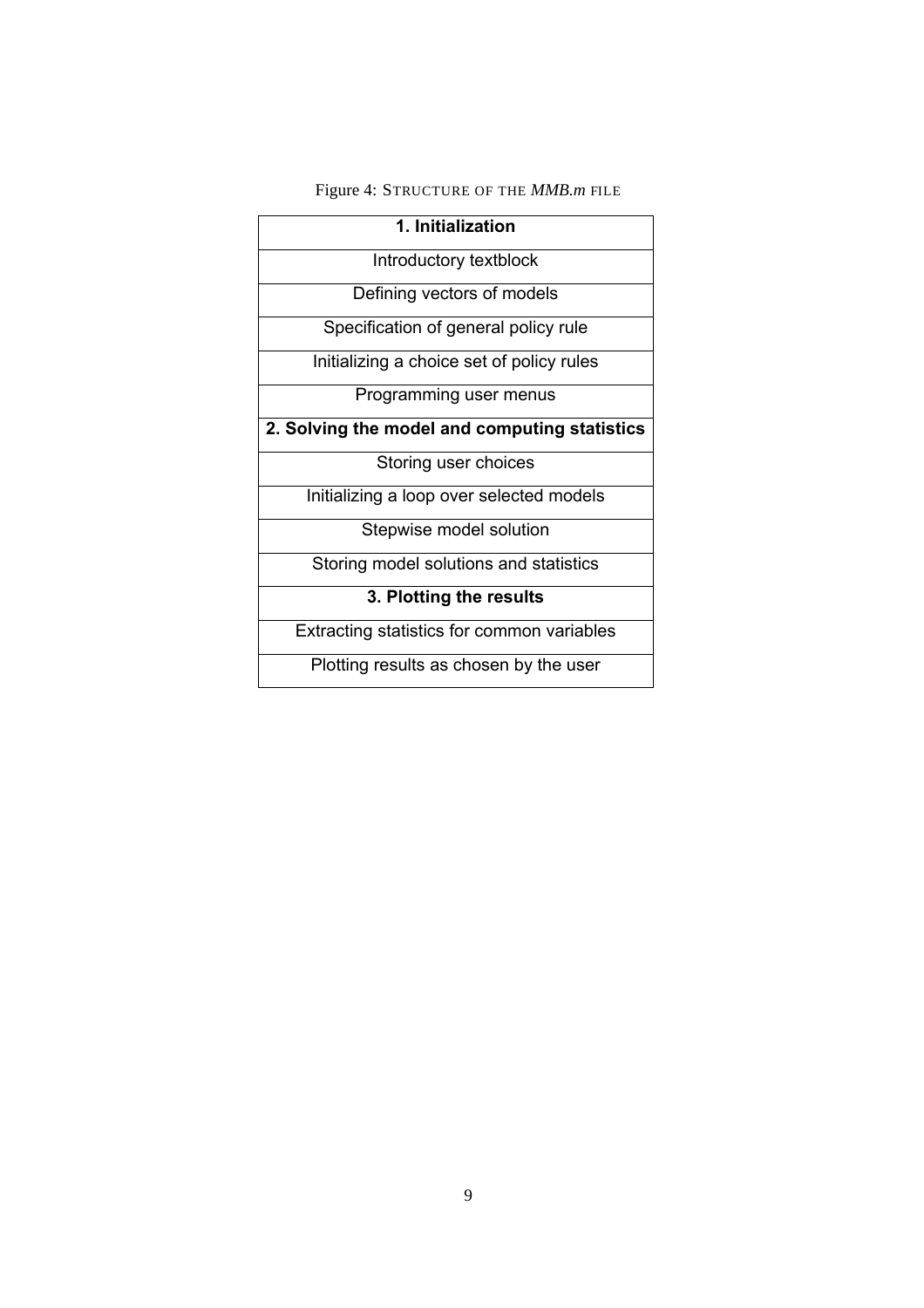Figure 4: STRUCTURE OF THE *MMB.m* FILE

| **1. Initialization** |
|---|
| Introductory textblock |
| Defining vectors of models |
| Specification of general policy rule |
| Initializing a choice set of policy rules |
| Programming user menus |
| **2. Solving the model and computing statistics** |
| Storing user choices |
| Initializing a loop over selected models |
| Stepwise model solution |
| Storing model solutions and statistics |
| **3. Plotting the results** |
| Extracting statistics for common variables |
| Plotting results as chosen by the user |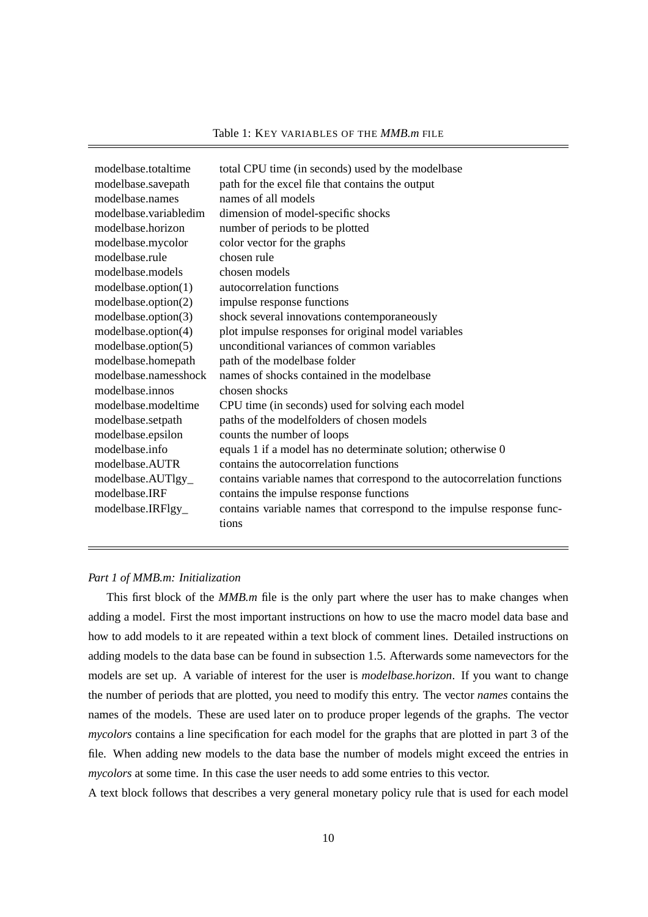Table 1: KEY VARIABLES OF THE *MMB.m* FILE

| | |
|---|---|
| modelbase.totaltime | total CPU time (in seconds) used by the modelbase |
| modelbase.savepath | path for the excel file that contains the output |
| modelbase.names | names of all models |
| modelbase.variabledim | dimension of model-specific shocks |
| modelbase.horizon | number of periods to be plotted |
| modelbase.mycolor | color vector for the graphs |
| modelbase.rule | chosen rule |
| modelbase.models | chosen models |
| modelbase.option(1) | autocorrelation functions |
| modelbase.option(2) | impulse response functions |
| modelbase.option(3) | shock several innovations contemporaneously |
| modelbase.option(4) | plot impulse responses for original model variables |
| modelbase.option(5) | unconditional variances of common variables |
| modelbase.homepath | path of the modelbase folder |
| modelbase.namesshock | names of shocks contained in the modelbase |
| modelbase.innos | chosen shocks |
| modelbase.modeltime | CPU time (in seconds) used for solving each model |
| modelbase.setpath | paths of the modelfolders of chosen models |
| modelbase.epsilon | counts the number of loops |
| modelbase.info | equals 1 if a model has no determinate solution; otherwise 0 |
| modelbase.AUTR | contains the autocorrelation functions |
| modelbase.AUTlgy_ | contains variable names that correspond to the autocorrelation functions |
| modelbase.IRF | contains the impulse response functions |
| modelbase.IRFlgy_ | contains variable names that correspond to the impulse response functions |

*Part 1 of MMB.m: Initialization*

This first block of the *MMB.m* file is the only part where the user has to make changes when adding a model. First the most important instructions on how to use the macro model data base and how to add models to it are repeated within a text block of comment lines. Detailed instructions on adding models to the data base can be found in subsection 1.5. Afterwards some namevectors for the models are set up. A variable of interest for the user is *modelbase.horizon*. If you want to change the number of periods that are plotted, you need to modify this entry. The vector *names* contains the names of the models. These are used later on to produce proper legends of the graphs. The vector *mycolors* contains a line specification for each model for the graphs that are plotted in part 3 of the file. When adding new models to the data base the number of models might exceed the entries in *mycolors* at some time. In this case the user needs to add some entries to this vector.

A text block follows that describes a very general monetary policy rule that is used for each model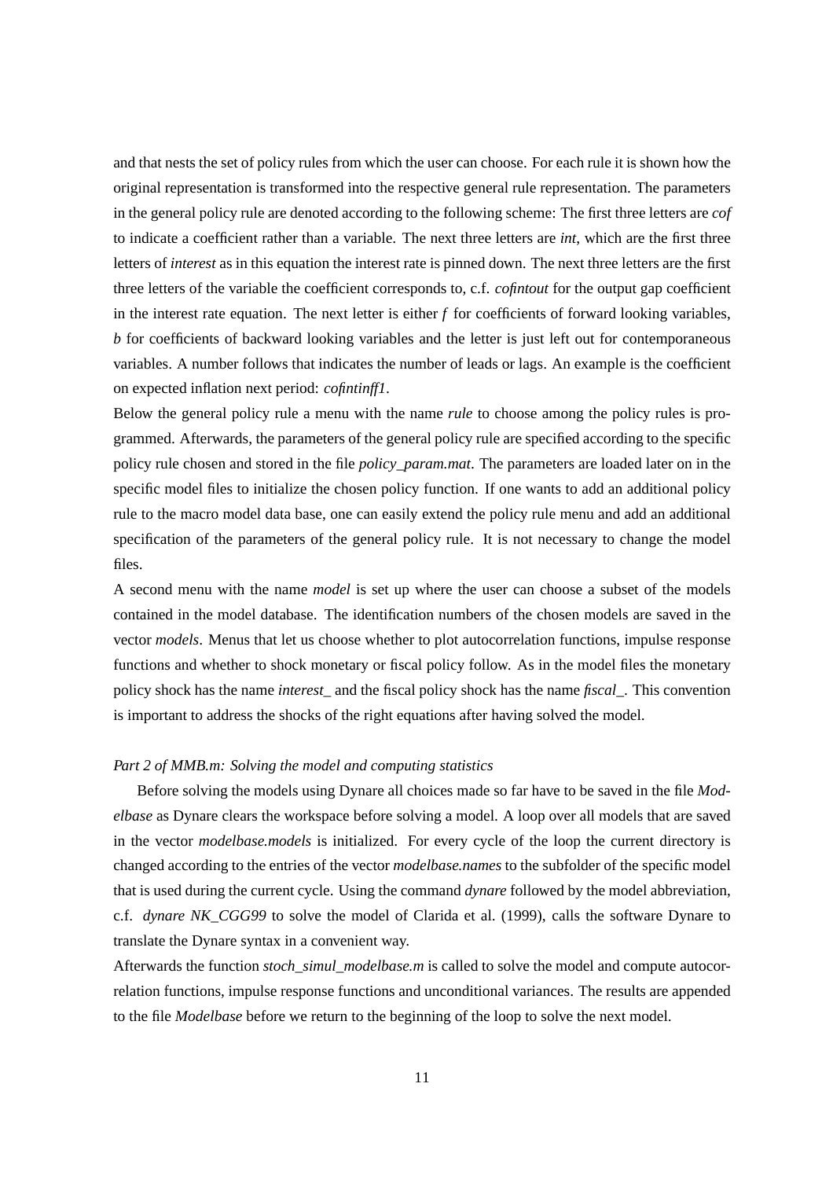and that nests the set of policy rules from which the user can choose. For each rule it is shown how the original representation is transformed into the respective general rule representation. The parameters in the general policy rule are denoted according to the following scheme: The first three letters are *cof* to indicate a coefficient rather than a variable. The next three letters are *int*, which are the first three letters of *interest* as in this equation the interest rate is pinned down. The next three letters are the first three letters of the variable the coefficient corresponds to, c.f. *cofintout* for the output gap coefficient in the interest rate equation. The next letter is either *f* for coefficients of forward looking variables, *b* for coefficients of backward looking variables and the letter is just left out for contemporaneous variables. A number follows that indicates the number of leads or lags. An example is the coefficient on expected inflation next period: *cofintinff1*.

Below the general policy rule a menu with the name *rule* to choose among the policy rules is programmed. Afterwards, the parameters of the general policy rule are specified according to the specific policy rule chosen and stored in the file *policy_param.mat*. The parameters are loaded later on in the specific model files to initialize the chosen policy function. If one wants to add an additional policy rule to the macro model data base, one can easily extend the policy rule menu and add an additional specification of the parameters of the general policy rule. It is not necessary to change the model files.

A second menu with the name *model* is set up where the user can choose a subset of the models contained in the model database. The identification numbers of the chosen models are saved in the vector *models*. Menus that let us choose whether to plot autocorrelation functions, impulse response functions and whether to shock monetary or fiscal policy follow. As in the model files the monetary policy shock has the name *interest_* and the fiscal policy shock has the name *fiscal_*. This convention is important to address the shocks of the right equations after having solved the model.

*Part 2 of MMB.m: Solving the model and computing statistics*

Before solving the models using Dynare all choices made so far have to be saved in the file *Modelbase* as Dynare clears the workspace before solving a model. A loop over all models that are saved in the vector *modelbase.models* is initialized. For every cycle of the loop the current directory is changed according to the entries of the vector *modelbase.names* to the subfolder of the specific model that is used during the current cycle. Using the command *dynare* followed by the model abbreviation, c.f. *dynare NK_CGG99* to solve the model of Clarida et al. (1999), calls the software Dynare to translate the Dynare syntax in a convenient way.

Afterwards the function *stoch_simul_modelbase.m* is called to solve the model and compute autocorrelation functions, impulse response functions and unconditional variances. The results are appended to the file *Modelbase* before we return to the beginning of the loop to solve the next model.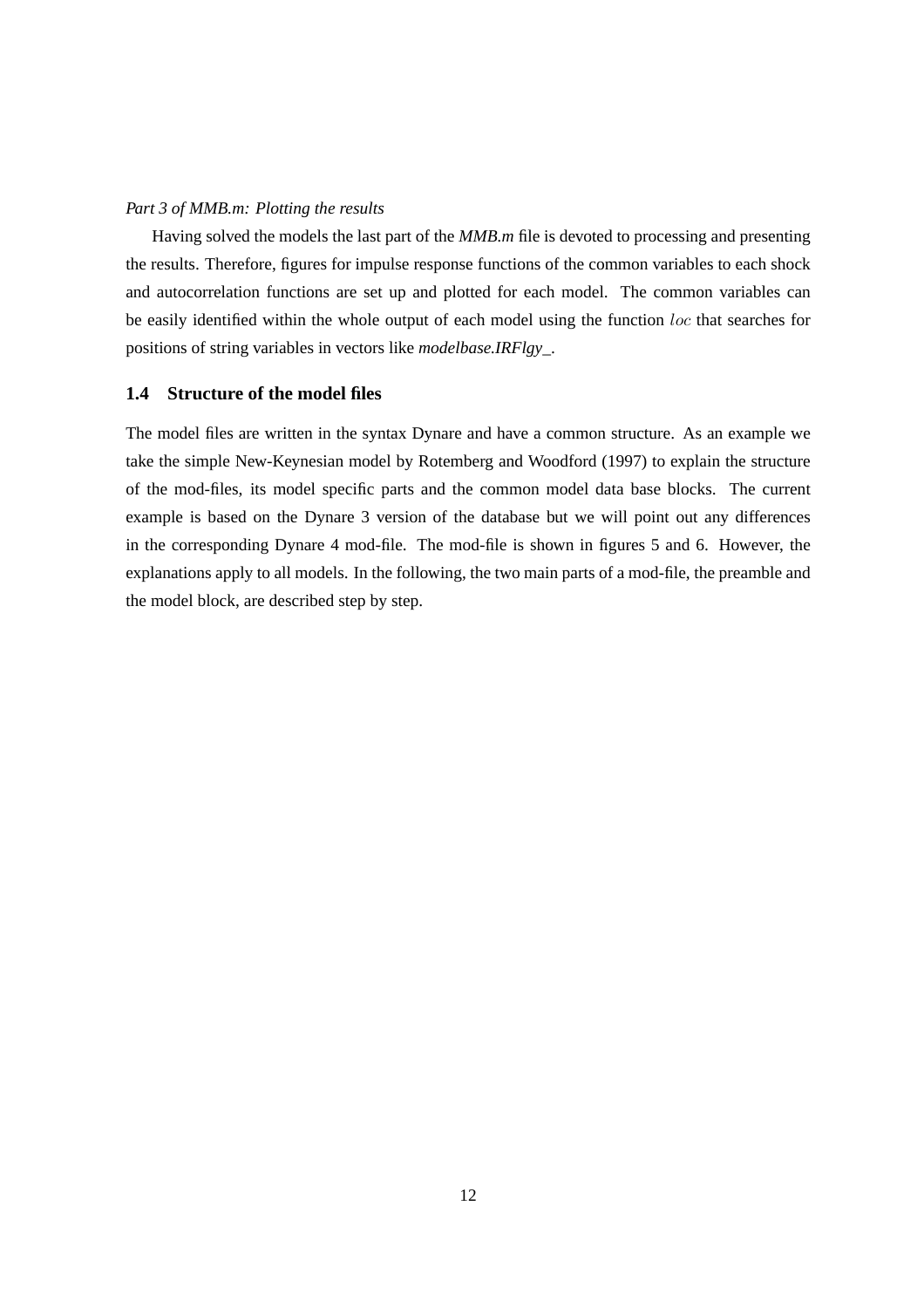*Part 3 of MMB.m: Plotting the results*

Having solved the models the last part of the *MMB.m* file is devoted to processing and presenting the results. Therefore, figures for impulse response functions of the common variables to each shock and autocorrelation functions are set up and plotted for each model. The common variables can be easily identified within the whole output of each model using the function $loc$ that searches for positions of string variables in vectors like *modelbase.IRFlgy_*.

### 1.4 Structure of the model files

The model files are written in the syntax Dynare and have a common structure. As an example we take the simple New-Keynesian model by Rotemberg and Woodford (1997) to explain the structure of the mod-files, its model specific parts and the common model data base blocks. The current example is based on the Dynare 3 version of the database but we will point out any differences in the corresponding Dynare 4 mod-file. The mod-file is shown in figures 5 and 6. However, the explanations apply to all models. In the following, the two main parts of a mod-file, the preamble and the model block, are described step by step.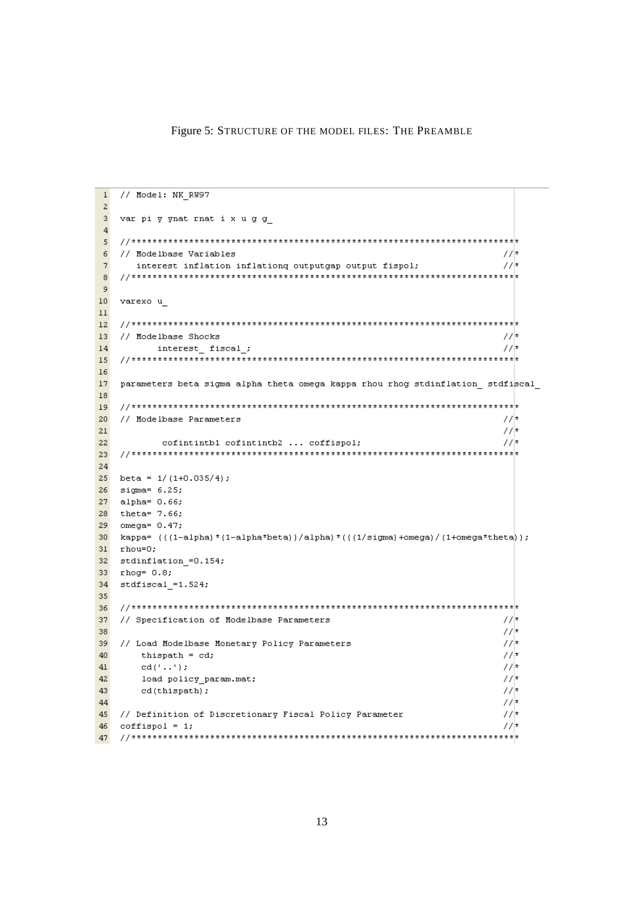Figure 5: STRUCTURE OF THE MODEL FILES: THE PREAMBLE

```
// Model: NK_RW97

var pi y ynat rnat i x u g g_

//**************************************************************************
// Modelbase Variables                                                   //*
   interest inflation inflationq outputgap output fispol;                //*
//**************************************************************************

varexo u_

//**************************************************************************
// Modelbase Shocks                                                      //*
       interest_ fiscal_;                                                //*
//**************************************************************************

parameters beta sigma alpha theta omega kappa rhou rhog stdinflation_ stdfiscal_

//**************************************************************************
// Modelbase Parameters                                                  //*
                                                                         //*
        cofintintb1 cofintintb2 ... coffispol;                           //*
//**************************************************************************

beta = 1/(1+0.035/4);
sigma= 6.25;
alpha= 0.66;
theta= 7.66;
omega= 0.47;
kappa= (((1-alpha)*(1-alpha*beta))/alpha)*(((1/sigma)+omega)/(1+omega*theta));
rhou=0;
stdinflation_=0.154;
rhog= 0.8;
stdfiscal_=1.524;

//**************************************************************************
// Specification of Modelbase Parameters                                 //*
                                                                         //*
// Load Modelbase Monetary Policy Parameters                             //*
    thispath = cd;                                                       //*
    cd('..');                                                            //*
    load policy_param.mat;                                               //*
    cd(thispath);                                                        //*
                                                                         //*
// Definition of Discretionary Fiscal Policy Parameter                   //*
coffispol = 1;                                                           //*
//**************************************************************************
```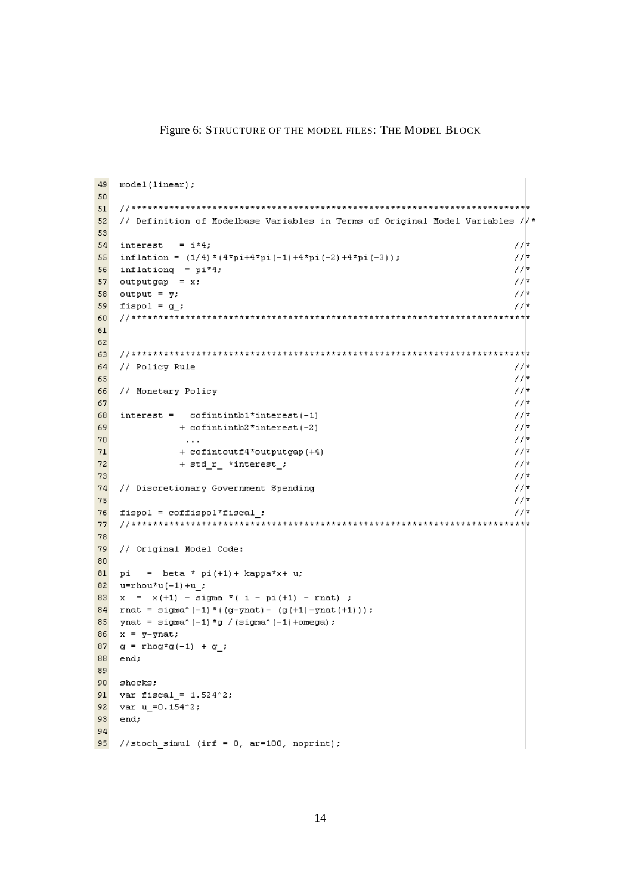Figure 6: STRUCTURE OF THE MODEL FILES: THE MODEL BLOCK

```
49  model(linear);
50
51  //*************************************************************************
52  // Definition of Modelbase Variables in Terms of Original Model Variables //*
53
54  interest   = i*4;                                                       //*
55  inflation = (1/4)*(4*pi+4*pi(-1)+4*pi(-2)+4*pi(-3));                    //*
56  inflationq  = pi*4;                                                     //*
57  outputgap  = x;                                                         //*
58  output = y;                                                             //*
59  fispol = g_;                                                            //*
60  //*************************************************************************
61
62
63  //*************************************************************************
64  // Policy Rule                                                          //*
65                                                                          //*
66  // Monetary Policy                                                      //*
67                                                                          //*
68  interest =   cofintintb1*interest(-1)                                   //*
69            + cofintintb2*interest(-2)                                    //*
70             ...                                                          //*
71            + cofintoutf4*outputgap(+4)                                   //*
72            + std_r_ *interest_;                                          //*
73                                                                          //*
74  // Discretionary Government Spending                                    //*
75                                                                          //*
76  fispol = coffispol*fiscal_;                                             //*
77  //*************************************************************************
78
79  // Original Model Code:
80
81  pi   =  beta * pi(+1)+ kappa*x+ u;
82  u=rhou*u(-1)+u_;
83  x  =  x(+1) - sigma *( i - pi(+1) - rnat) ;
84  rnat = sigma^(-1)*((g-ynat)- (g(+1)-ynat(+1)));
85  ynat = sigma^(-1)*g /(sigma^(-1)+omega);
86  x = y-ynat;
87  g = rhog*g(-1) + g_;
88  end;
89
90  shocks;
91  var fiscal_= 1.524^2;
92  var u_=0.154^2;
93  end;
94
95  //stoch_simul (irf = 0, ar=100, noprint);
```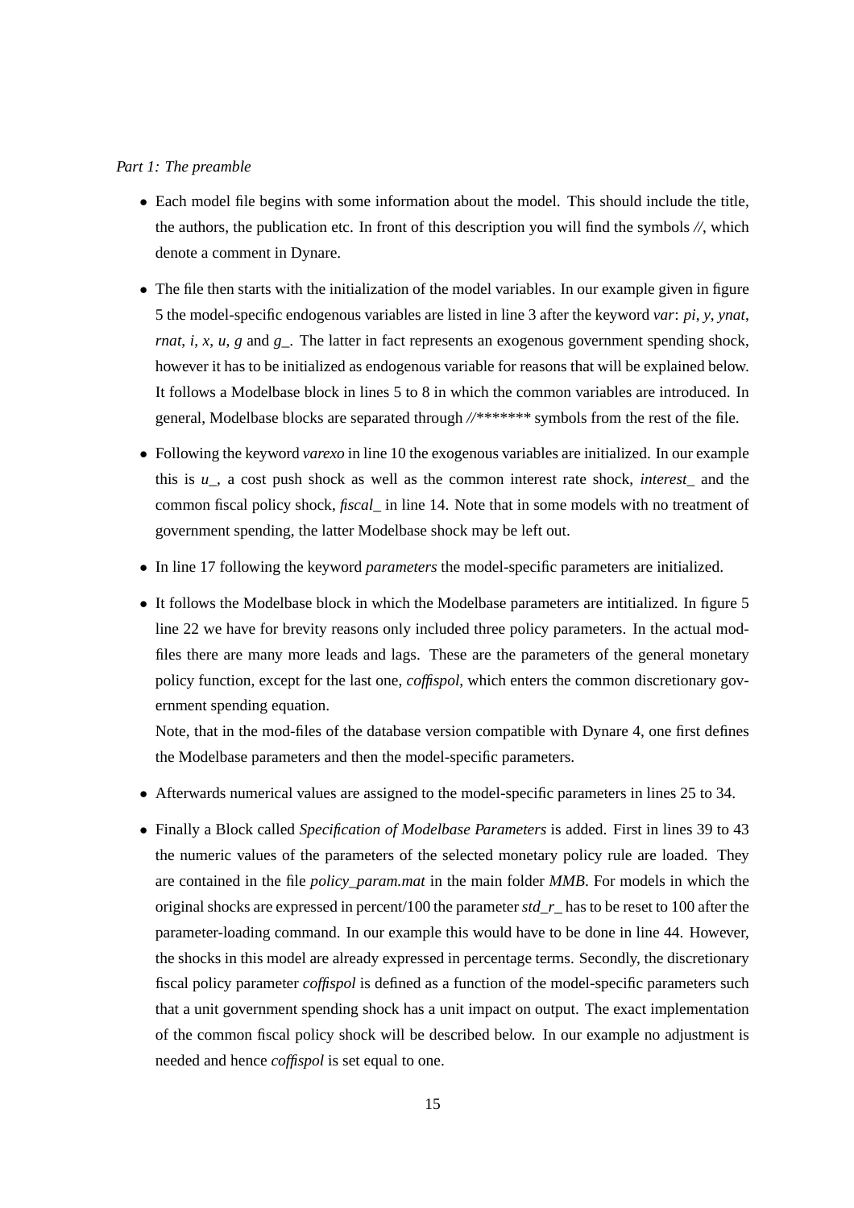*Part 1: The preamble*

- Each model file begins with some information about the model. This should include the title, the authors, the publication etc. In front of this description you will find the symbols *//*, which denote a comment in Dynare.
- The file then starts with the initialization of the model variables. In our example given in figure 5 the model-specific endogenous variables are listed in line 3 after the keyword *var*: *pi*, *y*, *ynat*, *rnat*, *i*, *x*, *u*, *g* and *g_*. The latter in fact represents an exogenous government spending shock, however it has to be initialized as endogenous variable for reasons that will be explained below. It follows a Modelbase block in lines 5 to 8 in which the common variables are introduced. In general, Modelbase blocks are separated through *//\*\*\*\*\*\*\** symbols from the rest of the file.
- Following the keyword *varexo* in line 10 the exogenous variables are initialized. In our example this is *u_*, a cost push shock as well as the common interest rate shock, *interest_* and the common fiscal policy shock, *fiscal_* in line 14. Note that in some models with no treatment of government spending, the latter Modelbase shock may be left out.
- In line 17 following the keyword *parameters* the model-specific parameters are initialized.
- It follows the Modelbase block in which the Modelbase parameters are intitialized. In figure 5 line 22 we have for brevity reasons only included three policy parameters. In the actual mod-files there are many more leads and lags. These are the parameters of the general monetary policy function, except for the last one, *coffispol*, which enters the common discretionary government spending equation.

  Note, that in the mod-files of the database version compatible with Dynare 4, one first defines the Modelbase parameters and then the model-specific parameters.
- Afterwards numerical values are assigned to the model-specific parameters in lines 25 to 34.
- Finally a Block called *Specification of Modelbase Parameters* is added. First in lines 39 to 43 the numeric values of the parameters of the selected monetary policy rule are loaded. They are contained in the file *policy_param.mat* in the main folder *MMB*. For models in which the original shocks are expressed in percent/100 the parameter *std_r_* has to be reset to 100 after the parameter-loading command. In our example this would have to be done in line 44. However, the shocks in this model are already expressed in percentage terms. Secondly, the discretionary fiscal policy parameter *coffispol* is defined as a function of the model-specific parameters such that a unit government spending shock has a unit impact on output. The exact implementation of the common fiscal policy shock will be described below. In our example no adjustment is needed and hence *coffispol* is set equal to one.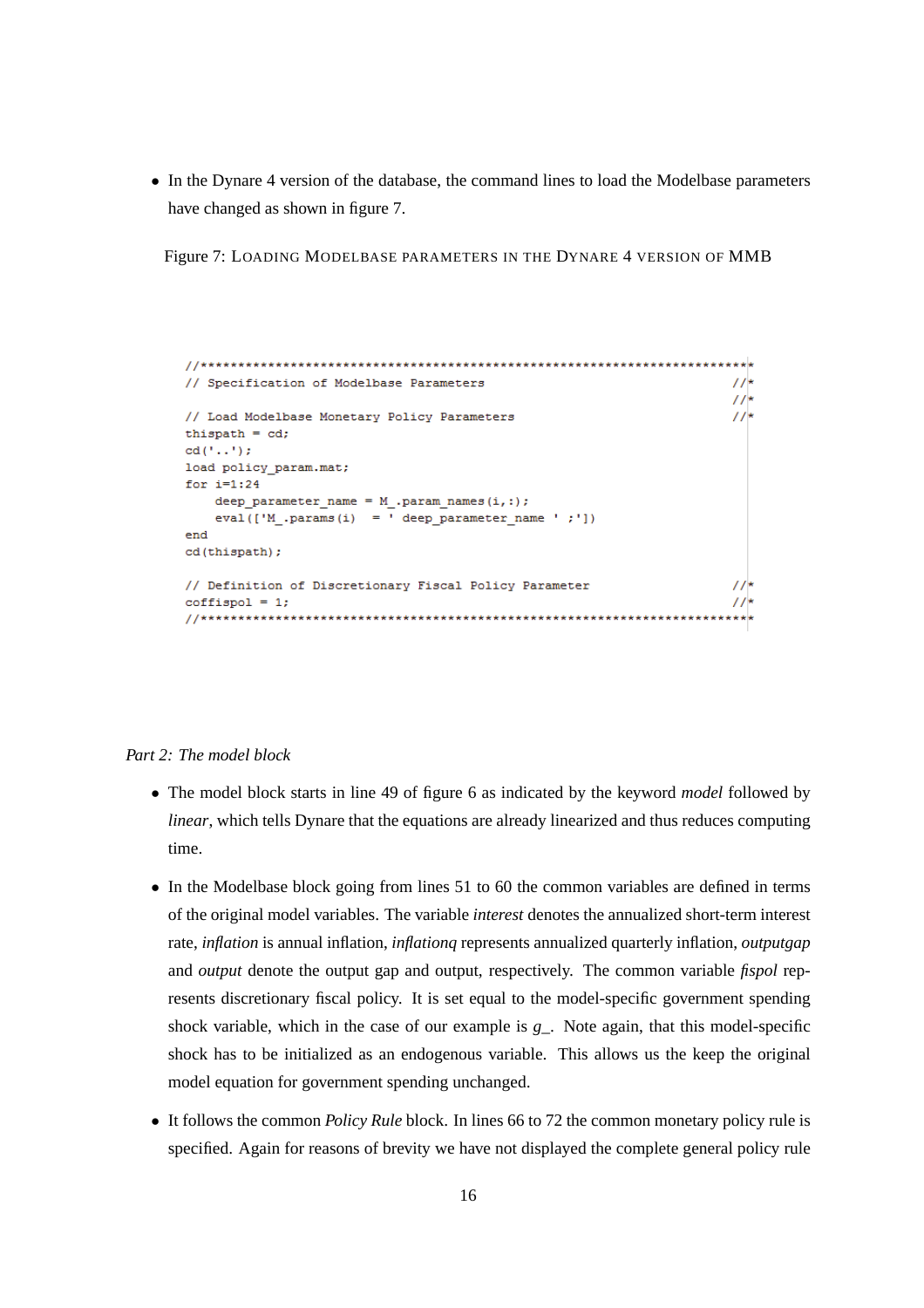- In the Dynare 4 version of the database, the command lines to load the Modelbase parameters have changed as shown in figure 7.

Figure 7: LOADING MODELBASE PARAMETERS IN THE DYNARE 4 VERSION OF MMB

```
//*************************************************************************
// Specification of Modelbase Parameters                                //*
                                                                        //*
// Load Modelbase Monetary Policy Parameters                            //*
thispath = cd;
cd('..');
load policy_param.mat;
for i=1:24
    deep_parameter_name = M_.param_names(i,:);
    eval(['M_.params(i)  = ' deep_parameter_name ' ;'])
end
cd(thispath);

// Definition of Discretionary Fiscal Policy Parameter                  //*
coffispol = 1;                                                          //*
//*************************************************************************
```

*Part 2: The model block*

- The model block starts in line 49 of figure 6 as indicated by the keyword *model* followed by *linear*, which tells Dynare that the equations are already linearized and thus reduces computing time.
- In the Modelbase block going from lines 51 to 60 the common variables are defined in terms of the original model variables. The variable *interest* denotes the annualized short-term interest rate, *inflation* is annual inflation, *inflationq* represents annualized quarterly inflation, *outputgap* and *output* denote the output gap and output, respectively. The common variable *fispol* represents discretionary fiscal policy. It is set equal to the model-specific government spending shock variable, which in the case of our example is *g_*. Note again, that this model-specific shock has to be initialized as an endogenous variable. This allows us the keep the original model equation for government spending unchanged.
- It follows the common *Policy Rule* block. In lines 66 to 72 the common monetary policy rule is specified. Again for reasons of brevity we have not displayed the complete general policy rule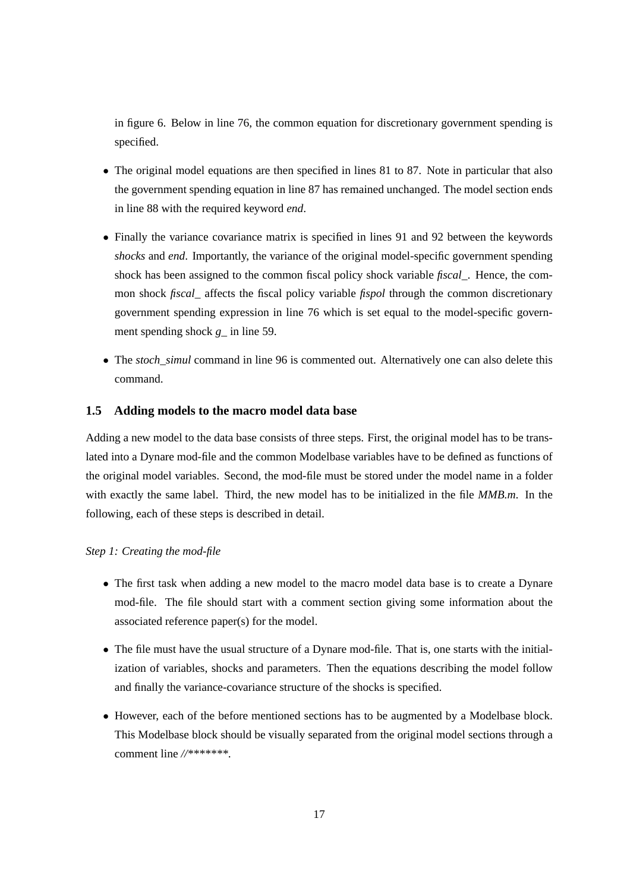in figure 6. Below in line 76, the common equation for discretionary government spending is specified.

- The original model equations are then specified in lines 81 to 87. Note in particular that also the government spending equation in line 87 has remained unchanged. The model section ends in line 88 with the required keyword *end*.
- Finally the variance covariance matrix is specified in lines 91 and 92 between the keywords *shocks* and *end*. Importantly, the variance of the original model-specific government spending shock has been assigned to the common fiscal policy shock variable *fiscal_*. Hence, the common shock *fiscal_* affects the fiscal policy variable *fispol* through the common discretionary government spending expression in line 76 which is set equal to the model-specific government spending shock *g_* in line 59.
- The *stoch_simul* command in line 96 is commented out. Alternatively one can also delete this command.

### 1.5 Adding models to the macro model data base

Adding a new model to the data base consists of three steps. First, the original model has to be translated into a Dynare mod-file and the common Modelbase variables have to be defined as functions of the original model variables. Second, the mod-file must be stored under the model name in a folder with exactly the same label. Third, the new model has to be initialized in the file *MMB.m*. In the following, each of these steps is described in detail.

*Step 1: Creating the mod-file*

- The first task when adding a new model to the macro model data base is to create a Dynare mod-file. The file should start with a comment section giving some information about the associated reference paper(s) for the model.
- The file must have the usual structure of a Dynare mod-file. That is, one starts with the initialization of variables, shocks and parameters. Then the equations describing the model follow and finally the variance-covariance structure of the shocks is specified.
- However, each of the before mentioned sections has to be augmented by a Modelbase block. This Modelbase block should be visually separated from the original model sections through a comment line *//\*\*\*\*\*\*\**.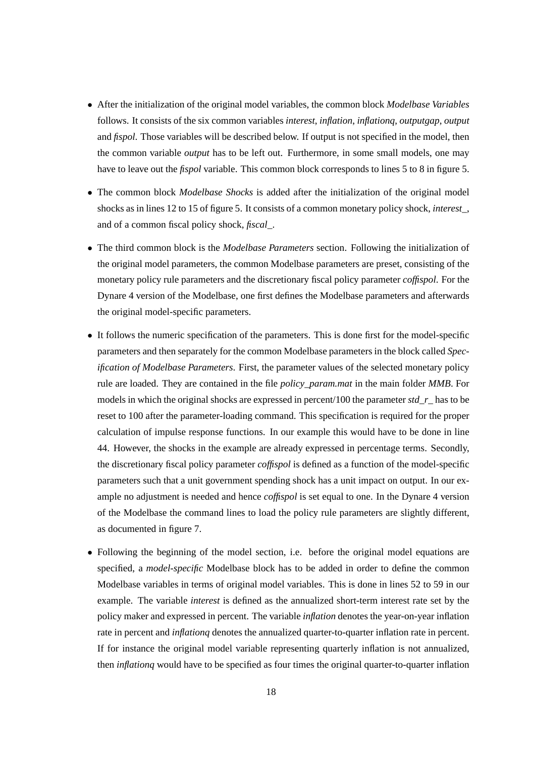- After the initialization of the original model variables, the common block *Modelbase Variables* follows. It consists of the six common variables *interest*, *inflation*, *inflationq*, *outputgap*, *output* and *fispol*. Those variables will be described below. If output is not specified in the model, then the common variable *output* has to be left out. Furthermore, in some small models, one may have to leave out the *fispol* variable. This common block corresponds to lines 5 to 8 in figure 5.

- The common block *Modelbase Shocks* is added after the initialization of the original model shocks as in lines 12 to 15 of figure 5. It consists of a common monetary policy shock, *interest_*, and of a common fiscal policy shock, *fiscal_*.

- The third common block is the *Modelbase Parameters* section. Following the initialization of the original model parameters, the common Modelbase parameters are preset, consisting of the monetary policy rule parameters and the discretionary fiscal policy parameter *coffispol*. For the Dynare 4 version of the Modelbase, one first defines the Modelbase parameters and afterwards the original model-specific parameters.

- It follows the numeric specification of the parameters. This is done first for the model-specific parameters and then separately for the common Modelbase parameters in the block called *Specification of Modelbase Parameters*. First, the parameter values of the selected monetary policy rule are loaded. They are contained in the file *policy_param.mat* in the main folder *MMB*. For models in which the original shocks are expressed in percent/100 the parameter *std_r_* has to be reset to 100 after the parameter-loading command. This specification is required for the proper calculation of impulse response functions. In our example this would have to be done in line 44. However, the shocks in the example are already expressed in percentage terms. Secondly, the discretionary fiscal policy parameter *coffispol* is defined as a function of the model-specific parameters such that a unit government spending shock has a unit impact on output. In our example no adjustment is needed and hence *coffispol* is set equal to one. In the Dynare 4 version of the Modelbase the command lines to load the policy rule parameters are slightly different, as documented in figure 7.

- Following the beginning of the model section, i.e. before the original model equations are specified, a *model-specific* Modelbase block has to be added in order to define the common Modelbase variables in terms of original model variables. This is done in lines 52 to 59 in our example. The variable *interest* is defined as the annualized short-term interest rate set by the policy maker and expressed in percent. The variable *inflation* denotes the year-on-year inflation rate in percent and *inflationq* denotes the annualized quarter-to-quarter inflation rate in percent. If for instance the original model variable representing quarterly inflation is not annualized, then *inflationq* would have to be specified as four times the original quarter-to-quarter inflation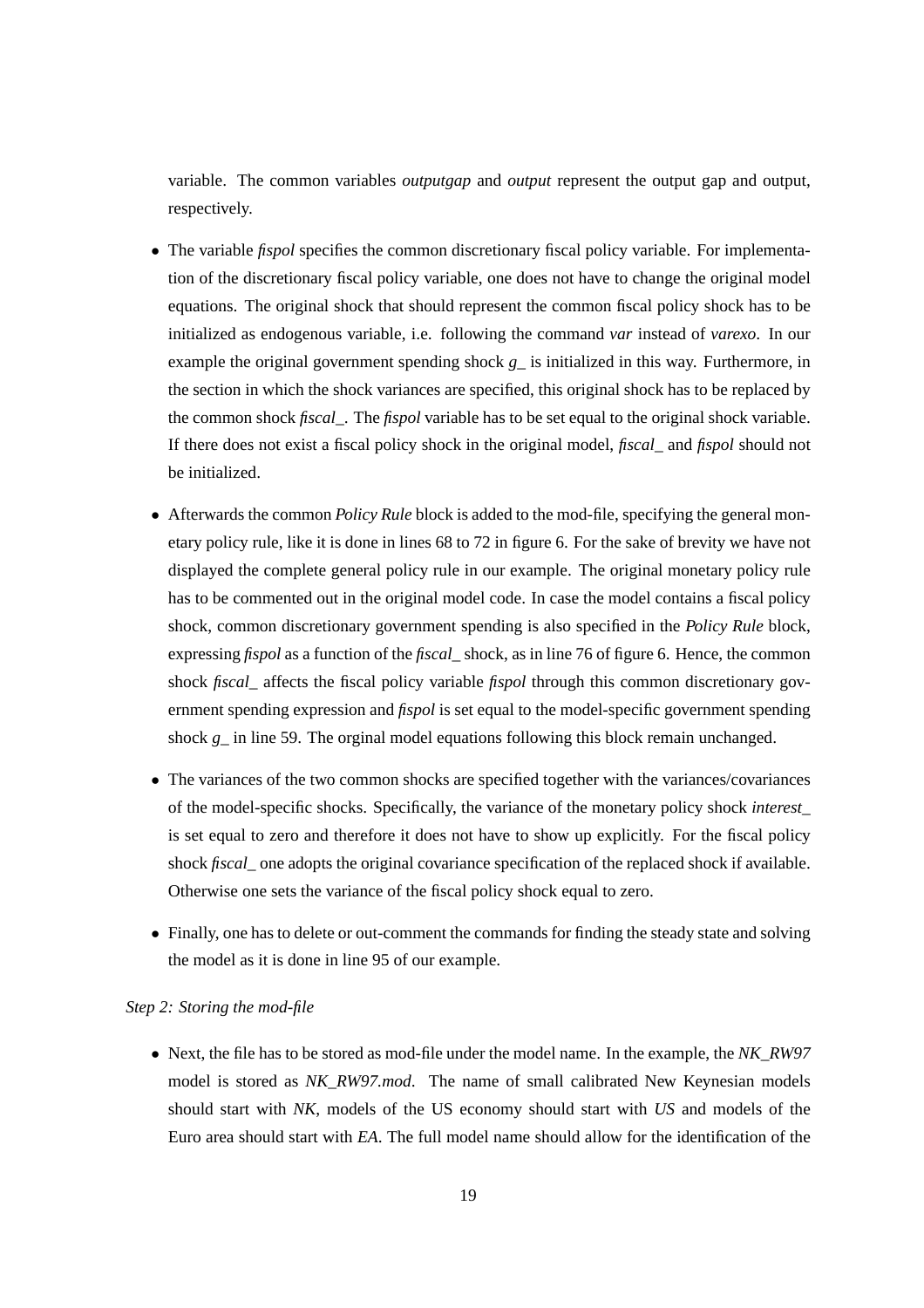variable. The common variables *outputgap* and *output* represent the output gap and output, respectively.

- The variable *fispol* specifies the common discretionary fiscal policy variable. For implementation of the discretionary fiscal policy variable, one does not have to change the original model equations. The original shock that should represent the common fiscal policy shock has to be initialized as endogenous variable, i.e. following the command *var* instead of *varexo*. In our example the original government spending shock *g_* is initialized in this way. Furthermore, in the section in which the shock variances are specified, this original shock has to be replaced by the common shock *fiscal_*. The *fispol* variable has to be set equal to the original shock variable. If there does not exist a fiscal policy shock in the original model, *fiscal_* and *fispol* should not be initialized.

- Afterwards the common *Policy Rule* block is added to the mod-file, specifying the general monetary policy rule, like it is done in lines 68 to 72 in figure 6. For the sake of brevity we have not displayed the complete general policy rule in our example. The original monetary policy rule has to be commented out in the original model code. In case the model contains a fiscal policy shock, common discretionary government spending is also specified in the *Policy Rule* block, expressing *fispol* as a function of the *fiscal_* shock, as in line 76 of figure 6. Hence, the common shock *fiscal_* affects the fiscal policy variable *fispol* through this common discretionary government spending expression and *fispol* is set equal to the model-specific government spending shock *g_* in line 59. The orginal model equations following this block remain unchanged.

- The variances of the two common shocks are specified together with the variances/covariances of the model-specific shocks. Specifically, the variance of the monetary policy shock *interest_* is set equal to zero and therefore it does not have to show up explicitly. For the fiscal policy shock *fiscal_* one adopts the original covariance specification of the replaced shock if available. Otherwise one sets the variance of the fiscal policy shock equal to zero.

- Finally, one has to delete or out-comment the commands for finding the steady state and solving the model as it is done in line 95 of our example.

*Step 2: Storing the mod-file*

- Next, the file has to be stored as mod-file under the model name. In the example, the *NK_RW97* model is stored as *NK_RW97.mod*. The name of small calibrated New Keynesian models should start with *NK*, models of the US economy should start with *US* and models of the Euro area should start with *EA*. The full model name should allow for the identification of the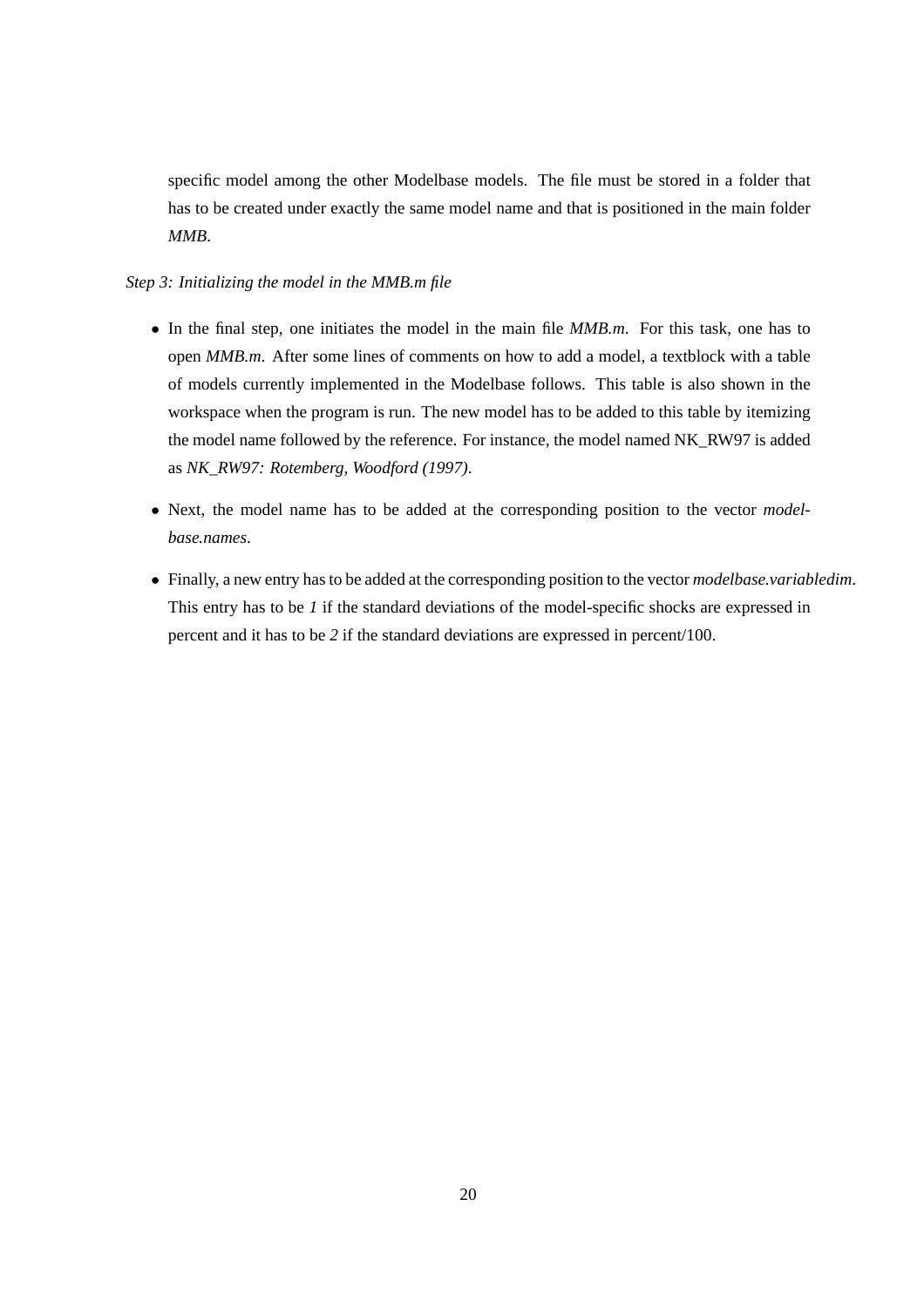specific model among the other Modelbase models. The file must be stored in a folder that has to be created under exactly the same model name and that is positioned in the main folder *MMB*.

*Step 3: Initializing the model in the MMB.m file*

- In the final step, one initiates the model in the main file *MMB.m*. For this task, one has to open *MMB.m*. After some lines of comments on how to add a model, a textblock with a table of models currently implemented in the Modelbase follows. This table is also shown in the workspace when the program is run. The new model has to be added to this table by itemizing the model name followed by the reference. For instance, the model named NK_RW97 is added as *NK_RW97: Rotemberg, Woodford (1997)*.
- Next, the model name has to be added at the corresponding position to the vector *modelbase.names*.
- Finally, a new entry has to be added at the corresponding position to the vector *modelbase.variabledim*. This entry has to be *1* if the standard deviations of the model-specific shocks are expressed in percent and it has to be *2* if the standard deviations are expressed in percent/100.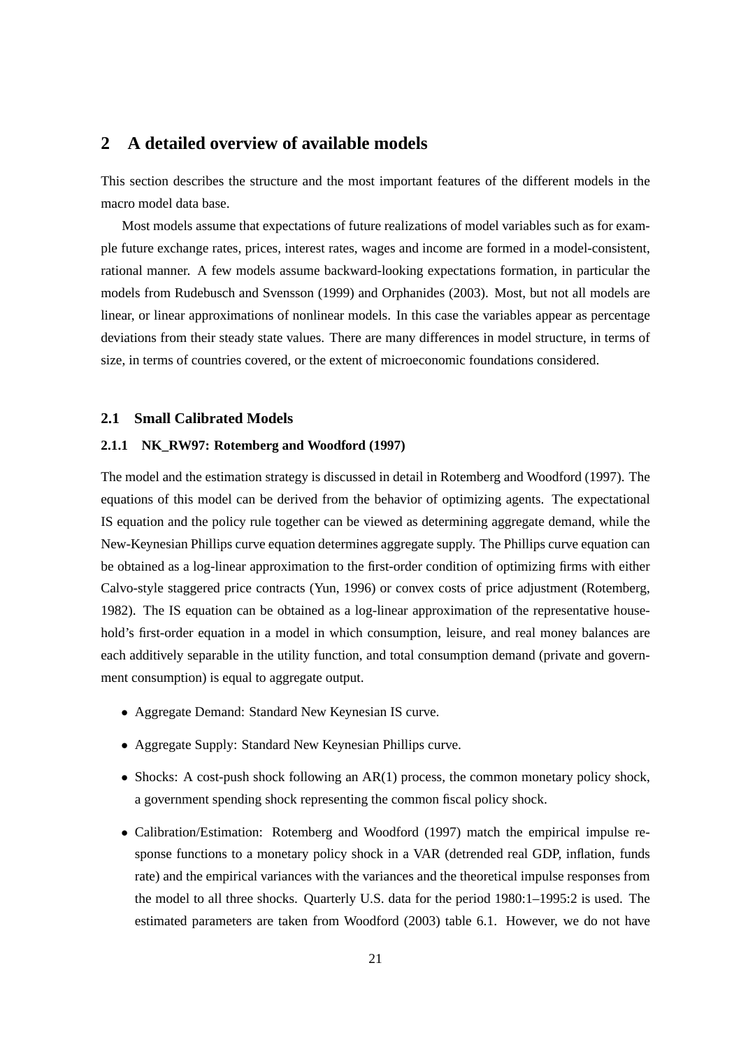## 2 A detailed overview of available models

This section describes the structure and the most important features of the different models in the macro model data base.

Most models assume that expectations of future realizations of model variables such as for example future exchange rates, prices, interest rates, wages and income are formed in a model-consistent, rational manner. A few models assume backward-looking expectations formation, in particular the models from Rudebusch and Svensson (1999) and Orphanides (2003). Most, but not all models are linear, or linear approximations of nonlinear models. In this case the variables appear as percentage deviations from their steady state values. There are many differences in model structure, in terms of size, in terms of countries covered, or the extent of microeconomic foundations considered.

### 2.1 Small Calibrated Models

#### 2.1.1 NK_RW97: Rotemberg and Woodford (1997)

The model and the estimation strategy is discussed in detail in Rotemberg and Woodford (1997). The equations of this model can be derived from the behavior of optimizing agents. The expectational IS equation and the policy rule together can be viewed as determining aggregate demand, while the New-Keynesian Phillips curve equation determines aggregate supply. The Phillips curve equation can be obtained as a log-linear approximation to the first-order condition of optimizing firms with either Calvo-style staggered price contracts (Yun, 1996) or convex costs of price adjustment (Rotemberg, 1982). The IS equation can be obtained as a log-linear approximation of the representative household's first-order equation in a model in which consumption, leisure, and real money balances are each additively separable in the utility function, and total consumption demand (private and government consumption) is equal to aggregate output.

- Aggregate Demand: Standard New Keynesian IS curve.
- Aggregate Supply: Standard New Keynesian Phillips curve.
- Shocks: A cost-push shock following an AR(1) process, the common monetary policy shock, a government spending shock representing the common fiscal policy shock.
- Calibration/Estimation: Rotemberg and Woodford (1997) match the empirical impulse response functions to a monetary policy shock in a VAR (detrended real GDP, inflation, funds rate) and the empirical variances with the variances and the theoretical impulse responses from the model to all three shocks. Quarterly U.S. data for the period 1980:1–1995:2 is used. The estimated parameters are taken from Woodford (2003) table 6.1. However, we do not have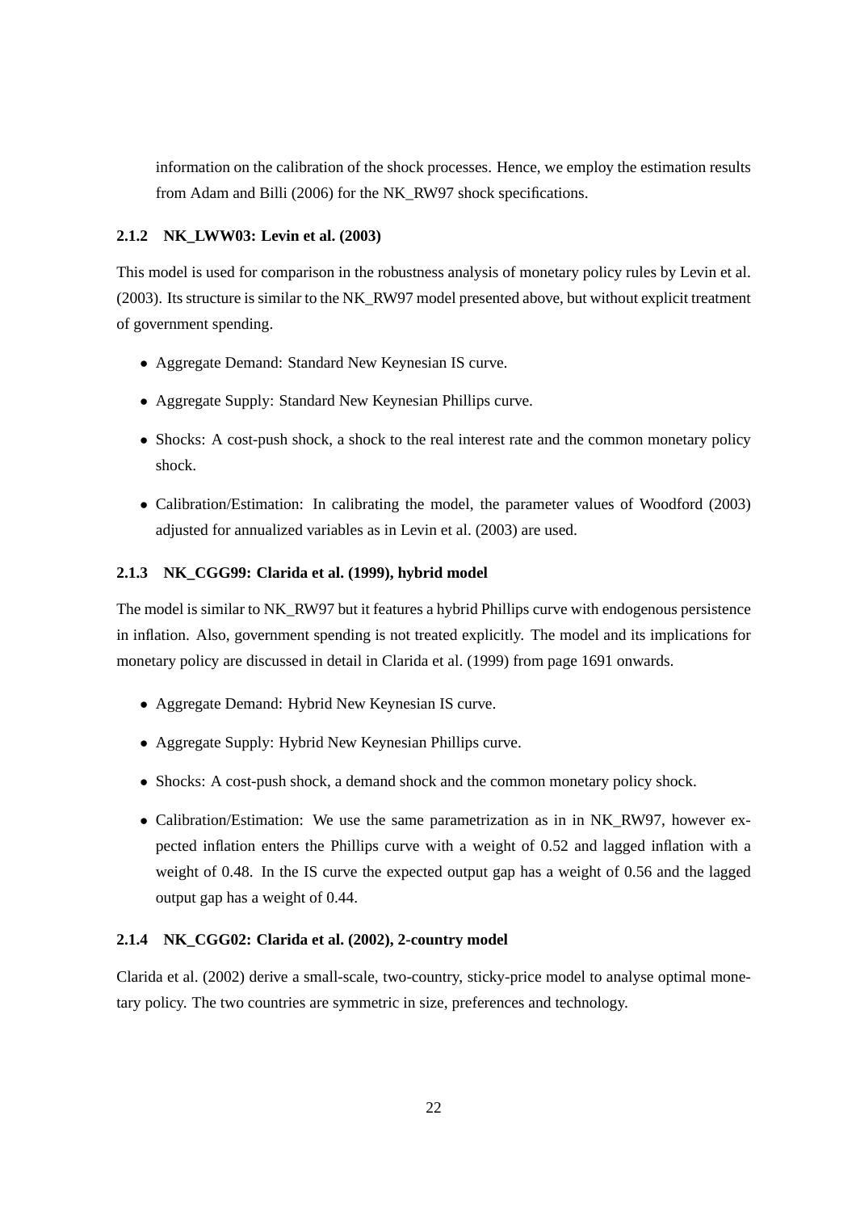information on the calibration of the shock processes. Hence, we employ the estimation results from Adam and Billi (2006) for the NK_RW97 shock specifications.

### 2.1.2 NK_LWW03: Levin et al. (2003)

This model is used for comparison in the robustness analysis of monetary policy rules by Levin et al. (2003). Its structure is similar to the NK_RW97 model presented above, but without explicit treatment of government spending.

- Aggregate Demand: Standard New Keynesian IS curve.
- Aggregate Supply: Standard New Keynesian Phillips curve.
- Shocks: A cost-push shock, a shock to the real interest rate and the common monetary policy shock.
- Calibration/Estimation: In calibrating the model, the parameter values of Woodford (2003) adjusted for annualized variables as in Levin et al. (2003) are used.

### 2.1.3 NK_CGG99: Clarida et al. (1999), hybrid model

The model is similar to NK_RW97 but it features a hybrid Phillips curve with endogenous persistence in inflation. Also, government spending is not treated explicitly. The model and its implications for monetary policy are discussed in detail in Clarida et al. (1999) from page 1691 onwards.

- Aggregate Demand: Hybrid New Keynesian IS curve.
- Aggregate Supply: Hybrid New Keynesian Phillips curve.
- Shocks: A cost-push shock, a demand shock and the common monetary policy shock.
- Calibration/Estimation: We use the same parametrization as in in NK_RW97, however expected inflation enters the Phillips curve with a weight of 0.52 and lagged inflation with a weight of 0.48. In the IS curve the expected output gap has a weight of 0.56 and the lagged output gap has a weight of 0.44.

### 2.1.4 NK_CGG02: Clarida et al. (2002), 2-country model

Clarida et al. (2002) derive a small-scale, two-country, sticky-price model to analyse optimal monetary policy. The two countries are symmetric in size, preferences and technology.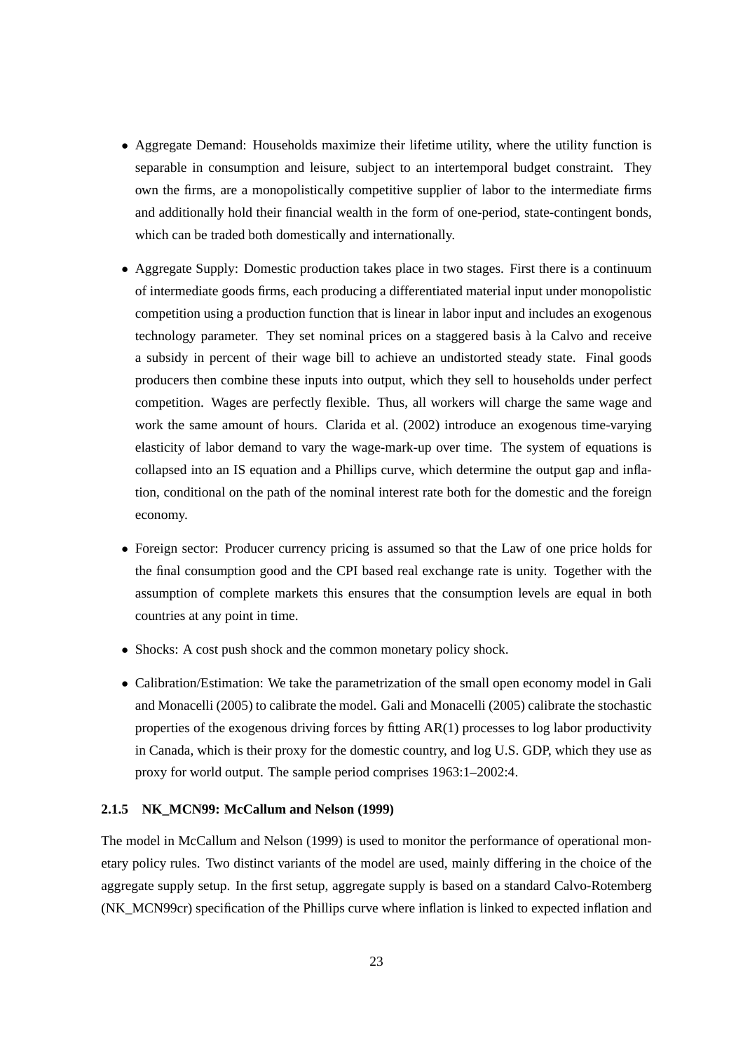- Aggregate Demand: Households maximize their lifetime utility, where the utility function is separable in consumption and leisure, subject to an intertemporal budget constraint. They own the firms, are a monopolistically competitive supplier of labor to the intermediate firms and additionally hold their financial wealth in the form of one-period, state-contingent bonds, which can be traded both domestically and internationally.

- Aggregate Supply: Domestic production takes place in two stages. First there is a continuum of intermediate goods firms, each producing a differentiated material input under monopolistic competition using a production function that is linear in labor input and includes an exogenous technology parameter. They set nominal prices on a staggered basis à la Calvo and receive a subsidy in percent of their wage bill to achieve an undistorted steady state. Final goods producers then combine these inputs into output, which they sell to households under perfect competition. Wages are perfectly flexible. Thus, all workers will charge the same wage and work the same amount of hours. Clarida et al. (2002) introduce an exogenous time-varying elasticity of labor demand to vary the wage-mark-up over time. The system of equations is collapsed into an IS equation and a Phillips curve, which determine the output gap and inflation, conditional on the path of the nominal interest rate both for the domestic and the foreign economy.

- Foreign sector: Producer currency pricing is assumed so that the Law of one price holds for the final consumption good and the CPI based real exchange rate is unity. Together with the assumption of complete markets this ensures that the consumption levels are equal in both countries at any point in time.

- Shocks: A cost push shock and the common monetary policy shock.

- Calibration/Estimation: We take the parametrization of the small open economy model in Gali and Monacelli (2005) to calibrate the model. Gali and Monacelli (2005) calibrate the stochastic properties of the exogenous driving forces by fitting AR(1) processes to log labor productivity in Canada, which is their proxy for the domestic country, and log U.S. GDP, which they use as proxy for world output. The sample period comprises 1963:1–2002:4.

### 2.1.5 NK_MCN99: McCallum and Nelson (1999)

The model in McCallum and Nelson (1999) is used to monitor the performance of operational monetary policy rules. Two distinct variants of the model are used, mainly differing in the choice of the aggregate supply setup. In the first setup, aggregate supply is based on a standard Calvo-Rotemberg (NK_MCN99cr) specification of the Phillips curve where inflation is linked to expected inflation and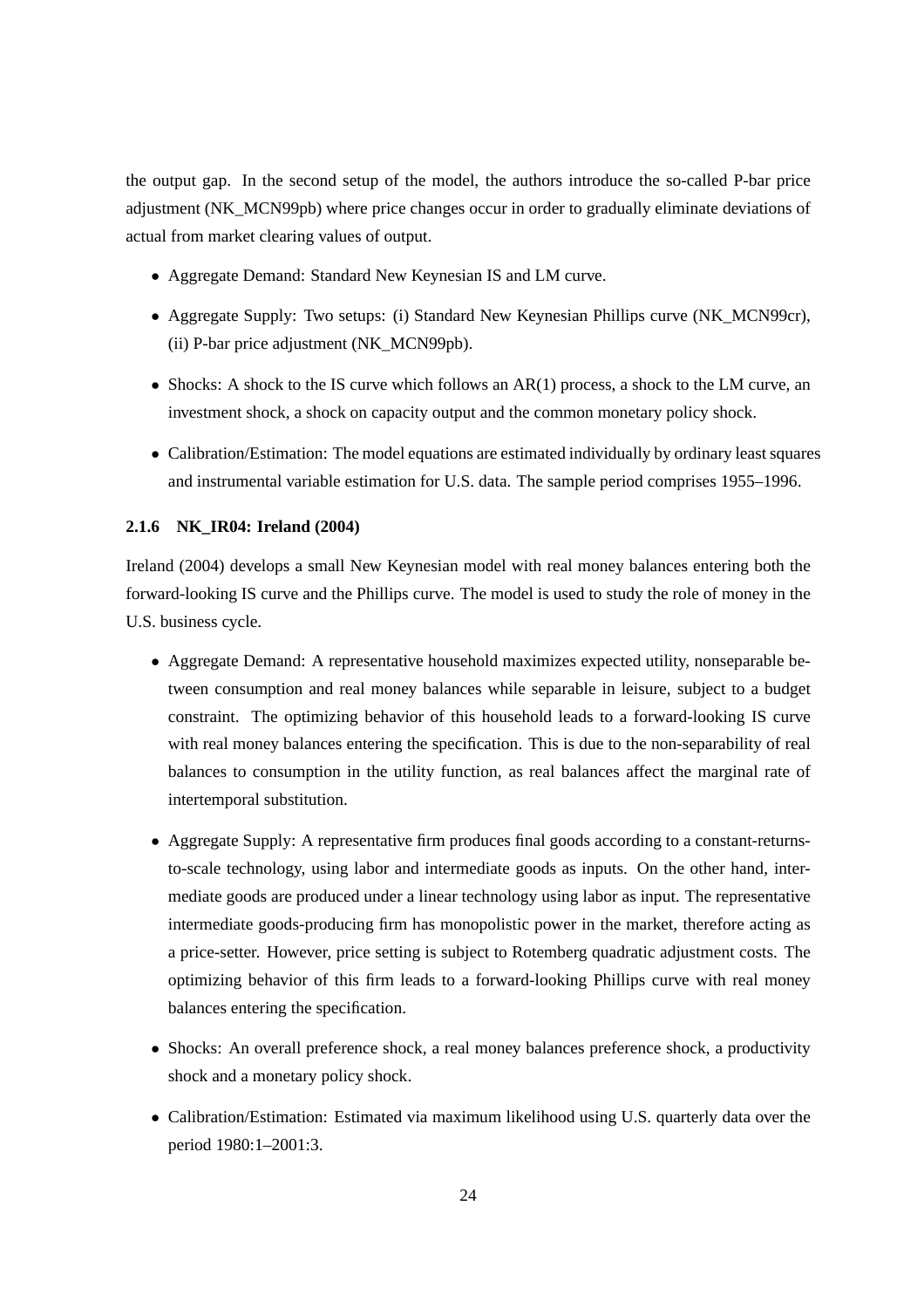the output gap. In the second setup of the model, the authors introduce the so-called P-bar price adjustment (NK_MCN99pb) where price changes occur in order to gradually eliminate deviations of actual from market clearing values of output.

- Aggregate Demand: Standard New Keynesian IS and LM curve.
- Aggregate Supply: Two setups: (i) Standard New Keynesian Phillips curve (NK_MCN99cr), (ii) P-bar price adjustment (NK_MCN99pb).
- Shocks: A shock to the IS curve which follows an AR(1) process, a shock to the LM curve, an investment shock, a shock on capacity output and the common monetary policy shock.
- Calibration/Estimation: The model equations are estimated individually by ordinary least squares and instrumental variable estimation for U.S. data. The sample period comprises 1955–1996.

### 2.1.6 NK_IR04: Ireland (2004)

Ireland (2004) develops a small New Keynesian model with real money balances entering both the forward-looking IS curve and the Phillips curve. The model is used to study the role of money in the U.S. business cycle.

- Aggregate Demand: A representative household maximizes expected utility, nonseparable between consumption and real money balances while separable in leisure, subject to a budget constraint. The optimizing behavior of this household leads to a forward-looking IS curve with real money balances entering the specification. This is due to the non-separability of real balances to consumption in the utility function, as real balances affect the marginal rate of intertemporal substitution.
- Aggregate Supply: A representative firm produces final goods according to a constant-returns-to-scale technology, using labor and intermediate goods as inputs. On the other hand, intermediate goods are produced under a linear technology using labor as input. The representative intermediate goods-producing firm has monopolistic power in the market, therefore acting as a price-setter. However, price setting is subject to Rotemberg quadratic adjustment costs. The optimizing behavior of this firm leads to a forward-looking Phillips curve with real money balances entering the specification.
- Shocks: An overall preference shock, a real money balances preference shock, a productivity shock and a monetary policy shock.
- Calibration/Estimation: Estimated via maximum likelihood using U.S. quarterly data over the period 1980:1–2001:3.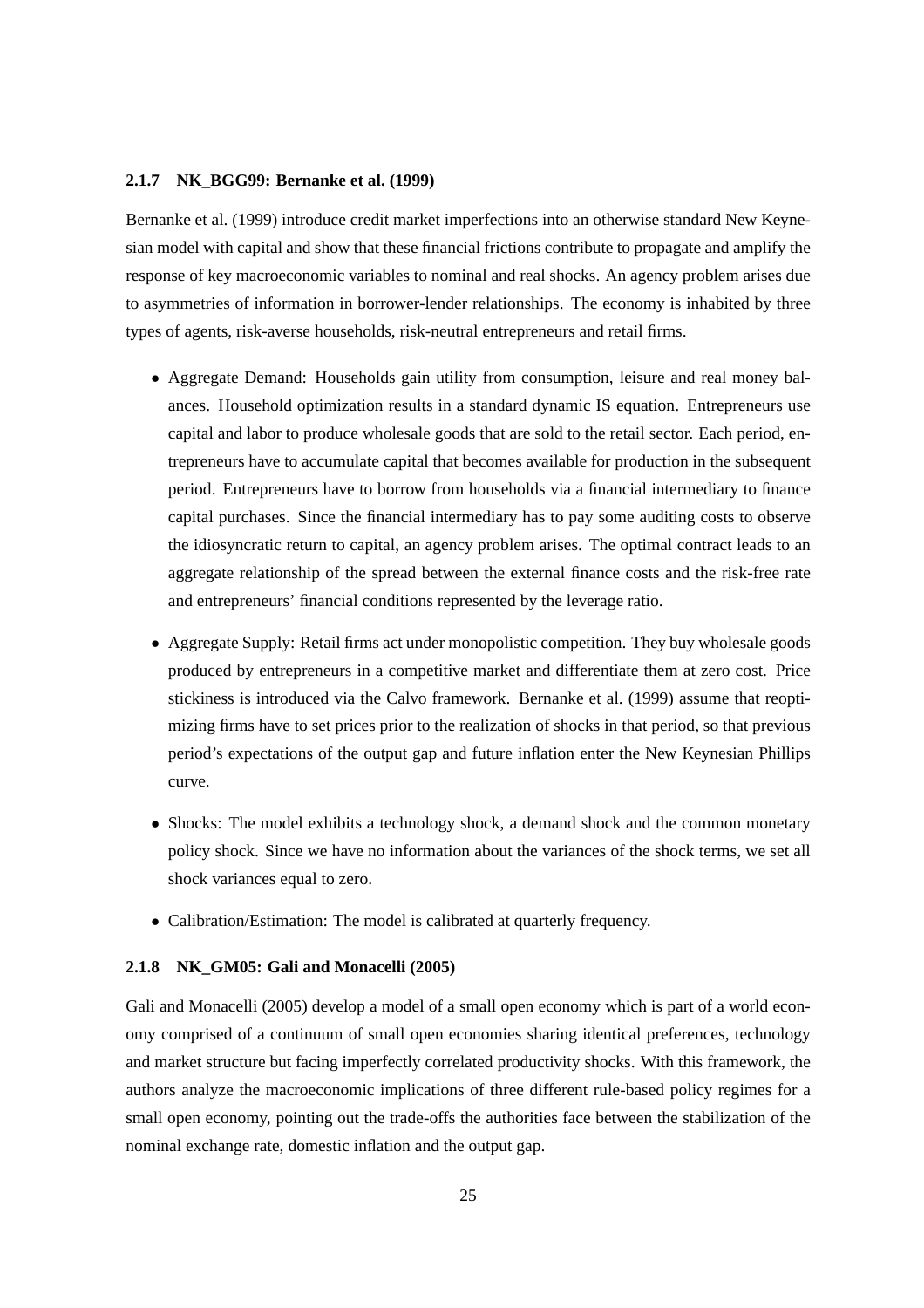### 2.1.7 NK_BGG99: Bernanke et al. (1999)

Bernanke et al. (1999) introduce credit market imperfections into an otherwise standard New Keynesian model with capital and show that these financial frictions contribute to propagate and amplify the response of key macroeconomic variables to nominal and real shocks. An agency problem arises due to asymmetries of information in borrower-lender relationships. The economy is inhabited by three types of agents, risk-averse households, risk-neutral entrepreneurs and retail firms.

- Aggregate Demand: Households gain utility from consumption, leisure and real money balances. Household optimization results in a standard dynamic IS equation. Entrepreneurs use capital and labor to produce wholesale goods that are sold to the retail sector. Each period, entrepreneurs have to accumulate capital that becomes available for production in the subsequent period. Entrepreneurs have to borrow from households via a financial intermediary to finance capital purchases. Since the financial intermediary has to pay some auditing costs to observe the idiosyncratic return to capital, an agency problem arises. The optimal contract leads to an aggregate relationship of the spread between the external finance costs and the risk-free rate and entrepreneurs' financial conditions represented by the leverage ratio.
- Aggregate Supply: Retail firms act under monopolistic competition. They buy wholesale goods produced by entrepreneurs in a competitive market and differentiate them at zero cost. Price stickiness is introduced via the Calvo framework. Bernanke et al. (1999) assume that reoptimizing firms have to set prices prior to the realization of shocks in that period, so that previous period's expectations of the output gap and future inflation enter the New Keynesian Phillips curve.
- Shocks: The model exhibits a technology shock, a demand shock and the common monetary policy shock. Since we have no information about the variances of the shock terms, we set all shock variances equal to zero.
- Calibration/Estimation: The model is calibrated at quarterly frequency.

### 2.1.8 NK_GM05: Gali and Monacelli (2005)

Gali and Monacelli (2005) develop a model of a small open economy which is part of a world economy comprised of a continuum of small open economies sharing identical preferences, technology and market structure but facing imperfectly correlated productivity shocks. With this framework, the authors analyze the macroeconomic implications of three different rule-based policy regimes for a small open economy, pointing out the trade-offs the authorities face between the stabilization of the nominal exchange rate, domestic inflation and the output gap.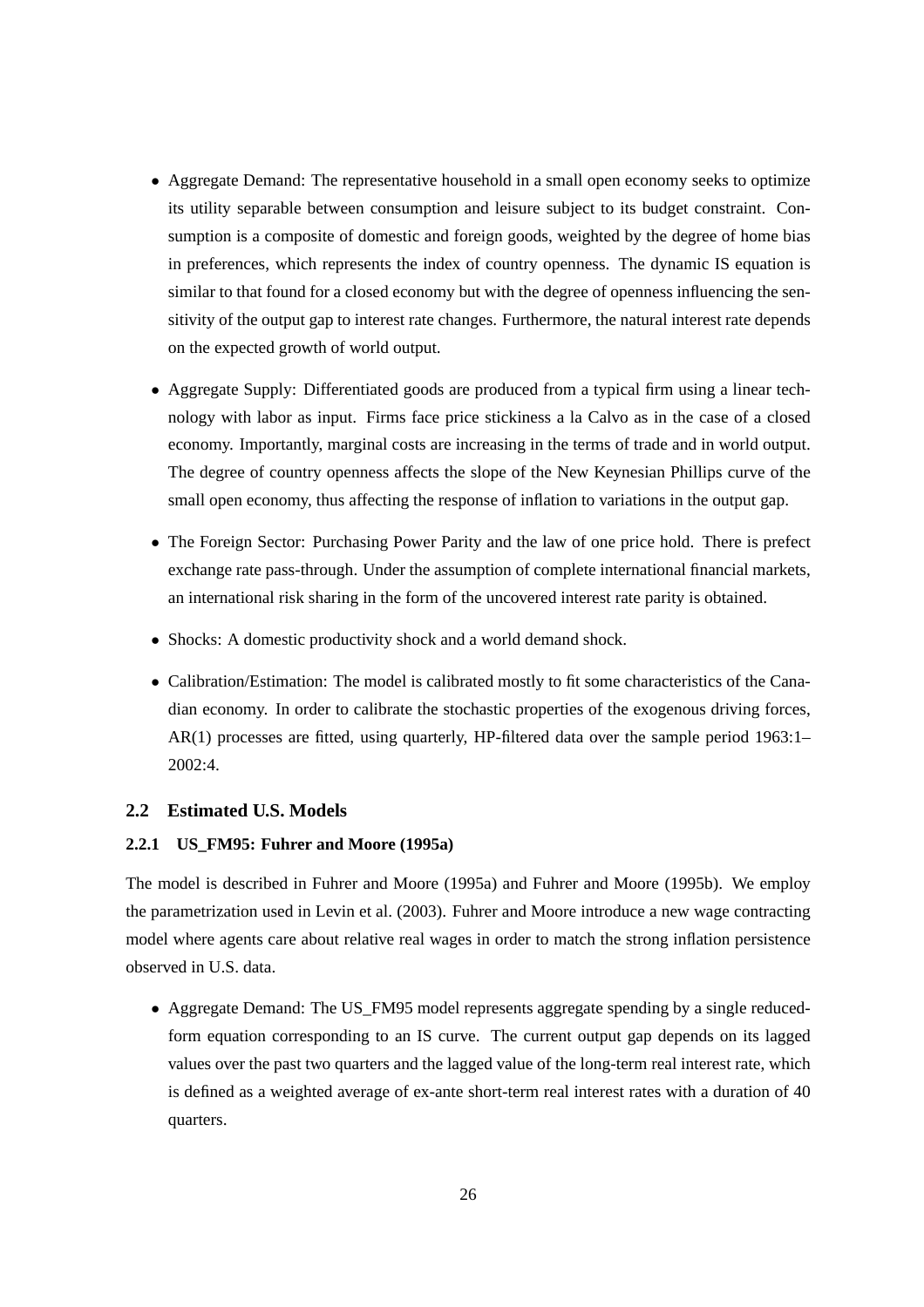- Aggregate Demand: The representative household in a small open economy seeks to optimize its utility separable between consumption and leisure subject to its budget constraint. Consumption is a composite of domestic and foreign goods, weighted by the degree of home bias in preferences, which represents the index of country openness. The dynamic IS equation is similar to that found for a closed economy but with the degree of openness influencing the sensitivity of the output gap to interest rate changes. Furthermore, the natural interest rate depends on the expected growth of world output.
- Aggregate Supply: Differentiated goods are produced from a typical firm using a linear technology with labor as input. Firms face price stickiness a la Calvo as in the case of a closed economy. Importantly, marginal costs are increasing in the terms of trade and in world output. The degree of country openness affects the slope of the New Keynesian Phillips curve of the small open economy, thus affecting the response of inflation to variations in the output gap.
- The Foreign Sector: Purchasing Power Parity and the law of one price hold. There is prefect exchange rate pass-through. Under the assumption of complete international financial markets, an international risk sharing in the form of the uncovered interest rate parity is obtained.
- Shocks: A domestic productivity shock and a world demand shock.
- Calibration/Estimation: The model is calibrated mostly to fit some characteristics of the Canadian economy. In order to calibrate the stochastic properties of the exogenous driving forces, AR(1) processes are fitted, using quarterly, HP-filtered data over the sample period 1963:1–2002:4.

## 2.2 Estimated U.S. Models

### 2.2.1 US_FM95: Fuhrer and Moore (1995a)

The model is described in Fuhrer and Moore (1995a) and Fuhrer and Moore (1995b). We employ the parametrization used in Levin et al. (2003). Fuhrer and Moore introduce a new wage contracting model where agents care about relative real wages in order to match the strong inflation persistence observed in U.S. data.

- Aggregate Demand: The US_FM95 model represents aggregate spending by a single reduced-form equation corresponding to an IS curve. The current output gap depends on its lagged values over the past two quarters and the lagged value of the long-term real interest rate, which is defined as a weighted average of ex-ante short-term real interest rates with a duration of 40 quarters.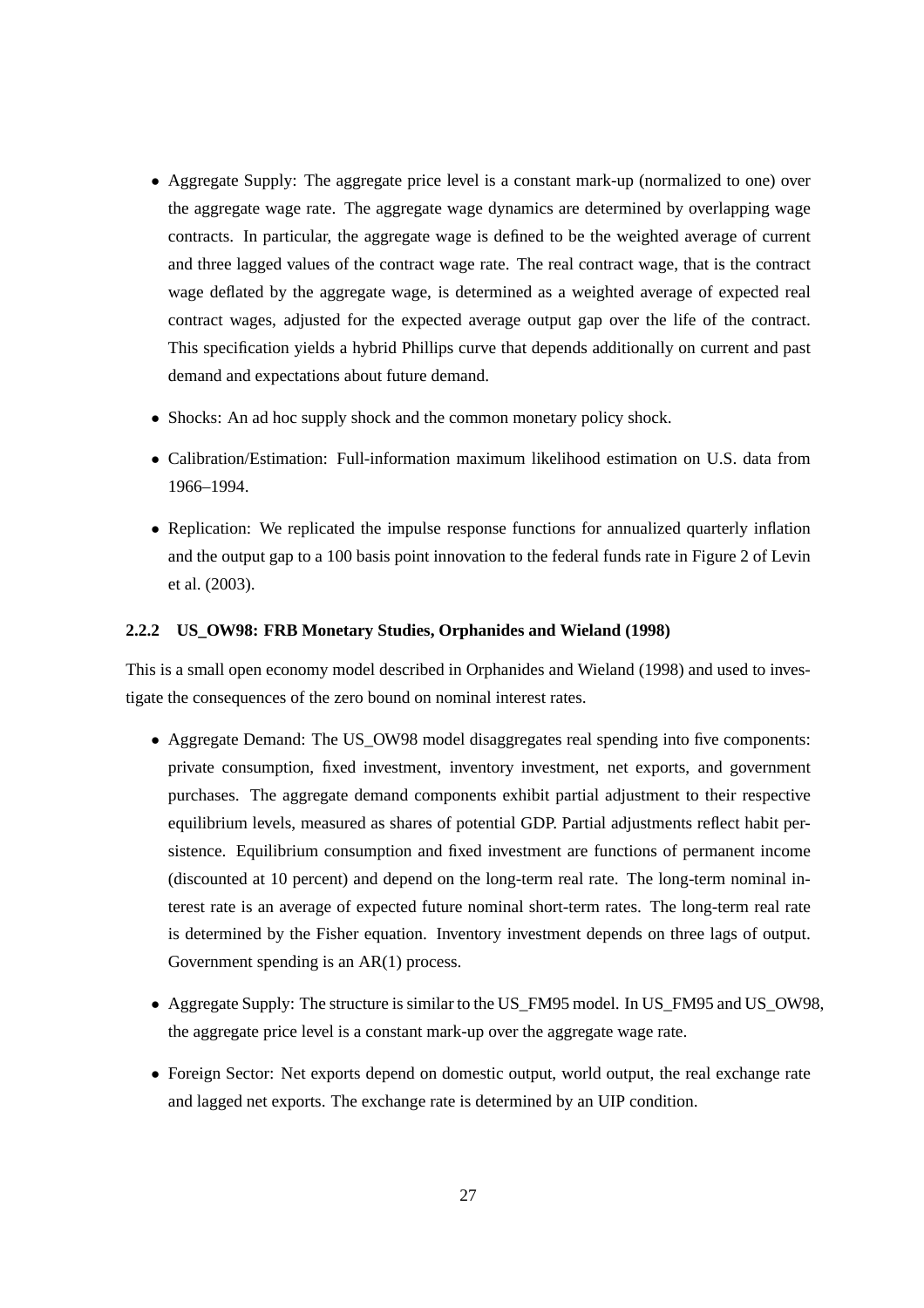- Aggregate Supply: The aggregate price level is a constant mark-up (normalized to one) over the aggregate wage rate. The aggregate wage dynamics are determined by overlapping wage contracts. In particular, the aggregate wage is defined to be the weighted average of current and three lagged values of the contract wage rate. The real contract wage, that is the contract wage deflated by the aggregate wage, is determined as a weighted average of expected real contract wages, adjusted for the expected average output gap over the life of the contract. This specification yields a hybrid Phillips curve that depends additionally on current and past demand and expectations about future demand.

- Shocks: An ad hoc supply shock and the common monetary policy shock.

- Calibration/Estimation: Full-information maximum likelihood estimation on U.S. data from 1966–1994.

- Replication: We replicated the impulse response functions for annualized quarterly inflation and the output gap to a 100 basis point innovation to the federal funds rate in Figure 2 of Levin et al. (2003).

### 2.2.2 US_OW98: FRB Monetary Studies, Orphanides and Wieland (1998)

This is a small open economy model described in Orphanides and Wieland (1998) and used to investigate the consequences of the zero bound on nominal interest rates.

- Aggregate Demand: The US_OW98 model disaggregates real spending into five components: private consumption, fixed investment, inventory investment, net exports, and government purchases. The aggregate demand components exhibit partial adjustment to their respective equilibrium levels, measured as shares of potential GDP. Partial adjustments reflect habit persistence. Equilibrium consumption and fixed investment are functions of permanent income (discounted at 10 percent) and depend on the long-term real rate. The long-term nominal interest rate is an average of expected future nominal short-term rates. The long-term real rate is determined by the Fisher equation. Inventory investment depends on three lags of output. Government spending is an AR(1) process.

- Aggregate Supply: The structure is similar to the US_FM95 model. In US_FM95 and US_OW98, the aggregate price level is a constant mark-up over the aggregate wage rate.

- Foreign Sector: Net exports depend on domestic output, world output, the real exchange rate and lagged net exports. The exchange rate is determined by an UIP condition.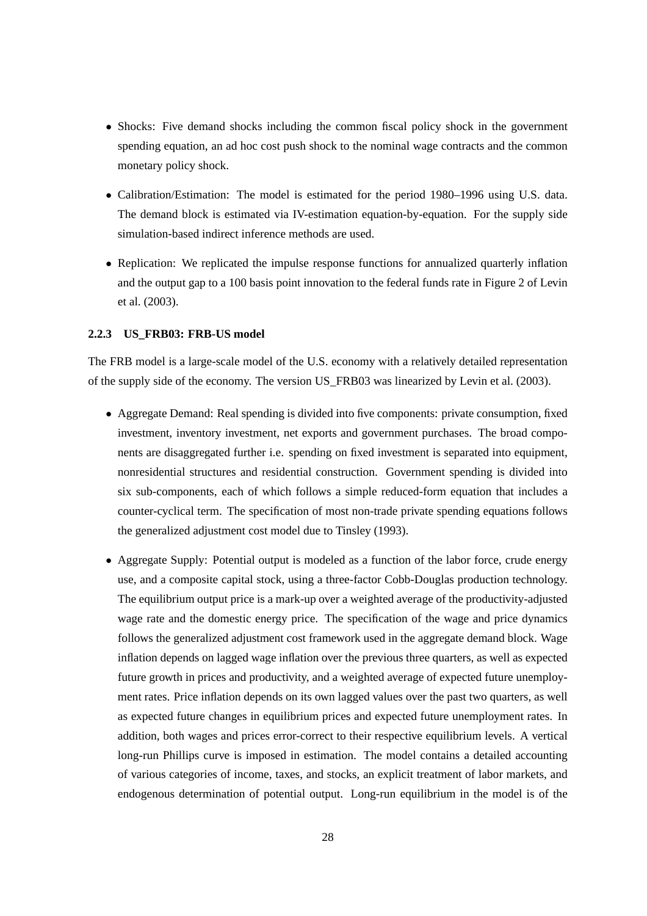- Shocks: Five demand shocks including the common fiscal policy shock in the government spending equation, an ad hoc cost push shock to the nominal wage contracts and the common monetary policy shock.

- Calibration/Estimation: The model is estimated for the period 1980–1996 using U.S. data. The demand block is estimated via IV-estimation equation-by-equation. For the supply side simulation-based indirect inference methods are used.

- Replication: We replicated the impulse response functions for annualized quarterly inflation and the output gap to a 100 basis point innovation to the federal funds rate in Figure 2 of Levin et al. (2003).

#### 2.2.3 US_FRB03: FRB-US model

The FRB model is a large-scale model of the U.S. economy with a relatively detailed representation of the supply side of the economy. The version US_FRB03 was linearized by Levin et al. (2003).

- Aggregate Demand: Real spending is divided into five components: private consumption, fixed investment, inventory investment, net exports and government purchases. The broad components are disaggregated further i.e. spending on fixed investment is separated into equipment, nonresidential structures and residential construction. Government spending is divided into six sub-components, each of which follows a simple reduced-form equation that includes a counter-cyclical term. The specification of most non-trade private spending equations follows the generalized adjustment cost model due to Tinsley (1993).

- Aggregate Supply: Potential output is modeled as a function of the labor force, crude energy use, and a composite capital stock, using a three-factor Cobb-Douglas production technology. The equilibrium output price is a mark-up over a weighted average of the productivity-adjusted wage rate and the domestic energy price. The specification of the wage and price dynamics follows the generalized adjustment cost framework used in the aggregate demand block. Wage inflation depends on lagged wage inflation over the previous three quarters, as well as expected future growth in prices and productivity, and a weighted average of expected future unemployment rates. Price inflation depends on its own lagged values over the past two quarters, as well as expected future changes in equilibrium prices and expected future unemployment rates. In addition, both wages and prices error-correct to their respective equilibrium levels. A vertical long-run Phillips curve is imposed in estimation. The model contains a detailed accounting of various categories of income, taxes, and stocks, an explicit treatment of labor markets, and endogenous determination of potential output. Long-run equilibrium in the model is of the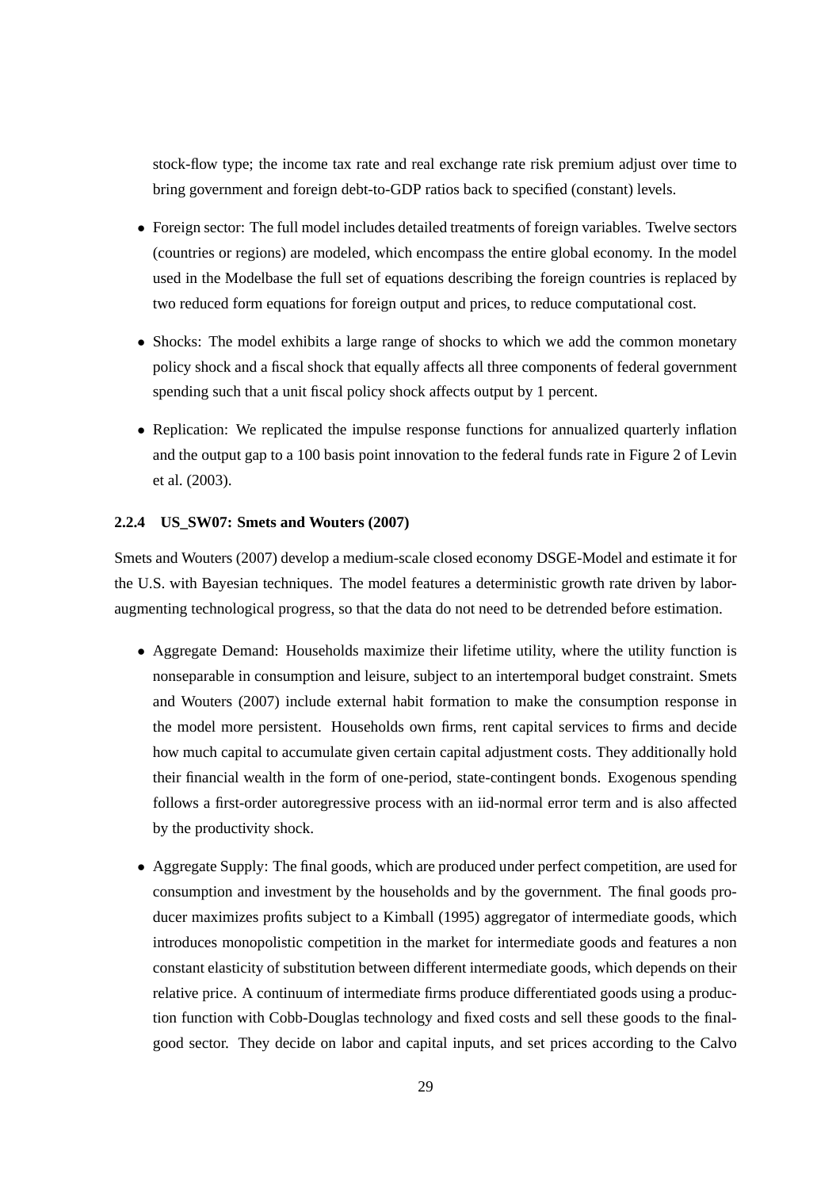stock-flow type; the income tax rate and real exchange rate risk premium adjust over time to bring government and foreign debt-to-GDP ratios back to specified (constant) levels.

- Foreign sector: The full model includes detailed treatments of foreign variables. Twelve sectors (countries or regions) are modeled, which encompass the entire global economy. In the model used in the Modelbase the full set of equations describing the foreign countries is replaced by two reduced form equations for foreign output and prices, to reduce computational cost.
- Shocks: The model exhibits a large range of shocks to which we add the common monetary policy shock and a fiscal shock that equally affects all three components of federal government spending such that a unit fiscal policy shock affects output by 1 percent.
- Replication: We replicated the impulse response functions for annualized quarterly inflation and the output gap to a 100 basis point innovation to the federal funds rate in Figure 2 of Levin et al. (2003).

#### 2.2.4 US_SW07: Smets and Wouters (2007)

Smets and Wouters (2007) develop a medium-scale closed economy DSGE-Model and estimate it for the U.S. with Bayesian techniques. The model features a deterministic growth rate driven by labor-augmenting technological progress, so that the data do not need to be detrended before estimation.

- Aggregate Demand: Households maximize their lifetime utility, where the utility function is nonseparable in consumption and leisure, subject to an intertemporal budget constraint. Smets and Wouters (2007) include external habit formation to make the consumption response in the model more persistent. Households own firms, rent capital services to firms and decide how much capital to accumulate given certain capital adjustment costs. They additionally hold their financial wealth in the form of one-period, state-contingent bonds. Exogenous spending follows a first-order autoregressive process with an iid-normal error term and is also affected by the productivity shock.
- Aggregate Supply: The final goods, which are produced under perfect competition, are used for consumption and investment by the households and by the government. The final goods producer maximizes profits subject to a Kimball (1995) aggregator of intermediate goods, which introduces monopolistic competition in the market for intermediate goods and features a non constant elasticity of substitution between different intermediate goods, which depends on their relative price. A continuum of intermediate firms produce differentiated goods using a production function with Cobb-Douglas technology and fixed costs and sell these goods to the final-good sector. They decide on labor and capital inputs, and set prices according to the Calvo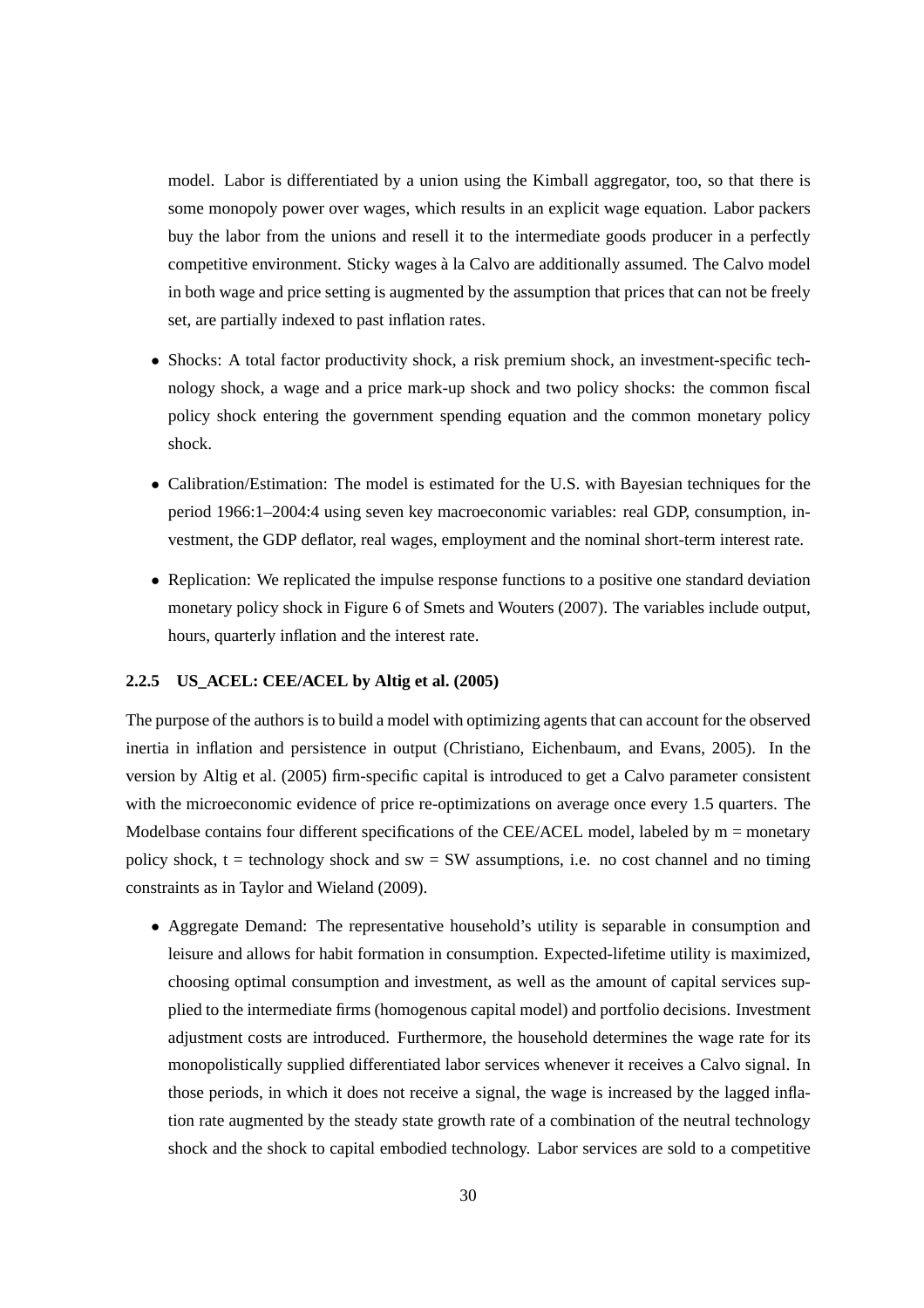model. Labor is differentiated by a union using the Kimball aggregator, too, so that there is some monopoly power over wages, which results in an explicit wage equation. Labor packers buy the labor from the unions and resell it to the intermediate goods producer in a perfectly competitive environment. Sticky wages à la Calvo are additionally assumed. The Calvo model in both wage and price setting is augmented by the assumption that prices that can not be freely set, are partially indexed to past inflation rates.

- Shocks: A total factor productivity shock, a risk premium shock, an investment-specific technology shock, a wage and a price mark-up shock and two policy shocks: the common fiscal policy shock entering the government spending equation and the common monetary policy shock.
- Calibration/Estimation: The model is estimated for the U.S. with Bayesian techniques for the period 1966:1–2004:4 using seven key macroeconomic variables: real GDP, consumption, investment, the GDP deflator, real wages, employment and the nominal short-term interest rate.
- Replication: We replicated the impulse response functions to a positive one standard deviation monetary policy shock in Figure 6 of Smets and Wouters (2007). The variables include output, hours, quarterly inflation and the interest rate.

#### 2.2.5 US_ACEL: CEE/ACEL by Altig et al. (2005)

The purpose of the authors is to build a model with optimizing agents that can account for the observed inertia in inflation and persistence in output (Christiano, Eichenbaum, and Evans, 2005). In the version by Altig et al. (2005) firm-specific capital is introduced to get a Calvo parameter consistent with the microeconomic evidence of price re-optimizations on average once every 1.5 quarters. The Modelbase contains four different specifications of the CEE/ACEL model, labeled by m = monetary policy shock, t = technology shock and sw = SW assumptions, i.e. no cost channel and no timing constraints as in Taylor and Wieland (2009).

- Aggregate Demand: The representative household's utility is separable in consumption and leisure and allows for habit formation in consumption. Expected-lifetime utility is maximized, choosing optimal consumption and investment, as well as the amount of capital services supplied to the intermediate firms (homogenous capital model) and portfolio decisions. Investment adjustment costs are introduced. Furthermore, the household determines the wage rate for its monopolistically supplied differentiated labor services whenever it receives a Calvo signal. In those periods, in which it does not receive a signal, the wage is increased by the lagged inflation rate augmented by the steady state growth rate of a combination of the neutral technology shock and the shock to capital embodied technology. Labor services are sold to a competitive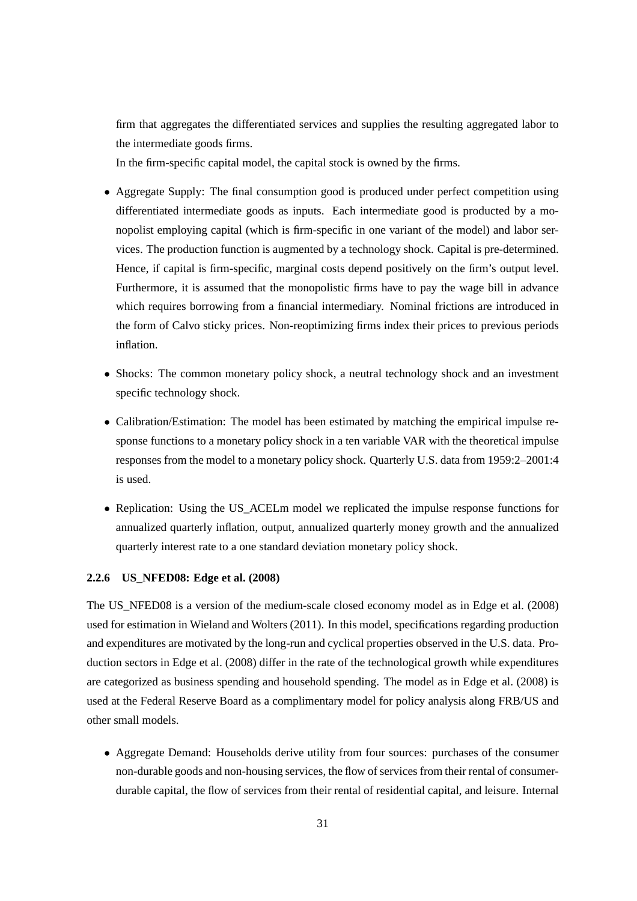firm that aggregates the differentiated services and supplies the resulting aggregated labor to the intermediate goods firms.

In the firm-specific capital model, the capital stock is owned by the firms.

- Aggregate Supply: The final consumption good is produced under perfect competition using differentiated intermediate goods as inputs. Each intermediate good is producted by a monopolist employing capital (which is firm-specific in one variant of the model) and labor services. The production function is augmented by a technology shock. Capital is pre-determined. Hence, if capital is firm-specific, marginal costs depend positively on the firm's output level. Furthermore, it is assumed that the monopolistic firms have to pay the wage bill in advance which requires borrowing from a financial intermediary. Nominal frictions are introduced in the form of Calvo sticky prices. Non-reoptimizing firms index their prices to previous periods inflation.

- Shocks: The common monetary policy shock, a neutral technology shock and an investment specific technology shock.

- Calibration/Estimation: The model has been estimated by matching the empirical impulse response functions to a monetary policy shock in a ten variable VAR with the theoretical impulse responses from the model to a monetary policy shock. Quarterly U.S. data from 1959:2–2001:4 is used.

- Replication: Using the US_ACELm model we replicated the impulse response functions for annualized quarterly inflation, output, annualized quarterly money growth and the annualized quarterly interest rate to a one standard deviation monetary policy shock.

### 2.2.6 US_NFED08: Edge et al. (2008)

The US_NFED08 is a version of the medium-scale closed economy model as in Edge et al. (2008) used for estimation in Wieland and Wolters (2011). In this model, specifications regarding production and expenditures are motivated by the long-run and cyclical properties observed in the U.S. data. Production sectors in Edge et al. (2008) differ in the rate of the technological growth while expenditures are categorized as business spending and household spending. The model as in Edge et al. (2008) is used at the Federal Reserve Board as a complimentary model for policy analysis along FRB/US and other small models.

- Aggregate Demand: Households derive utility from four sources: purchases of the consumer non-durable goods and non-housing services, the flow of services from their rental of consumer-durable capital, the flow of services from their rental of residential capital, and leisure. Internal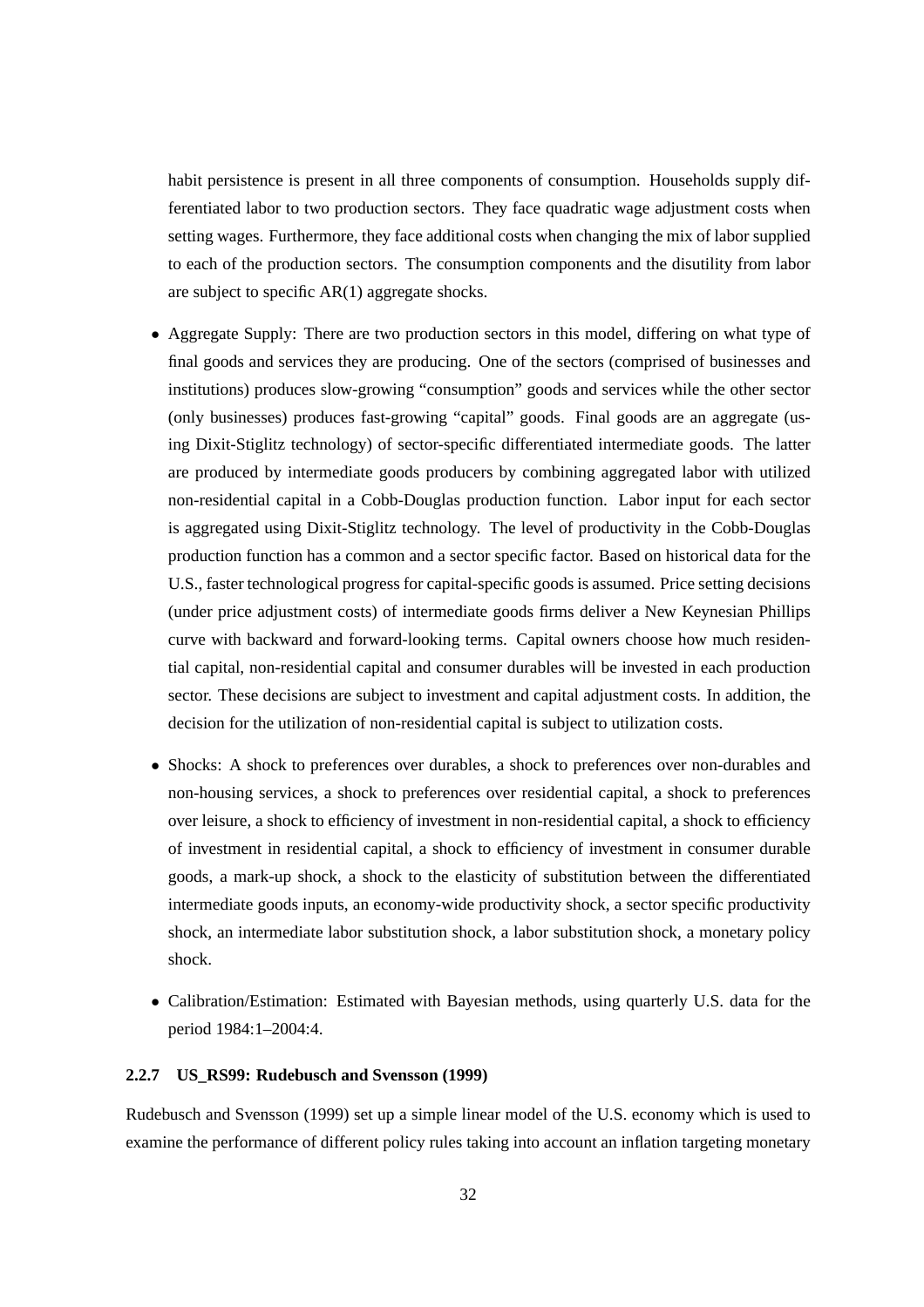habit persistence is present in all three components of consumption. Households supply differentiated labor to two production sectors. They face quadratic wage adjustment costs when setting wages. Furthermore, they face additional costs when changing the mix of labor supplied to each of the production sectors. The consumption components and the disutility from labor are subject to specific AR(1) aggregate shocks.

- Aggregate Supply: There are two production sectors in this model, differing on what type of final goods and services they are producing. One of the sectors (comprised of businesses and institutions) produces slow-growing "consumption" goods and services while the other sector (only businesses) produces fast-growing "capital" goods. Final goods are an aggregate (using Dixit-Stiglitz technology) of sector-specific differentiated intermediate goods. The latter are produced by intermediate goods producers by combining aggregated labor with utilized non-residential capital in a Cobb-Douglas production function. Labor input for each sector is aggregated using Dixit-Stiglitz technology. The level of productivity in the Cobb-Douglas production function has a common and a sector specific factor. Based on historical data for the U.S., faster technological progress for capital-specific goods is assumed. Price setting decisions (under price adjustment costs) of intermediate goods firms deliver a New Keynesian Phillips curve with backward and forward-looking terms. Capital owners choose how much residential capital, non-residential capital and consumer durables will be invested in each production sector. These decisions are subject to investment and capital adjustment costs. In addition, the decision for the utilization of non-residential capital is subject to utilization costs.

- Shocks: A shock to preferences over durables, a shock to preferences over non-durables and non-housing services, a shock to preferences over residential capital, a shock to preferences over leisure, a shock to efficiency of investment in non-residential capital, a shock to efficiency of investment in residential capital, a shock to efficiency of investment in consumer durable goods, a mark-up shock, a shock to the elasticity of substitution between the differentiated intermediate goods inputs, an economy-wide productivity shock, a sector specific productivity shock, an intermediate labor substitution shock, a labor substitution shock, a monetary policy shock.

- Calibration/Estimation: Estimated with Bayesian methods, using quarterly U.S. data for the period 1984:1–2004:4.

#### 2.2.7 US_RS99: Rudebusch and Svensson (1999)

Rudebusch and Svensson (1999) set up a simple linear model of the U.S. economy which is used to examine the performance of different policy rules taking into account an inflation targeting monetary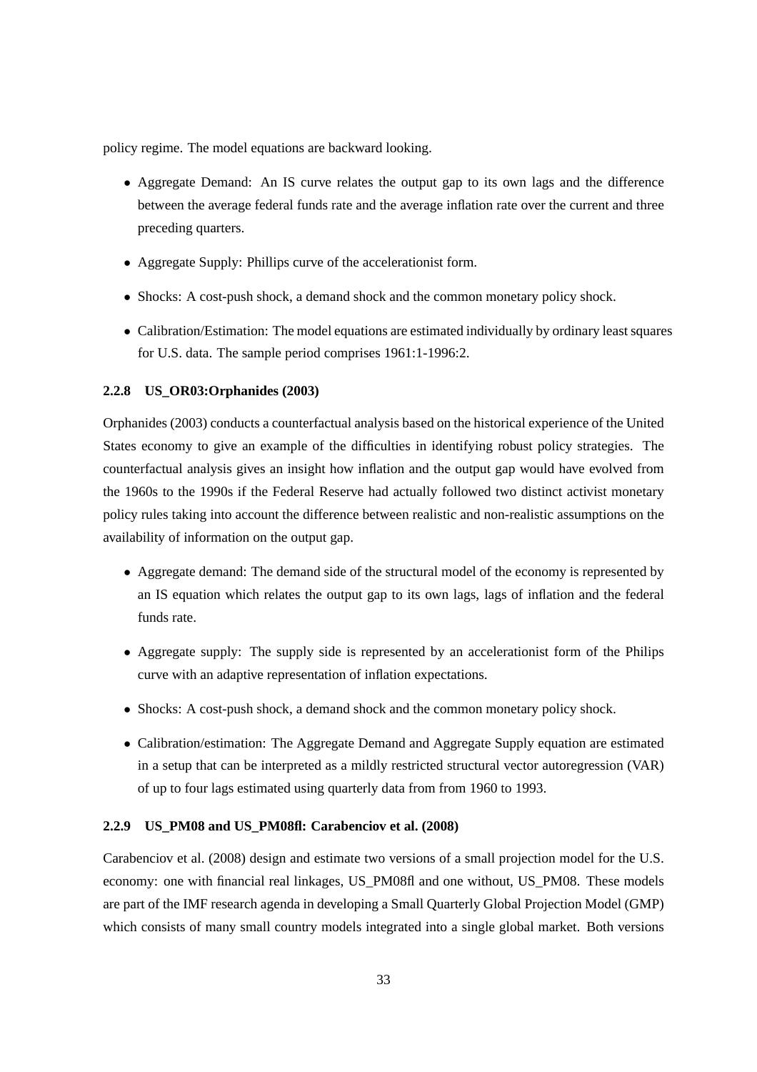policy regime. The model equations are backward looking.

- Aggregate Demand: An IS curve relates the output gap to its own lags and the difference between the average federal funds rate and the average inflation rate over the current and three preceding quarters.
- Aggregate Supply: Phillips curve of the accelerationist form.
- Shocks: A cost-push shock, a demand shock and the common monetary policy shock.
- Calibration/Estimation: The model equations are estimated individually by ordinary least squares for U.S. data. The sample period comprises 1961:1-1996:2.

#### 2.2.8 US_OR03:Orphanides (2003)

Orphanides (2003) conducts a counterfactual analysis based on the historical experience of the United States economy to give an example of the difficulties in identifying robust policy strategies. The counterfactual analysis gives an insight how inflation and the output gap would have evolved from the 1960s to the 1990s if the Federal Reserve had actually followed two distinct activist monetary policy rules taking into account the difference between realistic and non-realistic assumptions on the availability of information on the output gap.

- Aggregate demand: The demand side of the structural model of the economy is represented by an IS equation which relates the output gap to its own lags, lags of inflation and the federal funds rate.
- Aggregate supply: The supply side is represented by an accelerationist form of the Philips curve with an adaptive representation of inflation expectations.
- Shocks: A cost-push shock, a demand shock and the common monetary policy shock.
- Calibration/estimation: The Aggregate Demand and Aggregate Supply equation are estimated in a setup that can be interpreted as a mildly restricted structural vector autoregression (VAR) of up to four lags estimated using quarterly data from from 1960 to 1993.

#### 2.2.9 US_PM08 and US_PM08fl: Carabenciov et al. (2008)

Carabenciov et al. (2008) design and estimate two versions of a small projection model for the U.S. economy: one with financial real linkages, US_PM08fl and one without, US_PM08. These models are part of the IMF research agenda in developing a Small Quarterly Global Projection Model (GMP) which consists of many small country models integrated into a single global market. Both versions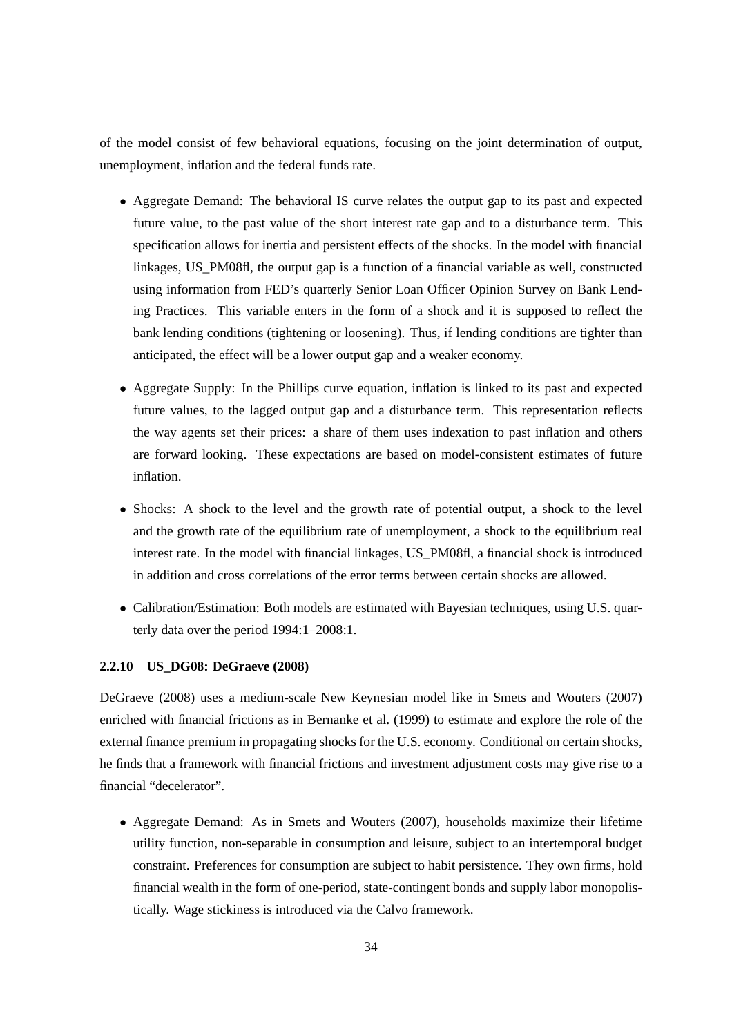of the model consist of few behavioral equations, focusing on the joint determination of output, unemployment, inflation and the federal funds rate.

- Aggregate Demand: The behavioral IS curve relates the output gap to its past and expected future value, to the past value of the short interest rate gap and to a disturbance term. This specification allows for inertia and persistent effects of the shocks. In the model with financial linkages, US_PM08fl, the output gap is a function of a financial variable as well, constructed using information from FED's quarterly Senior Loan Officer Opinion Survey on Bank Lending Practices. This variable enters in the form of a shock and it is supposed to reflect the bank lending conditions (tightening or loosening). Thus, if lending conditions are tighter than anticipated, the effect will be a lower output gap and a weaker economy.

- Aggregate Supply: In the Phillips curve equation, inflation is linked to its past and expected future values, to the lagged output gap and a disturbance term. This representation reflects the way agents set their prices: a share of them uses indexation to past inflation and others are forward looking. These expectations are based on model-consistent estimates of future inflation.

- Shocks: A shock to the level and the growth rate of potential output, a shock to the level and the growth rate of the equilibrium rate of unemployment, a shock to the equilibrium real interest rate. In the model with financial linkages, US_PM08fl, a financial shock is introduced in addition and cross correlations of the error terms between certain shocks are allowed.

- Calibration/Estimation: Both models are estimated with Bayesian techniques, using U.S. quarterly data over the period 1994:1–2008:1.

### 2.2.10 US_DG08: DeGraeve (2008)

DeGraeve (2008) uses a medium-scale New Keynesian model like in Smets and Wouters (2007) enriched with financial frictions as in Bernanke et al. (1999) to estimate and explore the role of the external finance premium in propagating shocks for the U.S. economy. Conditional on certain shocks, he finds that a framework with financial frictions and investment adjustment costs may give rise to a financial "decelerator".

- Aggregate Demand: As in Smets and Wouters (2007), households maximize their lifetime utility function, non-separable in consumption and leisure, subject to an intertemporal budget constraint. Preferences for consumption are subject to habit persistence. They own firms, hold financial wealth in the form of one-period, state-contingent bonds and supply labor monopolistically. Wage stickiness is introduced via the Calvo framework.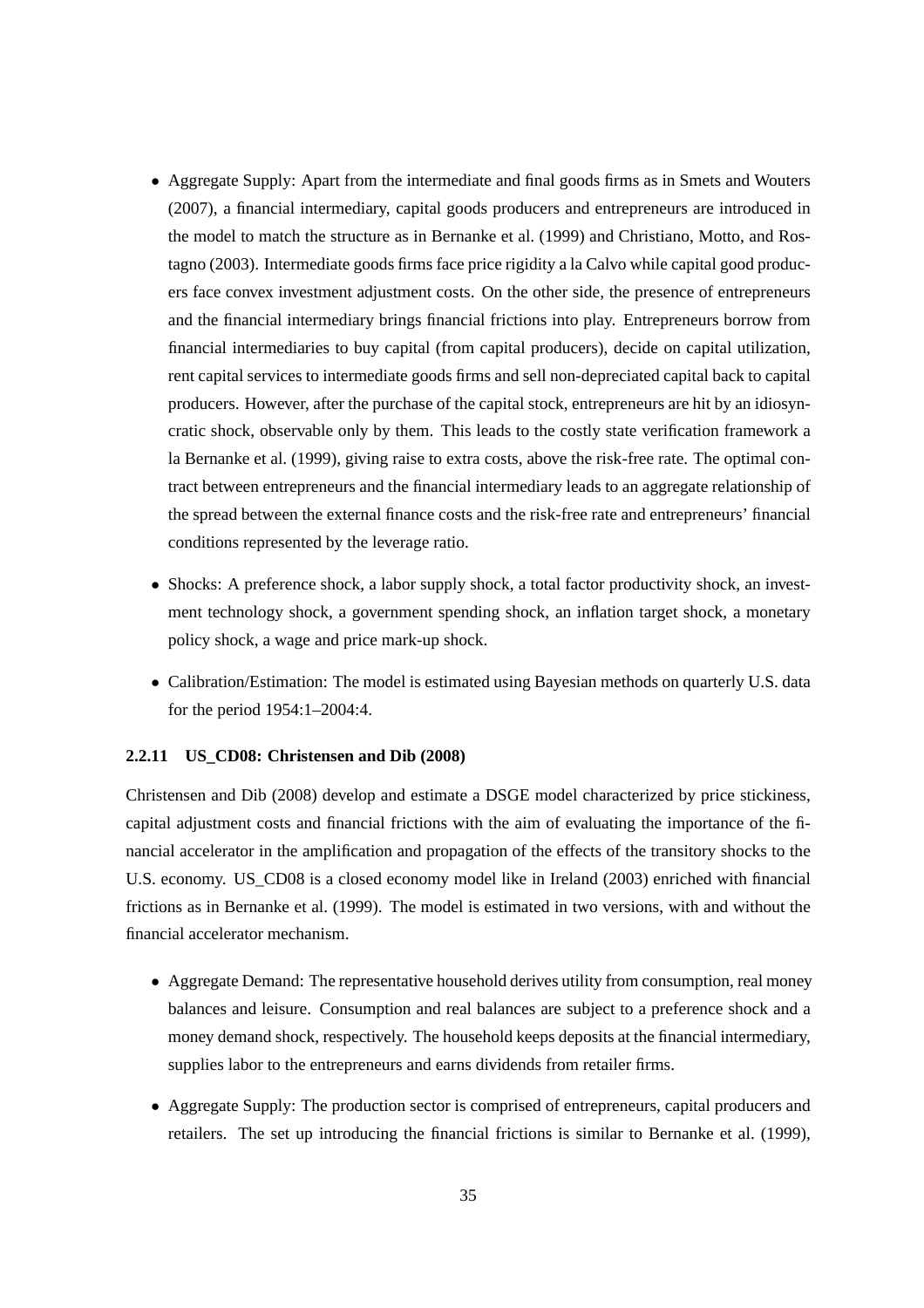- Aggregate Supply: Apart from the intermediate and final goods firms as in Smets and Wouters (2007), a financial intermediary, capital goods producers and entrepreneurs are introduced in the model to match the structure as in Bernanke et al. (1999) and Christiano, Motto, and Rostagno (2003). Intermediate goods firms face price rigidity a la Calvo while capital good producers face convex investment adjustment costs. On the other side, the presence of entrepreneurs and the financial intermediary brings financial frictions into play. Entrepreneurs borrow from financial intermediaries to buy capital (from capital producers), decide on capital utilization, rent capital services to intermediate goods firms and sell non-depreciated capital back to capital producers. However, after the purchase of the capital stock, entrepreneurs are hit by an idiosyncratic shock, observable only by them. This leads to the costly state verification framework a la Bernanke et al. (1999), giving raise to extra costs, above the risk-free rate. The optimal contract between entrepreneurs and the financial intermediary leads to an aggregate relationship of the spread between the external finance costs and the risk-free rate and entrepreneurs' financial conditions represented by the leverage ratio.

- Shocks: A preference shock, a labor supply shock, a total factor productivity shock, an investment technology shock, a government spending shock, an inflation target shock, a monetary policy shock, a wage and price mark-up shock.

- Calibration/Estimation: The model is estimated using Bayesian methods on quarterly U.S. data for the period 1954:1–2004:4.

### 2.2.11 US_CD08: Christensen and Dib (2008)

Christensen and Dib (2008) develop and estimate a DSGE model characterized by price stickiness, capital adjustment costs and financial frictions with the aim of evaluating the importance of the financial accelerator in the amplification and propagation of the effects of the transitory shocks to the U.S. economy. US_CD08 is a closed economy model like in Ireland (2003) enriched with financial frictions as in Bernanke et al. (1999). The model is estimated in two versions, with and without the financial accelerator mechanism.

- Aggregate Demand: The representative household derives utility from consumption, real money balances and leisure. Consumption and real balances are subject to a preference shock and a money demand shock, respectively. The household keeps deposits at the financial intermediary, supplies labor to the entrepreneurs and earns dividends from retailer firms.

- Aggregate Supply: The production sector is comprised of entrepreneurs, capital producers and retailers. The set up introducing the financial frictions is similar to Bernanke et al. (1999),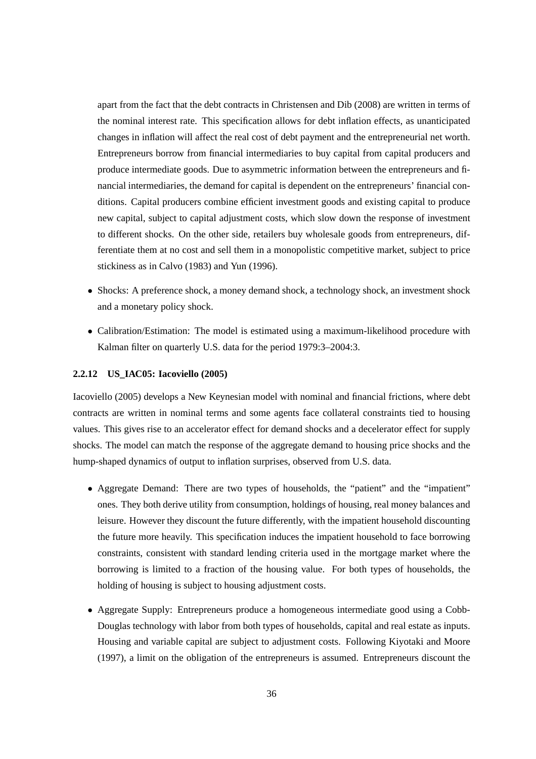apart from the fact that the debt contracts in Christensen and Dib (2008) are written in terms of the nominal interest rate. This specification allows for debt inflation effects, as unanticipated changes in inflation will affect the real cost of debt payment and the entrepreneurial net worth. Entrepreneurs borrow from financial intermediaries to buy capital from capital producers and produce intermediate goods. Due to asymmetric information between the entrepreneurs and financial intermediaries, the demand for capital is dependent on the entrepreneurs' financial conditions. Capital producers combine efficient investment goods and existing capital to produce new capital, subject to capital adjustment costs, which slow down the response of investment to different shocks. On the other side, retailers buy wholesale goods from entrepreneurs, differentiate them at no cost and sell them in a monopolistic competitive market, subject to price stickiness as in Calvo (1983) and Yun (1996).

- Shocks: A preference shock, a money demand shock, a technology shock, an investment shock and a monetary policy shock.
- Calibration/Estimation: The model is estimated using a maximum-likelihood procedure with Kalman filter on quarterly U.S. data for the period 1979:3–2004:3.

### 2.2.12 US_IAC05: Iacoviello (2005)

Iacoviello (2005) develops a New Keynesian model with nominal and financial frictions, where debt contracts are written in nominal terms and some agents face collateral constraints tied to housing values. This gives rise to an accelerator effect for demand shocks and a decelerator effect for supply shocks. The model can match the response of the aggregate demand to housing price shocks and the hump-shaped dynamics of output to inflation surprises, observed from U.S. data.

- Aggregate Demand: There are two types of households, the "patient" and the "impatient" ones. They both derive utility from consumption, holdings of housing, real money balances and leisure. However they discount the future differently, with the impatient household discounting the future more heavily. This specification induces the impatient household to face borrowing constraints, consistent with standard lending criteria used in the mortgage market where the borrowing is limited to a fraction of the housing value. For both types of households, the holding of housing is subject to housing adjustment costs.
- Aggregate Supply: Entrepreneurs produce a homogeneous intermediate good using a Cobb-Douglas technology with labor from both types of households, capital and real estate as inputs. Housing and variable capital are subject to adjustment costs. Following Kiyotaki and Moore (1997), a limit on the obligation of the entrepreneurs is assumed. Entrepreneurs discount the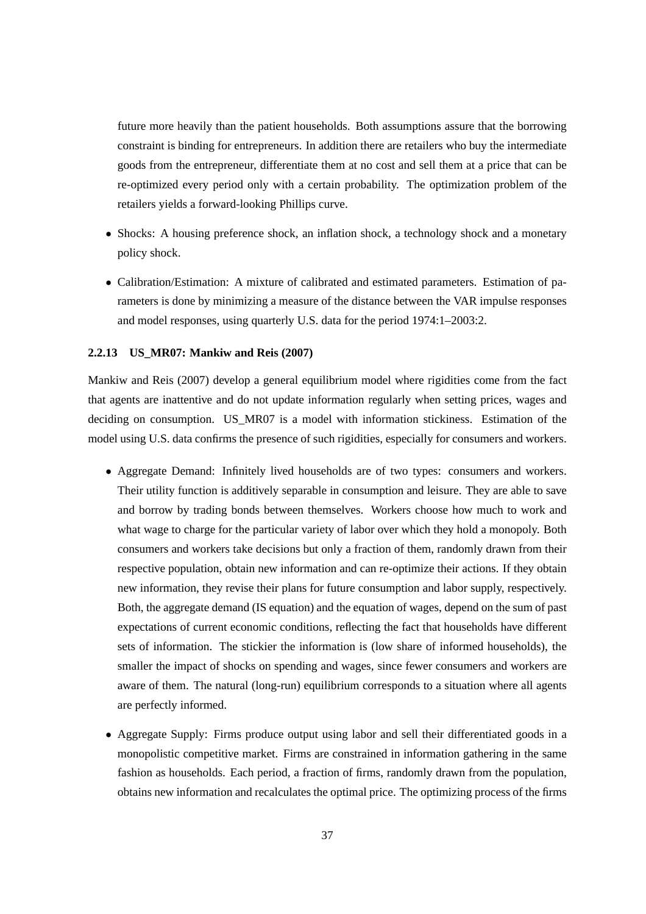future more heavily than the patient households. Both assumptions assure that the borrowing constraint is binding for entrepreneurs. In addition there are retailers who buy the intermediate goods from the entrepreneur, differentiate them at no cost and sell them at a price that can be re-optimized every period only with a certain probability. The optimization problem of the retailers yields a forward-looking Phillips curve.

- Shocks: A housing preference shock, an inflation shock, a technology shock and a monetary policy shock.
- Calibration/Estimation: A mixture of calibrated and estimated parameters. Estimation of parameters is done by minimizing a measure of the distance between the VAR impulse responses and model responses, using quarterly U.S. data for the period 1974:1–2003:2.

#### 2.2.13 US_MR07: Mankiw and Reis (2007)

Mankiw and Reis (2007) develop a general equilibrium model where rigidities come from the fact that agents are inattentive and do not update information regularly when setting prices, wages and deciding on consumption. US_MR07 is a model with information stickiness. Estimation of the model using U.S. data confirms the presence of such rigidities, especially for consumers and workers.

- Aggregate Demand: Infinitely lived households are of two types: consumers and workers. Their utility function is additively separable in consumption and leisure. They are able to save and borrow by trading bonds between themselves. Workers choose how much to work and what wage to charge for the particular variety of labor over which they hold a monopoly. Both consumers and workers take decisions but only a fraction of them, randomly drawn from their respective population, obtain new information and can re-optimize their actions. If they obtain new information, they revise their plans for future consumption and labor supply, respectively. Both, the aggregate demand (IS equation) and the equation of wages, depend on the sum of past expectations of current economic conditions, reflecting the fact that households have different sets of information. The stickier the information is (low share of informed households), the smaller the impact of shocks on spending and wages, since fewer consumers and workers are aware of them. The natural (long-run) equilibrium corresponds to a situation where all agents are perfectly informed.
- Aggregate Supply: Firms produce output using labor and sell their differentiated goods in a monopolistic competitive market. Firms are constrained in information gathering in the same fashion as households. Each period, a fraction of firms, randomly drawn from the population, obtains new information and recalculates the optimal price. The optimizing process of the firms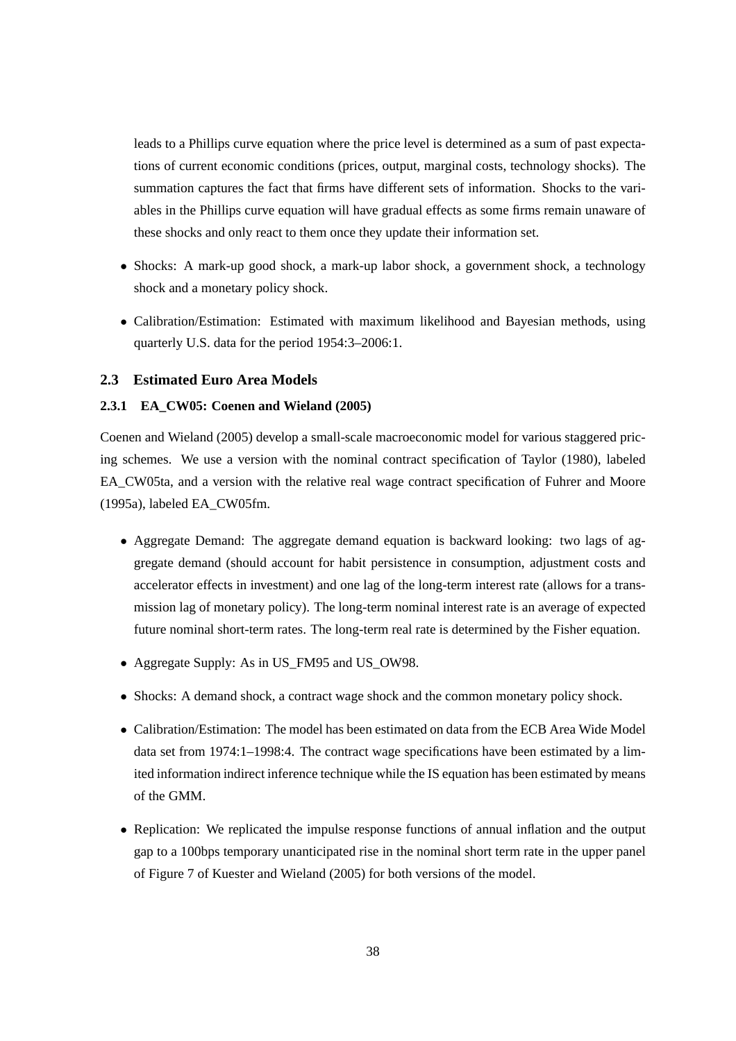leads to a Phillips curve equation where the price level is determined as a sum of past expectations of current economic conditions (prices, output, marginal costs, technology shocks). The summation captures the fact that firms have different sets of information. Shocks to the variables in the Phillips curve equation will have gradual effects as some firms remain unaware of these shocks and only react to them once they update their information set.

- Shocks: A mark-up good shock, a mark-up labor shock, a government shock, a technology shock and a monetary policy shock.
- Calibration/Estimation: Estimated with maximum likelihood and Bayesian methods, using quarterly U.S. data for the period 1954:3–2006:1.

### 2.3 Estimated Euro Area Models

#### 2.3.1 EA_CW05: Coenen and Wieland (2005)

Coenen and Wieland (2005) develop a small-scale macroeconomic model for various staggered pricing schemes. We use a version with the nominal contract specification of Taylor (1980), labeled EA_CW05ta, and a version with the relative real wage contract specification of Fuhrer and Moore (1995a), labeled EA_CW05fm.

- Aggregate Demand: The aggregate demand equation is backward looking: two lags of aggregate demand (should account for habit persistence in consumption, adjustment costs and accelerator effects in investment) and one lag of the long-term interest rate (allows for a transmission lag of monetary policy). The long-term nominal interest rate is an average of expected future nominal short-term rates. The long-term real rate is determined by the Fisher equation.
- Aggregate Supply: As in US_FM95 and US_OW98.
- Shocks: A demand shock, a contract wage shock and the common monetary policy shock.
- Calibration/Estimation: The model has been estimated on data from the ECB Area Wide Model data set from 1974:1–1998:4. The contract wage specifications have been estimated by a limited information indirect inference technique while the IS equation has been estimated by means of the GMM.
- Replication: We replicated the impulse response functions of annual inflation and the output gap to a 100bps temporary unanticipated rise in the nominal short term rate in the upper panel of Figure 7 of Kuester and Wieland (2005) for both versions of the model.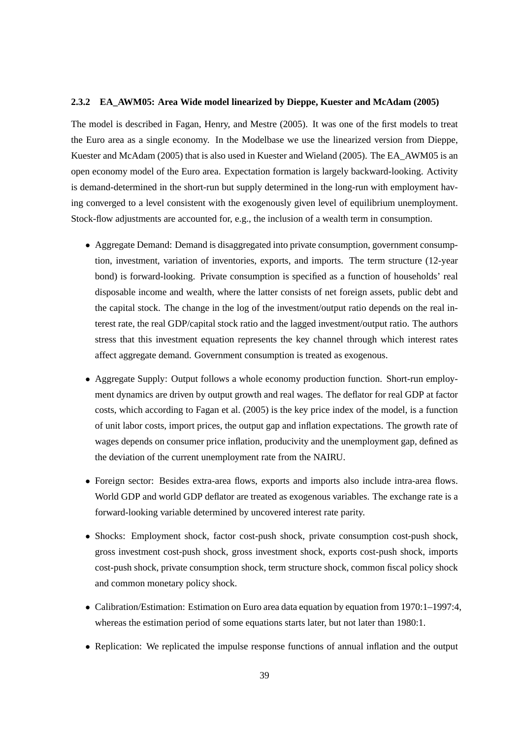### 2.3.2 EA_AWM05: Area Wide model linearized by Dieppe, Kuester and McAdam (2005)

The model is described in Fagan, Henry, and Mestre (2005). It was one of the first models to treat the Euro area as a single economy. In the Modelbase we use the linearized version from Dieppe, Kuester and McAdam (2005) that is also used in Kuester and Wieland (2005). The EA_AWM05 is an open economy model of the Euro area. Expectation formation is largely backward-looking. Activity is demand-determined in the short-run but supply determined in the long-run with employment having converged to a level consistent with the exogenously given level of equilibrium unemployment. Stock-flow adjustments are accounted for, e.g., the inclusion of a wealth term in consumption.

- Aggregate Demand: Demand is disaggregated into private consumption, government consumption, investment, variation of inventories, exports, and imports. The term structure (12-year bond) is forward-looking. Private consumption is specified as a function of households' real disposable income and wealth, where the latter consists of net foreign assets, public debt and the capital stock. The change in the log of the investment/output ratio depends on the real interest rate, the real GDP/capital stock ratio and the lagged investment/output ratio. The authors stress that this investment equation represents the key channel through which interest rates affect aggregate demand. Government consumption is treated as exogenous.
- Aggregate Supply: Output follows a whole economy production function. Short-run employment dynamics are driven by output growth and real wages. The deflator for real GDP at factor costs, which according to Fagan et al. (2005) is the key price index of the model, is a function of unit labor costs, import prices, the output gap and inflation expectations. The growth rate of wages depends on consumer price inflation, producivity and the unemployment gap, defined as the deviation of the current unemployment rate from the NAIRU.
- Foreign sector: Besides extra-area flows, exports and imports also include intra-area flows. World GDP and world GDP deflator are treated as exogenous variables. The exchange rate is a forward-looking variable determined by uncovered interest rate parity.
- Shocks: Employment shock, factor cost-push shock, private consumption cost-push shock, gross investment cost-push shock, gross investment shock, exports cost-push shock, imports cost-push shock, private consumption shock, term structure shock, common fiscal policy shock and common monetary policy shock.
- Calibration/Estimation: Estimation on Euro area data equation by equation from 1970:1–1997:4, whereas the estimation period of some equations starts later, but not later than 1980:1.
- Replication: We replicated the impulse response functions of annual inflation and the output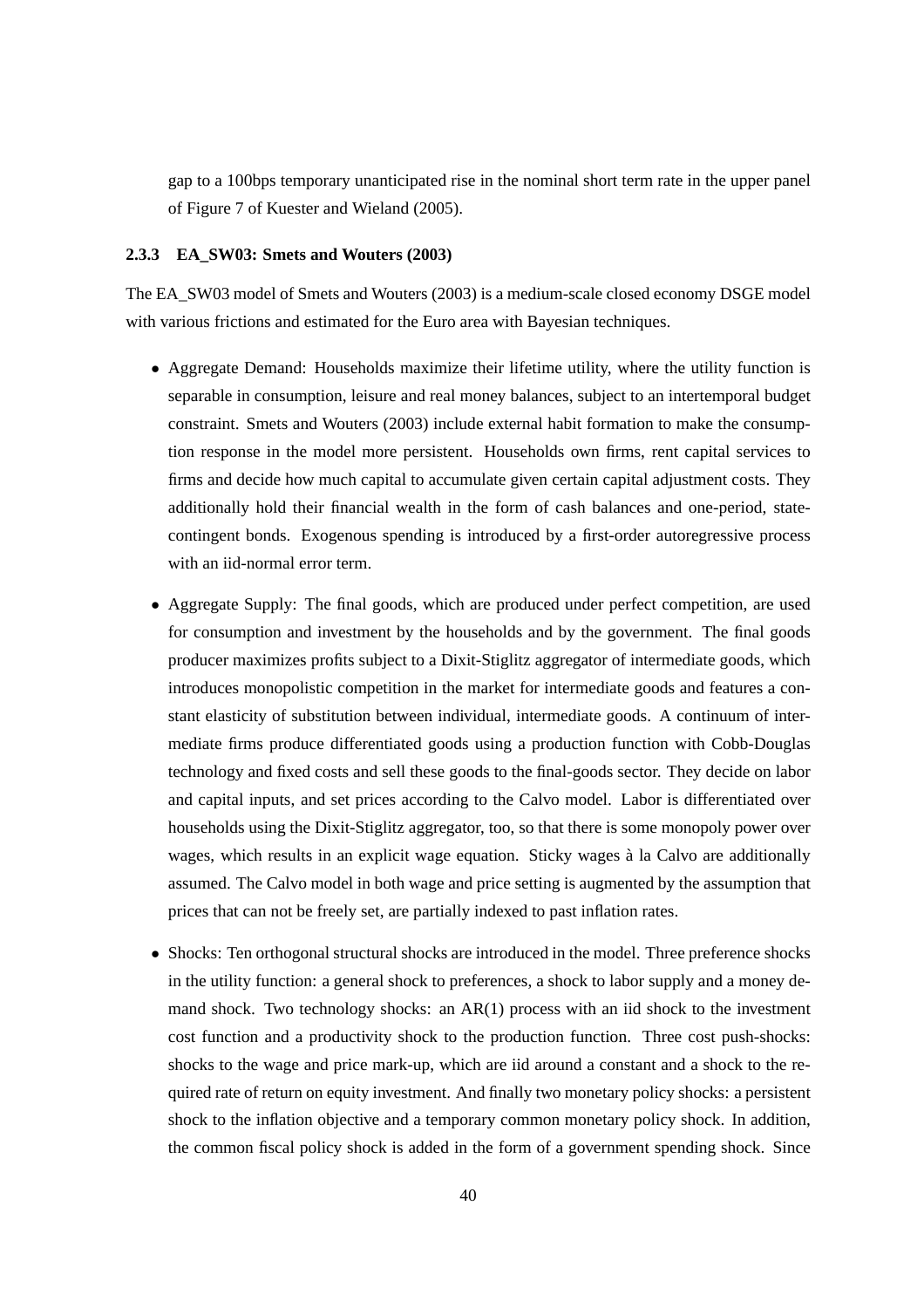gap to a 100bps temporary unanticipated rise in the nominal short term rate in the upper panel of Figure 7 of Kuester and Wieland (2005).

### 2.3.3 EA_SW03: Smets and Wouters (2003)

The EA_SW03 model of Smets and Wouters (2003) is a medium-scale closed economy DSGE model with various frictions and estimated for the Euro area with Bayesian techniques.

- Aggregate Demand: Households maximize their lifetime utility, where the utility function is separable in consumption, leisure and real money balances, subject to an intertemporal budget constraint. Smets and Wouters (2003) include external habit formation to make the consumption response in the model more persistent. Households own firms, rent capital services to firms and decide how much capital to accumulate given certain capital adjustment costs. They additionally hold their financial wealth in the form of cash balances and one-period, state-contingent bonds. Exogenous spending is introduced by a first-order autoregressive process with an iid-normal error term.

- Aggregate Supply: The final goods, which are produced under perfect competition, are used for consumption and investment by the households and by the government. The final goods producer maximizes profits subject to a Dixit-Stiglitz aggregator of intermediate goods, which introduces monopolistic competition in the market for intermediate goods and features a constant elasticity of substitution between individual, intermediate goods. A continuum of intermediate firms produce differentiated goods using a production function with Cobb-Douglas technology and fixed costs and sell these goods to the final-goods sector. They decide on labor and capital inputs, and set prices according to the Calvo model. Labor is differentiated over households using the Dixit-Stiglitz aggregator, too, so that there is some monopoly power over wages, which results in an explicit wage equation. Sticky wages à la Calvo are additionally assumed. The Calvo model in both wage and price setting is augmented by the assumption that prices that can not be freely set, are partially indexed to past inflation rates.

- Shocks: Ten orthogonal structural shocks are introduced in the model. Three preference shocks in the utility function: a general shock to preferences, a shock to labor supply and a money demand shock. Two technology shocks: an AR(1) process with an iid shock to the investment cost function and a productivity shock to the production function. Three cost push-shocks: shocks to the wage and price mark-up, which are iid around a constant and a shock to the required rate of return on equity investment. And finally two monetary policy shocks: a persistent shock to the inflation objective and a temporary common monetary policy shock. In addition, the common fiscal policy shock is added in the form of a government spending shock. Since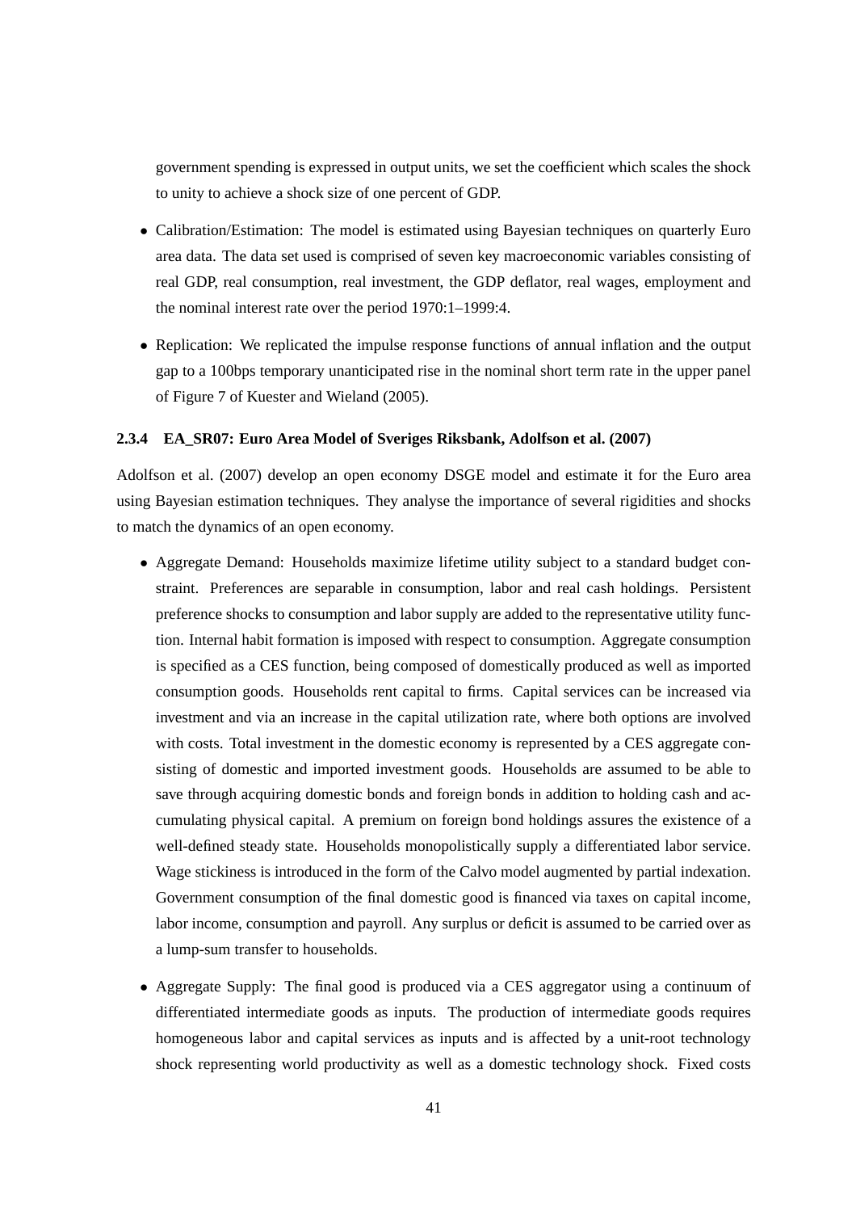government spending is expressed in output units, we set the coefficient which scales the shock to unity to achieve a shock size of one percent of GDP.

- Calibration/Estimation: The model is estimated using Bayesian techniques on quarterly Euro area data. The data set used is comprised of seven key macroeconomic variables consisting of real GDP, real consumption, real investment, the GDP deflator, real wages, employment and the nominal interest rate over the period 1970:1–1999:4.

- Replication: We replicated the impulse response functions of annual inflation and the output gap to a 100bps temporary unanticipated rise in the nominal short term rate in the upper panel of Figure 7 of Kuester and Wieland (2005).

#### 2.3.4 EA_SR07: Euro Area Model of Sveriges Riksbank, Adolfson et al. (2007)

Adolfson et al. (2007) develop an open economy DSGE model and estimate it for the Euro area using Bayesian estimation techniques. They analyse the importance of several rigidities and shocks to match the dynamics of an open economy.

- Aggregate Demand: Households maximize lifetime utility subject to a standard budget constraint. Preferences are separable in consumption, labor and real cash holdings. Persistent preference shocks to consumption and labor supply are added to the representative utility function. Internal habit formation is imposed with respect to consumption. Aggregate consumption is specified as a CES function, being composed of domestically produced as well as imported consumption goods. Households rent capital to firms. Capital services can be increased via investment and via an increase in the capital utilization rate, where both options are involved with costs. Total investment in the domestic economy is represented by a CES aggregate consisting of domestic and imported investment goods. Households are assumed to be able to save through acquiring domestic bonds and foreign bonds in addition to holding cash and accumulating physical capital. A premium on foreign bond holdings assures the existence of a well-defined steady state. Households monopolistically supply a differentiated labor service. Wage stickiness is introduced in the form of the Calvo model augmented by partial indexation. Government consumption of the final domestic good is financed via taxes on capital income, labor income, consumption and payroll. Any surplus or deficit is assumed to be carried over as a lump-sum transfer to households.

- Aggregate Supply: The final good is produced via a CES aggregator using a continuum of differentiated intermediate goods as inputs. The production of intermediate goods requires homogeneous labor and capital services as inputs and is affected by a unit-root technology shock representing world productivity as well as a domestic technology shock. Fixed costs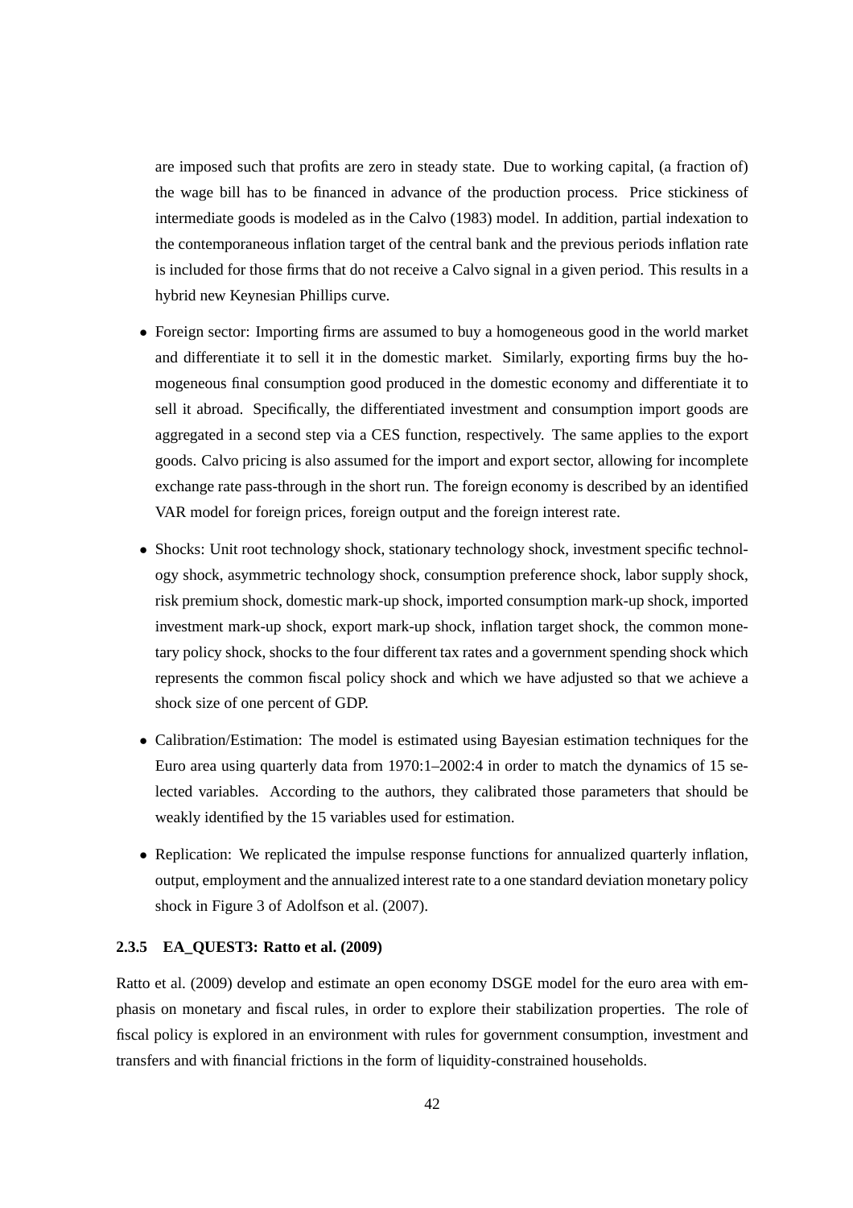are imposed such that profits are zero in steady state. Due to working capital, (a fraction of) the wage bill has to be financed in advance of the production process. Price stickiness of intermediate goods is modeled as in the Calvo (1983) model. In addition, partial indexation to the contemporaneous inflation target of the central bank and the previous periods inflation rate is included for those firms that do not receive a Calvo signal in a given period. This results in a hybrid new Keynesian Phillips curve.

- Foreign sector: Importing firms are assumed to buy a homogeneous good in the world market and differentiate it to sell it in the domestic market. Similarly, exporting firms buy the homogeneous final consumption good produced in the domestic economy and differentiate it to sell it abroad. Specifically, the differentiated investment and consumption import goods are aggregated in a second step via a CES function, respectively. The same applies to the export goods. Calvo pricing is also assumed for the import and export sector, allowing for incomplete exchange rate pass-through in the short run. The foreign economy is described by an identified VAR model for foreign prices, foreign output and the foreign interest rate.

- Shocks: Unit root technology shock, stationary technology shock, investment specific technology shock, asymmetric technology shock, consumption preference shock, labor supply shock, risk premium shock, domestic mark-up shock, imported consumption mark-up shock, imported investment mark-up shock, export mark-up shock, inflation target shock, the common monetary policy shock, shocks to the four different tax rates and a government spending shock which represents the common fiscal policy shock and which we have adjusted so that we achieve a shock size of one percent of GDP.

- Calibration/Estimation: The model is estimated using Bayesian estimation techniques for the Euro area using quarterly data from 1970:1–2002:4 in order to match the dynamics of 15 selected variables. According to the authors, they calibrated those parameters that should be weakly identified by the 15 variables used for estimation.

- Replication: We replicated the impulse response functions for annualized quarterly inflation, output, employment and the annualized interest rate to a one standard deviation monetary policy shock in Figure 3 of Adolfson et al. (2007).

#### 2.3.5 EA_QUEST3: Ratto et al. (2009)

Ratto et al. (2009) develop and estimate an open economy DSGE model for the euro area with emphasis on monetary and fiscal rules, in order to explore their stabilization properties. The role of fiscal policy is explored in an environment with rules for government consumption, investment and transfers and with financial frictions in the form of liquidity-constrained households.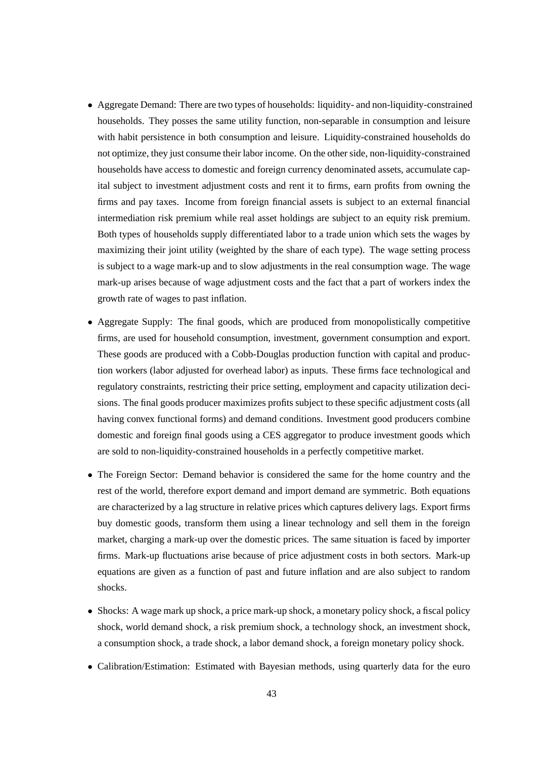- Aggregate Demand: There are two types of households: liquidity- and non-liquidity-constrained households. They posses the same utility function, non-separable in consumption and leisure with habit persistence in both consumption and leisure. Liquidity-constrained households do not optimize, they just consume their labor income. On the other side, non-liquidity-constrained households have access to domestic and foreign currency denominated assets, accumulate capital subject to investment adjustment costs and rent it to firms, earn profits from owning the firms and pay taxes. Income from foreign financial assets is subject to an external financial intermediation risk premium while real asset holdings are subject to an equity risk premium. Both types of households supply differentiated labor to a trade union which sets the wages by maximizing their joint utility (weighted by the share of each type). The wage setting process is subject to a wage mark-up and to slow adjustments in the real consumption wage. The wage mark-up arises because of wage adjustment costs and the fact that a part of workers index the growth rate of wages to past inflation.

- Aggregate Supply: The final goods, which are produced from monopolistically competitive firms, are used for household consumption, investment, government consumption and export. These goods are produced with a Cobb-Douglas production function with capital and production workers (labor adjusted for overhead labor) as inputs. These firms face technological and regulatory constraints, restricting their price setting, employment and capacity utilization decisions. The final goods producer maximizes profits subject to these specific adjustment costs (all having convex functional forms) and demand conditions. Investment good producers combine domestic and foreign final goods using a CES aggregator to produce investment goods which are sold to non-liquidity-constrained households in a perfectly competitive market.

- The Foreign Sector: Demand behavior is considered the same for the home country and the rest of the world, therefore export demand and import demand are symmetric. Both equations are characterized by a lag structure in relative prices which captures delivery lags. Export firms buy domestic goods, transform them using a linear technology and sell them in the foreign market, charging a mark-up over the domestic prices. The same situation is faced by importer firms. Mark-up fluctuations arise because of price adjustment costs in both sectors. Mark-up equations are given as a function of past and future inflation and are also subject to random shocks.

- Shocks: A wage mark up shock, a price mark-up shock, a monetary policy shock, a fiscal policy shock, world demand shock, a risk premium shock, a technology shock, an investment shock, a consumption shock, a trade shock, a labor demand shock, a foreign monetary policy shock.

- Calibration/Estimation: Estimated with Bayesian methods, using quarterly data for the euro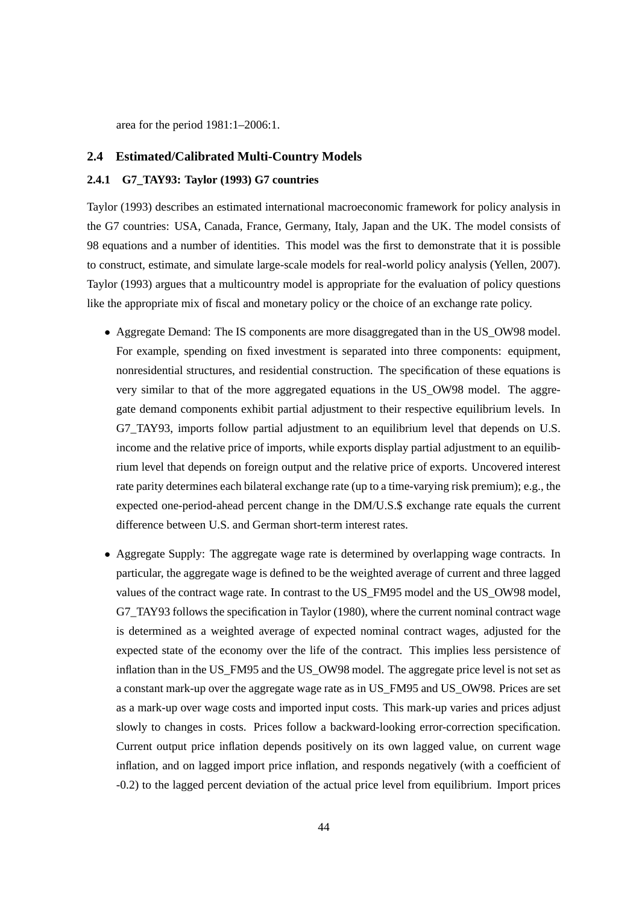area for the period 1981:1–2006:1.

## 2.4 Estimated/Calibrated Multi-Country Models

### 2.4.1 G7_TAY93: Taylor (1993) G7 countries

Taylor (1993) describes an estimated international macroeconomic framework for policy analysis in the G7 countries: USA, Canada, France, Germany, Italy, Japan and the UK. The model consists of 98 equations and a number of identities. This model was the first to demonstrate that it is possible to construct, estimate, and simulate large-scale models for real-world policy analysis (Yellen, 2007). Taylor (1993) argues that a multicountry model is appropriate for the evaluation of policy questions like the appropriate mix of fiscal and monetary policy or the choice of an exchange rate policy.

- Aggregate Demand: The IS components are more disaggregated than in the US_OW98 model. For example, spending on fixed investment is separated into three components: equipment, nonresidential structures, and residential construction. The specification of these equations is very similar to that of the more aggregated equations in the US_OW98 model. The aggregate demand components exhibit partial adjustment to their respective equilibrium levels. In G7_TAY93, imports follow partial adjustment to an equilibrium level that depends on U.S. income and the relative price of imports, while exports display partial adjustment to an equilibrium level that depends on foreign output and the relative price of exports. Uncovered interest rate parity determines each bilateral exchange rate (up to a time-varying risk premium); e.g., the expected one-period-ahead percent change in the DM/U.S.$ exchange rate equals the current difference between U.S. and German short-term interest rates.

- Aggregate Supply: The aggregate wage rate is determined by overlapping wage contracts. In particular, the aggregate wage is defined to be the weighted average of current and three lagged values of the contract wage rate. In contrast to the US_FM95 model and the US_OW98 model, G7_TAY93 follows the specification in Taylor (1980), where the current nominal contract wage is determined as a weighted average of expected nominal contract wages, adjusted for the expected state of the economy over the life of the contract. This implies less persistence of inflation than in the US_FM95 and the US_OW98 model. The aggregate price level is not set as a constant mark-up over the aggregate wage rate as in US_FM95 and US_OW98. Prices are set as a mark-up over wage costs and imported input costs. This mark-up varies and prices adjust slowly to changes in costs. Prices follow a backward-looking error-correction specification. Current output price inflation depends positively on its own lagged value, on current wage inflation, and on lagged import price inflation, and responds negatively (with a coefficient of -0.2) to the lagged percent deviation of the actual price level from equilibrium. Import prices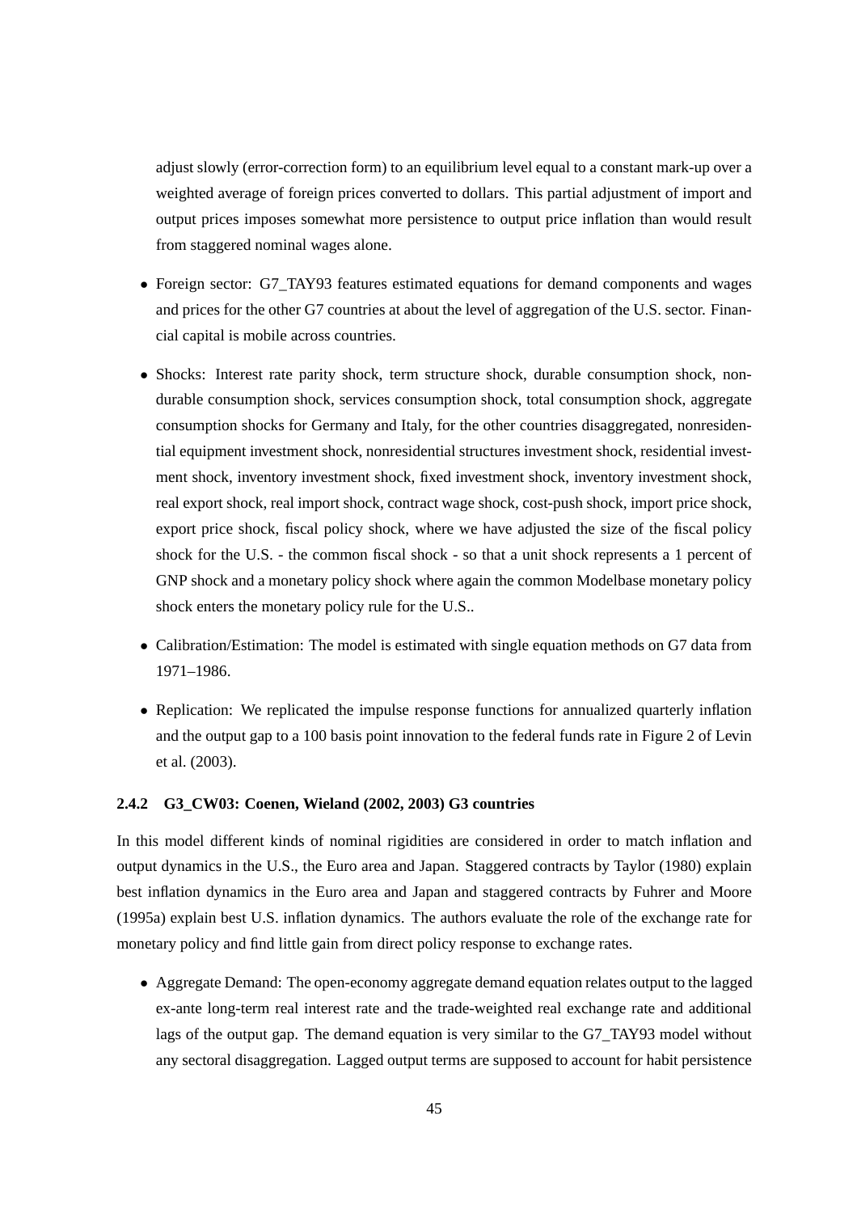adjust slowly (error-correction form) to an equilibrium level equal to a constant mark-up over a weighted average of foreign prices converted to dollars. This partial adjustment of import and output prices imposes somewhat more persistence to output price inflation than would result from staggered nominal wages alone.

- Foreign sector: G7_TAY93 features estimated equations for demand components and wages and prices for the other G7 countries at about the level of aggregation of the U.S. sector. Financial capital is mobile across countries.
- Shocks: Interest rate parity shock, term structure shock, durable consumption shock, nondurable consumption shock, services consumption shock, total consumption shock, aggregate consumption shocks for Germany and Italy, for the other countries disaggregated, nonresidential equipment investment shock, nonresidential structures investment shock, residential investment shock, inventory investment shock, fixed investment shock, inventory investment shock, real export shock, real import shock, contract wage shock, cost-push shock, import price shock, export price shock, fiscal policy shock, where we have adjusted the size of the fiscal policy shock for the U.S. - the common fiscal shock - so that a unit shock represents a 1 percent of GNP shock and a monetary policy shock where again the common Modelbase monetary policy shock enters the monetary policy rule for the U.S..
- Calibration/Estimation: The model is estimated with single equation methods on G7 data from 1971–1986.
- Replication: We replicated the impulse response functions for annualized quarterly inflation and the output gap to a 100 basis point innovation to the federal funds rate in Figure 2 of Levin et al. (2003).

### 2.4.2 G3_CW03: Coenen, Wieland (2002, 2003) G3 countries

In this model different kinds of nominal rigidities are considered in order to match inflation and output dynamics in the U.S., the Euro area and Japan. Staggered contracts by Taylor (1980) explain best inflation dynamics in the Euro area and Japan and staggered contracts by Fuhrer and Moore (1995a) explain best U.S. inflation dynamics. The authors evaluate the role of the exchange rate for monetary policy and find little gain from direct policy response to exchange rates.

- Aggregate Demand: The open-economy aggregate demand equation relates output to the lagged ex-ante long-term real interest rate and the trade-weighted real exchange rate and additional lags of the output gap. The demand equation is very similar to the G7_TAY93 model without any sectoral disaggregation. Lagged output terms are supposed to account for habit persistence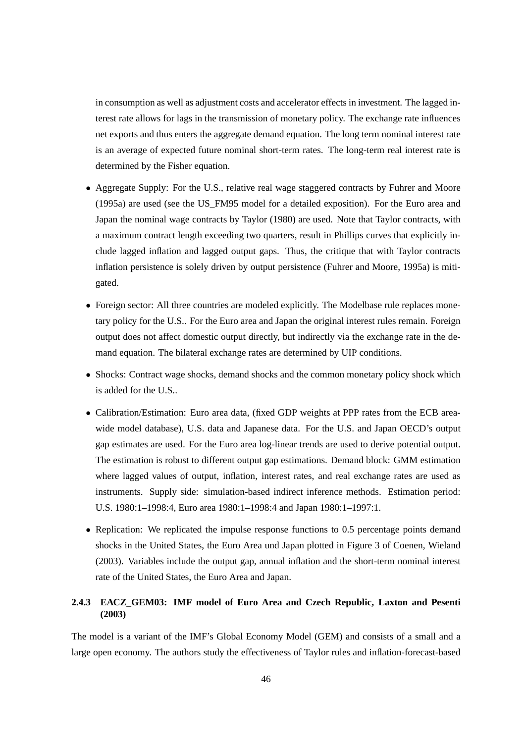in consumption as well as adjustment costs and accelerator effects in investment. The lagged interest rate allows for lags in the transmission of monetary policy. The exchange rate influences net exports and thus enters the aggregate demand equation. The long term nominal interest rate is an average of expected future nominal short-term rates. The long-term real interest rate is determined by the Fisher equation.

- Aggregate Supply: For the U.S., relative real wage staggered contracts by Fuhrer and Moore (1995a) are used (see the US_FM95 model for a detailed exposition). For the Euro area and Japan the nominal wage contracts by Taylor (1980) are used. Note that Taylor contracts, with a maximum contract length exceeding two quarters, result in Phillips curves that explicitly include lagged inflation and lagged output gaps. Thus, the critique that with Taylor contracts inflation persistence is solely driven by output persistence (Fuhrer and Moore, 1995a) is mitigated.
- Foreign sector: All three countries are modeled explicitly. The Modelbase rule replaces monetary policy for the U.S.. For the Euro area and Japan the original interest rules remain. Foreign output does not affect domestic output directly, but indirectly via the exchange rate in the demand equation. The bilateral exchange rates are determined by UIP conditions.
- Shocks: Contract wage shocks, demand shocks and the common monetary policy shock which is added for the U.S..
- Calibration/Estimation: Euro area data, (fixed GDP weights at PPP rates from the ECB area-wide model database), U.S. data and Japanese data. For the U.S. and Japan OECD's output gap estimates are used. For the Euro area log-linear trends are used to derive potential output. The estimation is robust to different output gap estimations. Demand block: GMM estimation where lagged values of output, inflation, interest rates, and real exchange rates are used as instruments. Supply side: simulation-based indirect inference methods. Estimation period: U.S. 1980:1–1998:4, Euro area 1980:1–1998:4 and Japan 1980:1–1997:1.
- Replication: We replicated the impulse response functions to 0.5 percentage points demand shocks in the United States, the Euro Area und Japan plotted in Figure 3 of Coenen, Wieland (2003). Variables include the output gap, annual inflation and the short-term nominal interest rate of the United States, the Euro Area and Japan.

### 2.4.3 EACZ_GEM03: IMF model of Euro Area and Czech Republic, Laxton and Pesenti (2003)

The model is a variant of the IMF's Global Economy Model (GEM) and consists of a small and a large open economy. The authors study the effectiveness of Taylor rules and inflation-forecast-based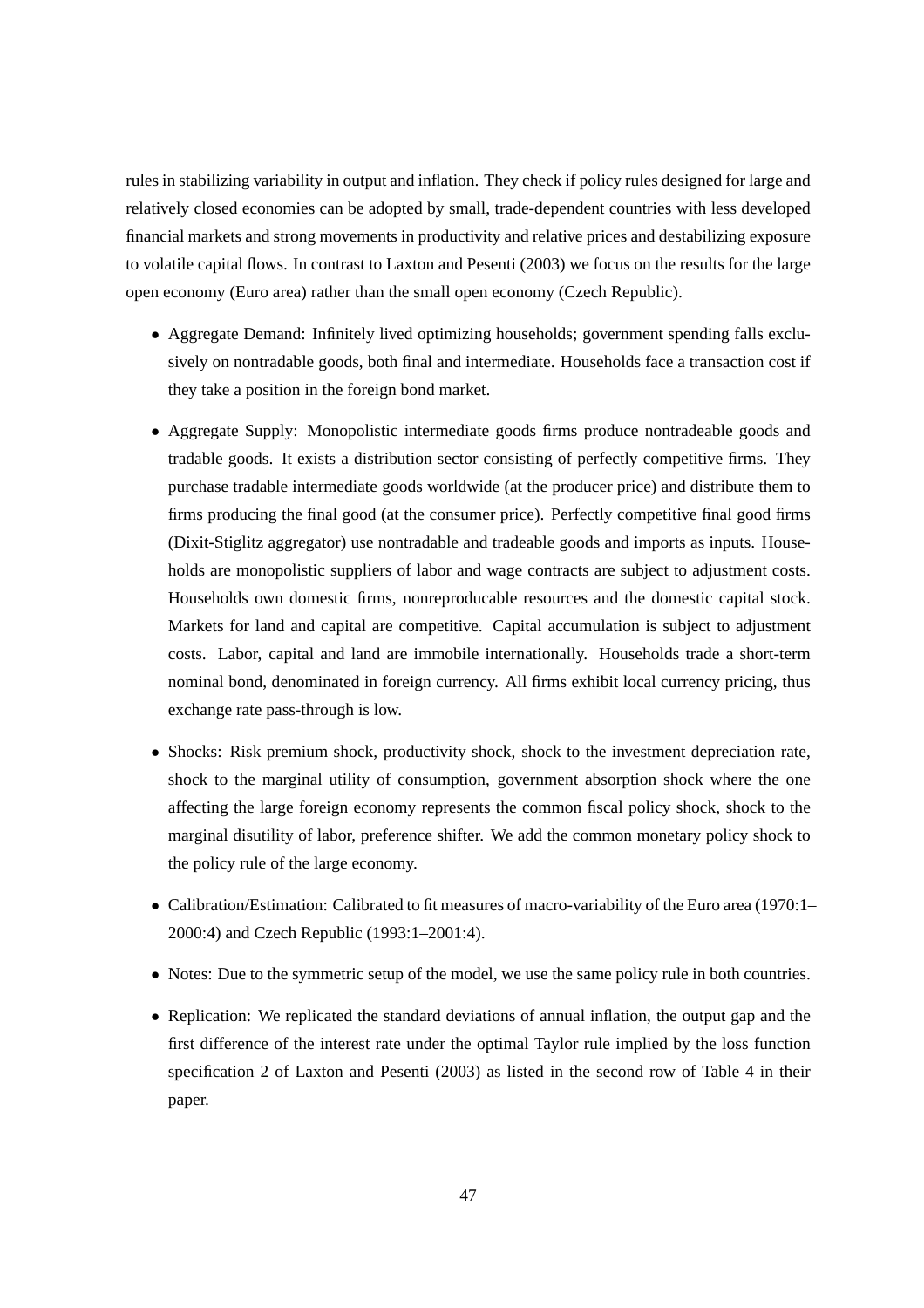rules in stabilizing variability in output and inflation. They check if policy rules designed for large and relatively closed economies can be adopted by small, trade-dependent countries with less developed financial markets and strong movements in productivity and relative prices and destabilizing exposure to volatile capital flows. In contrast to Laxton and Pesenti (2003) we focus on the results for the large open economy (Euro area) rather than the small open economy (Czech Republic).

- Aggregate Demand: Infinitely lived optimizing households; government spending falls exclusively on nontradable goods, both final and intermediate. Households face a transaction cost if they take a position in the foreign bond market.

- Aggregate Supply: Monopolistic intermediate goods firms produce nontradeable goods and tradable goods. It exists a distribution sector consisting of perfectly competitive firms. They purchase tradable intermediate goods worldwide (at the producer price) and distribute them to firms producing the final good (at the consumer price). Perfectly competitive final good firms (Dixit-Stiglitz aggregator) use nontradable and tradeable goods and imports as inputs. Households are monopolistic suppliers of labor and wage contracts are subject to adjustment costs. Households own domestic firms, nonreproducable resources and the domestic capital stock. Markets for land and capital are competitive. Capital accumulation is subject to adjustment costs. Labor, capital and land are immobile internationally. Households trade a short-term nominal bond, denominated in foreign currency. All firms exhibit local currency pricing, thus exchange rate pass-through is low.

- Shocks: Risk premium shock, productivity shock, shock to the investment depreciation rate, shock to the marginal utility of consumption, government absorption shock where the one affecting the large foreign economy represents the common fiscal policy shock, shock to the marginal disutility of labor, preference shifter. We add the common monetary policy shock to the policy rule of the large economy.

- Calibration/Estimation: Calibrated to fit measures of macro-variability of the Euro area (1970:1–2000:4) and Czech Republic (1993:1–2001:4).

- Notes: Due to the symmetric setup of the model, we use the same policy rule in both countries.

- Replication: We replicated the standard deviations of annual inflation, the output gap and the first difference of the interest rate under the optimal Taylor rule implied by the loss function specification 2 of Laxton and Pesenti (2003) as listed in the second row of Table 4 in their paper.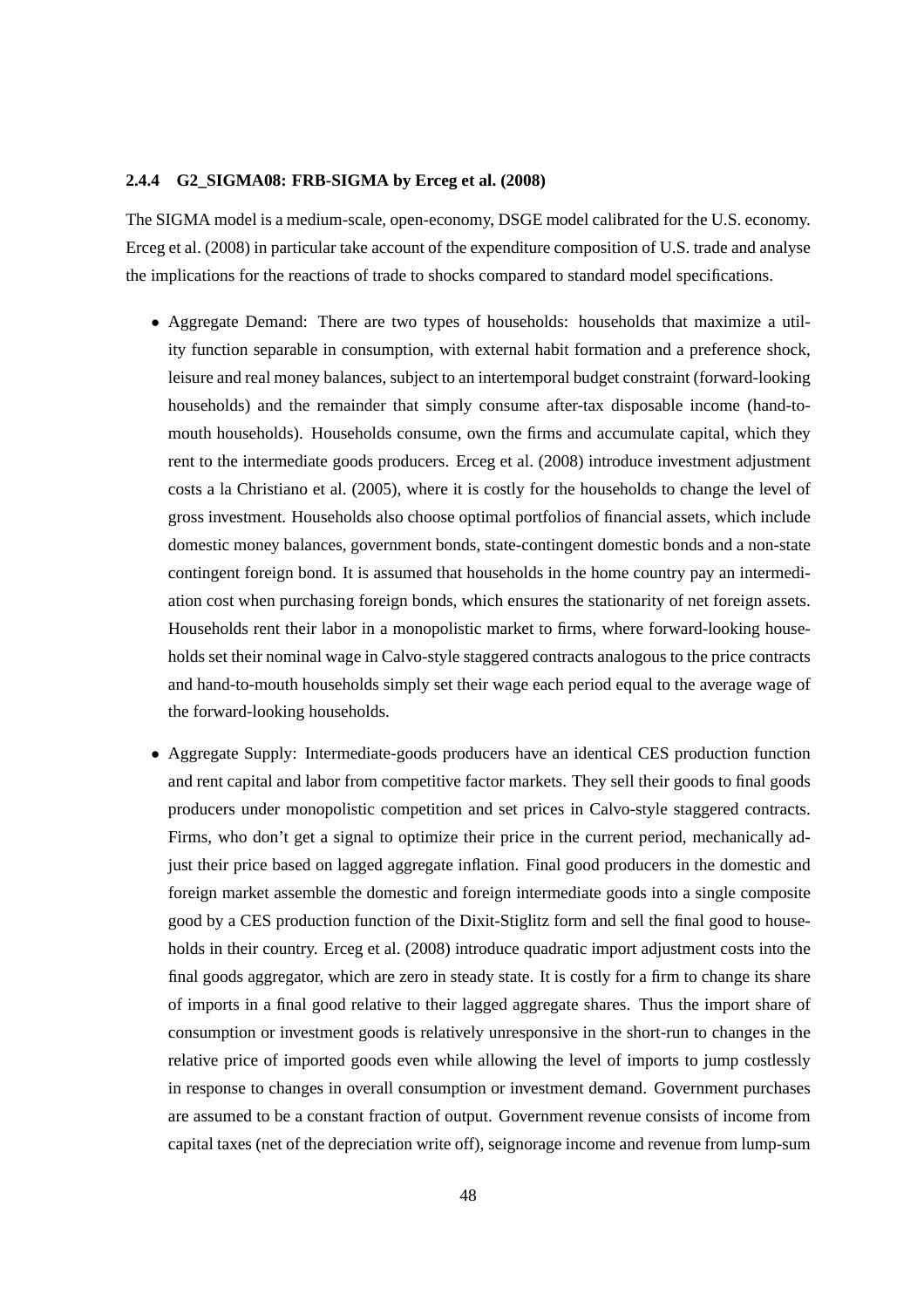#### 2.4.4 G2_SIGMA08: FRB-SIGMA by Erceg et al. (2008)

The SIGMA model is a medium-scale, open-economy, DSGE model calibrated for the U.S. economy. Erceg et al. (2008) in particular take account of the expenditure composition of U.S. trade and analyse the implications for the reactions of trade to shocks compared to standard model specifications.

- Aggregate Demand: There are two types of households: households that maximize a utility function separable in consumption, with external habit formation and a preference shock, leisure and real money balances, subject to an intertemporal budget constraint (forward-looking households) and the remainder that simply consume after-tax disposable income (hand-to-mouth households). Households consume, own the firms and accumulate capital, which they rent to the intermediate goods producers. Erceg et al. (2008) introduce investment adjustment costs a la Christiano et al. (2005), where it is costly for the households to change the level of gross investment. Households also choose optimal portfolios of financial assets, which include domestic money balances, government bonds, state-contingent domestic bonds and a non-state contingent foreign bond. It is assumed that households in the home country pay an intermediation cost when purchasing foreign bonds, which ensures the stationarity of net foreign assets. Households rent their labor in a monopolistic market to firms, where forward-looking households set their nominal wage in Calvo-style staggered contracts analogous to the price contracts and hand-to-mouth households simply set their wage each period equal to the average wage of the forward-looking households.

- Aggregate Supply: Intermediate-goods producers have an identical CES production function and rent capital and labor from competitive factor markets. They sell their goods to final goods producers under monopolistic competition and set prices in Calvo-style staggered contracts. Firms, who don't get a signal to optimize their price in the current period, mechanically adjust their price based on lagged aggregate inflation. Final good producers in the domestic and foreign market assemble the domestic and foreign intermediate goods into a single composite good by a CES production function of the Dixit-Stiglitz form and sell the final good to households in their country. Erceg et al. (2008) introduce quadratic import adjustment costs into the final goods aggregator, which are zero in steady state. It is costly for a firm to change its share of imports in a final good relative to their lagged aggregate shares. Thus the import share of consumption or investment goods is relatively unresponsive in the short-run to changes in the relative price of imported goods even while allowing the level of imports to jump costlessly in response to changes in overall consumption or investment demand. Government purchases are assumed to be a constant fraction of output. Government revenue consists of income from capital taxes (net of the depreciation write off), seignorage income and revenue from lump-sum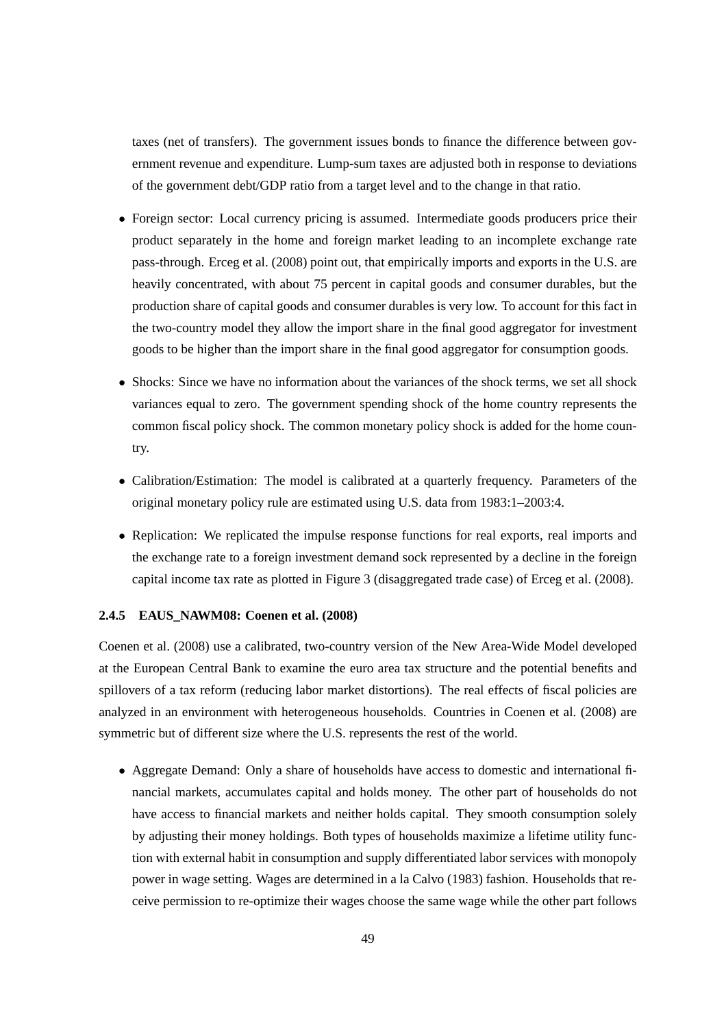taxes (net of transfers). The government issues bonds to finance the difference between government revenue and expenditure. Lump-sum taxes are adjusted both in response to deviations of the government debt/GDP ratio from a target level and to the change in that ratio.

- Foreign sector: Local currency pricing is assumed. Intermediate goods producers price their product separately in the home and foreign market leading to an incomplete exchange rate pass-through. Erceg et al. (2008) point out, that empirically imports and exports in the U.S. are heavily concentrated, with about 75 percent in capital goods and consumer durables, but the production share of capital goods and consumer durables is very low. To account for this fact in the two-country model they allow the import share in the final good aggregator for investment goods to be higher than the import share in the final good aggregator for consumption goods.

- Shocks: Since we have no information about the variances of the shock terms, we set all shock variances equal to zero. The government spending shock of the home country represents the common fiscal policy shock. The common monetary policy shock is added for the home country.

- Calibration/Estimation: The model is calibrated at a quarterly frequency. Parameters of the original monetary policy rule are estimated using U.S. data from 1983:1–2003:4.

- Replication: We replicated the impulse response functions for real exports, real imports and the exchange rate to a foreign investment demand sock represented by a decline in the foreign capital income tax rate as plotted in Figure 3 (disaggregated trade case) of Erceg et al. (2008).

#### 2.4.5 EAUS_NAWM08: Coenen et al. (2008)

Coenen et al. (2008) use a calibrated, two-country version of the New Area-Wide Model developed at the European Central Bank to examine the euro area tax structure and the potential benefits and spillovers of a tax reform (reducing labor market distortions). The real effects of fiscal policies are analyzed in an environment with heterogeneous households. Countries in Coenen et al. (2008) are symmetric but of different size where the U.S. represents the rest of the world.

- Aggregate Demand: Only a share of households have access to domestic and international financial markets, accumulates capital and holds money. The other part of households do not have access to financial markets and neither holds capital. They smooth consumption solely by adjusting their money holdings. Both types of households maximize a lifetime utility function with external habit in consumption and supply differentiated labor services with monopoly power in wage setting. Wages are determined in a a la Calvo (1983) fashion. Households that receive permission to re-optimize their wages choose the same wage while the other part follows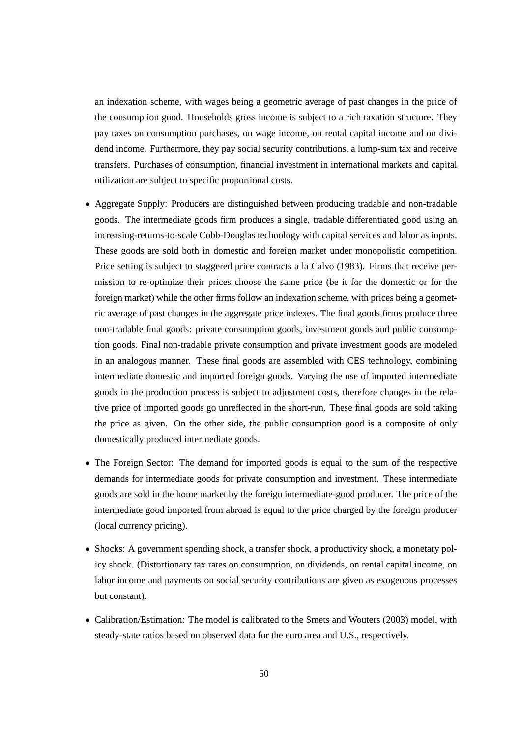an indexation scheme, with wages being a geometric average of past changes in the price of the consumption good. Households gross income is subject to a rich taxation structure. They pay taxes on consumption purchases, on wage income, on rental capital income and on dividend income. Furthermore, they pay social security contributions, a lump-sum tax and receive transfers. Purchases of consumption, financial investment in international markets and capital utilization are subject to specific proportional costs.

- Aggregate Supply: Producers are distinguished between producing tradable and non-tradable goods. The intermediate goods firm produces a single, tradable differentiated good using an increasing-returns-to-scale Cobb-Douglas technology with capital services and labor as inputs. These goods are sold both in domestic and foreign market under monopolistic competition. Price setting is subject to staggered price contracts a la Calvo (1983). Firms that receive permission to re-optimize their prices choose the same price (be it for the domestic or for the foreign market) while the other firms follow an indexation scheme, with prices being a geometric average of past changes in the aggregate price indexes. The final goods firms produce three non-tradable final goods: private consumption goods, investment goods and public consumption goods. Final non-tradable private consumption and private investment goods are modeled in an analogous manner. These final goods are assembled with CES technology, combining intermediate domestic and imported foreign goods. Varying the use of imported intermediate goods in the production process is subject to adjustment costs, therefore changes in the relative price of imported goods go unreflected in the short-run. These final goods are sold taking the price as given. On the other side, the public consumption good is a composite of only domestically produced intermediate goods.

- The Foreign Sector: The demand for imported goods is equal to the sum of the respective demands for intermediate goods for private consumption and investment. These intermediate goods are sold in the home market by the foreign intermediate-good producer. The price of the intermediate good imported from abroad is equal to the price charged by the foreign producer (local currency pricing).

- Shocks: A government spending shock, a transfer shock, a productivity shock, a monetary policy shock. (Distortionary tax rates on consumption, on dividends, on rental capital income, on labor income and payments on social security contributions are given as exogenous processes but constant).

- Calibration/Estimation: The model is calibrated to the Smets and Wouters (2003) model, with steady-state ratios based on observed data for the euro area and U.S., respectively.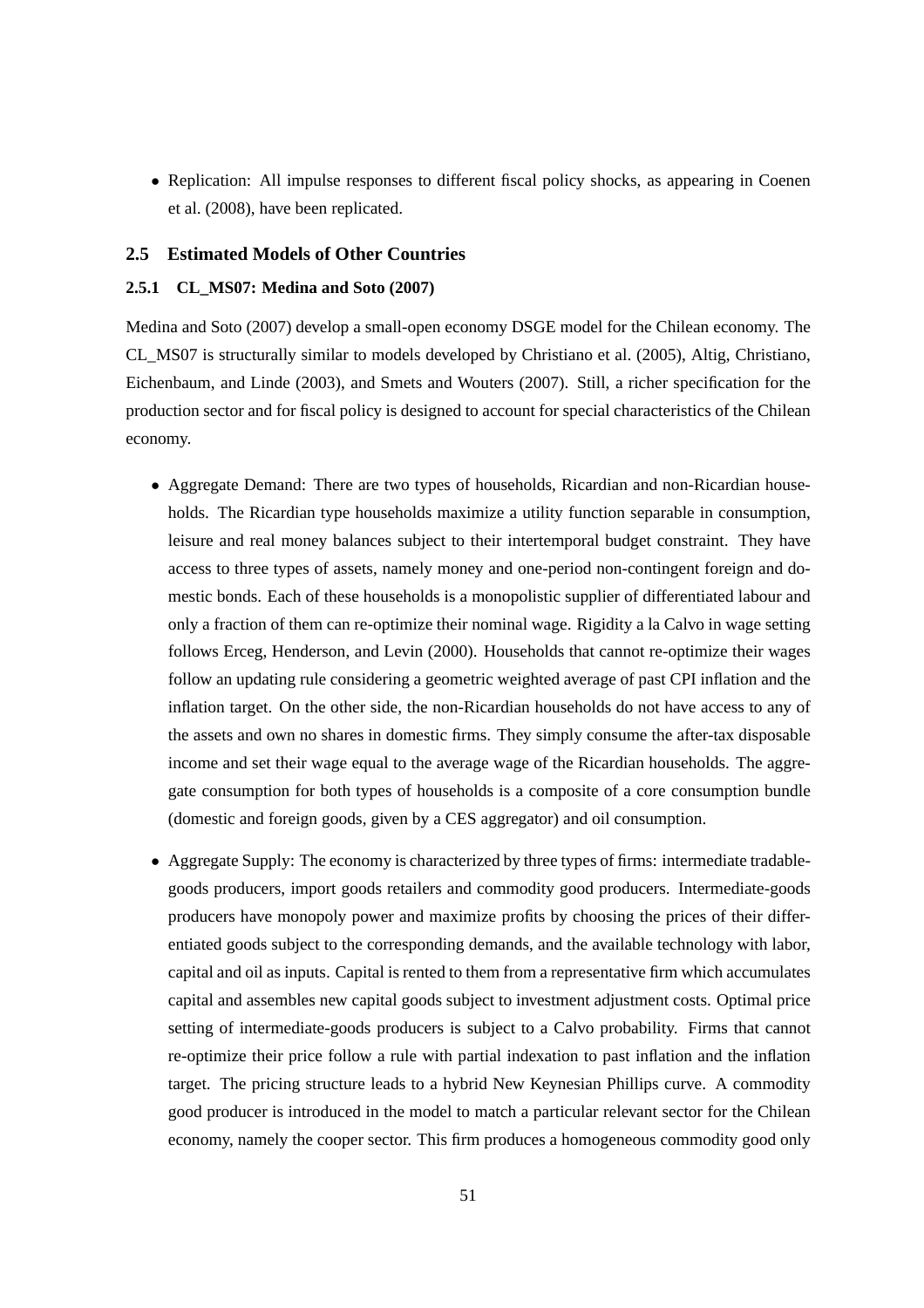- Replication: All impulse responses to different fiscal policy shocks, as appearing in Coenen et al. (2008), have been replicated.

## 2.5 Estimated Models of Other Countries

### 2.5.1 CL_MS07: Medina and Soto (2007)

Medina and Soto (2007) develop a small-open economy DSGE model for the Chilean economy. The CL_MS07 is structurally similar to models developed by Christiano et al. (2005), Altig, Christiano, Eichenbaum, and Linde (2003), and Smets and Wouters (2007). Still, a richer specification for the production sector and for fiscal policy is designed to account for special characteristics of the Chilean economy.

- Aggregate Demand: There are two types of households, Ricardian and non-Ricardian households. The Ricardian type households maximize a utility function separable in consumption, leisure and real money balances subject to their intertemporal budget constraint. They have access to three types of assets, namely money and one-period non-contingent foreign and domestic bonds. Each of these households is a monopolistic supplier of differentiated labour and only a fraction of them can re-optimize their nominal wage. Rigidity a la Calvo in wage setting follows Erceg, Henderson, and Levin (2000). Households that cannot re-optimize their wages follow an updating rule considering a geometric weighted average of past CPI inflation and the inflation target. On the other side, the non-Ricardian households do not have access to any of the assets and own no shares in domestic firms. They simply consume the after-tax disposable income and set their wage equal to the average wage of the Ricardian households. The aggregate consumption for both types of households is a composite of a core consumption bundle (domestic and foreign goods, given by a CES aggregator) and oil consumption.

- Aggregate Supply: The economy is characterized by three types of firms: intermediate tradable-goods producers, import goods retailers and commodity good producers. Intermediate-goods producers have monopoly power and maximize profits by choosing the prices of their differentiated goods subject to the corresponding demands, and the available technology with labor, capital and oil as inputs. Capital is rented to them from a representative firm which accumulates capital and assembles new capital goods subject to investment adjustment costs. Optimal price setting of intermediate-goods producers is subject to a Calvo probability. Firms that cannot re-optimize their price follow a rule with partial indexation to past inflation and the inflation target. The pricing structure leads to a hybrid New Keynesian Phillips curve. A commodity good producer is introduced in the model to match a particular relevant sector for the Chilean economy, namely the cooper sector. This firm produces a homogeneous commodity good only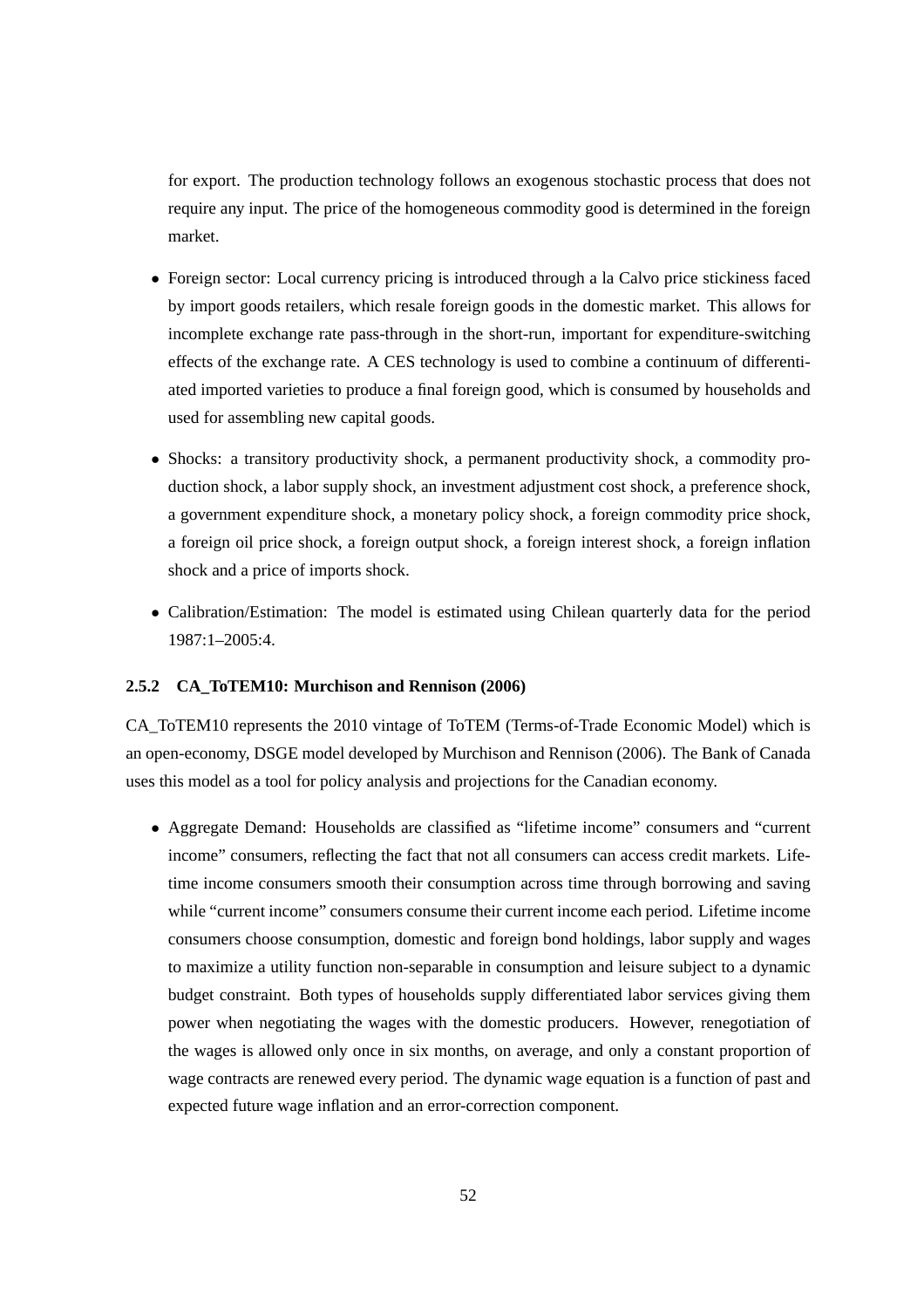for export. The production technology follows an exogenous stochastic process that does not require any input. The price of the homogeneous commodity good is determined in the foreign market.

- Foreign sector: Local currency pricing is introduced through a la Calvo price stickiness faced by import goods retailers, which resale foreign goods in the domestic market. This allows for incomplete exchange rate pass-through in the short-run, important for expenditure-switching effects of the exchange rate. A CES technology is used to combine a continuum of differentiated imported varieties to produce a final foreign good, which is consumed by households and used for assembling new capital goods.
- Shocks: a transitory productivity shock, a permanent productivity shock, a commodity production shock, a labor supply shock, an investment adjustment cost shock, a preference shock, a government expenditure shock, a monetary policy shock, a foreign commodity price shock, a foreign oil price shock, a foreign output shock, a foreign interest shock, a foreign inflation shock and a price of imports shock.
- Calibration/Estimation: The model is estimated using Chilean quarterly data for the period 1987:1–2005:4.

### 2.5.2 CA_ToTEM10: Murchison and Rennison (2006)

CA_ToTEM10 represents the 2010 vintage of ToTEM (Terms-of-Trade Economic Model) which is an open-economy, DSGE model developed by Murchison and Rennison (2006). The Bank of Canada uses this model as a tool for policy analysis and projections for the Canadian economy.

- Aggregate Demand: Households are classified as "lifetime income" consumers and "current income" consumers, reflecting the fact that not all consumers can access credit markets. Lifetime income consumers smooth their consumption across time through borrowing and saving while "current income" consumers consume their current income each period. Lifetime income consumers choose consumption, domestic and foreign bond holdings, labor supply and wages to maximize a utility function non-separable in consumption and leisure subject to a dynamic budget constraint. Both types of households supply differentiated labor services giving them power when negotiating the wages with the domestic producers. However, renegotiation of the wages is allowed only once in six months, on average, and only a constant proportion of wage contracts are renewed every period. The dynamic wage equation is a function of past and expected future wage inflation and an error-correction component.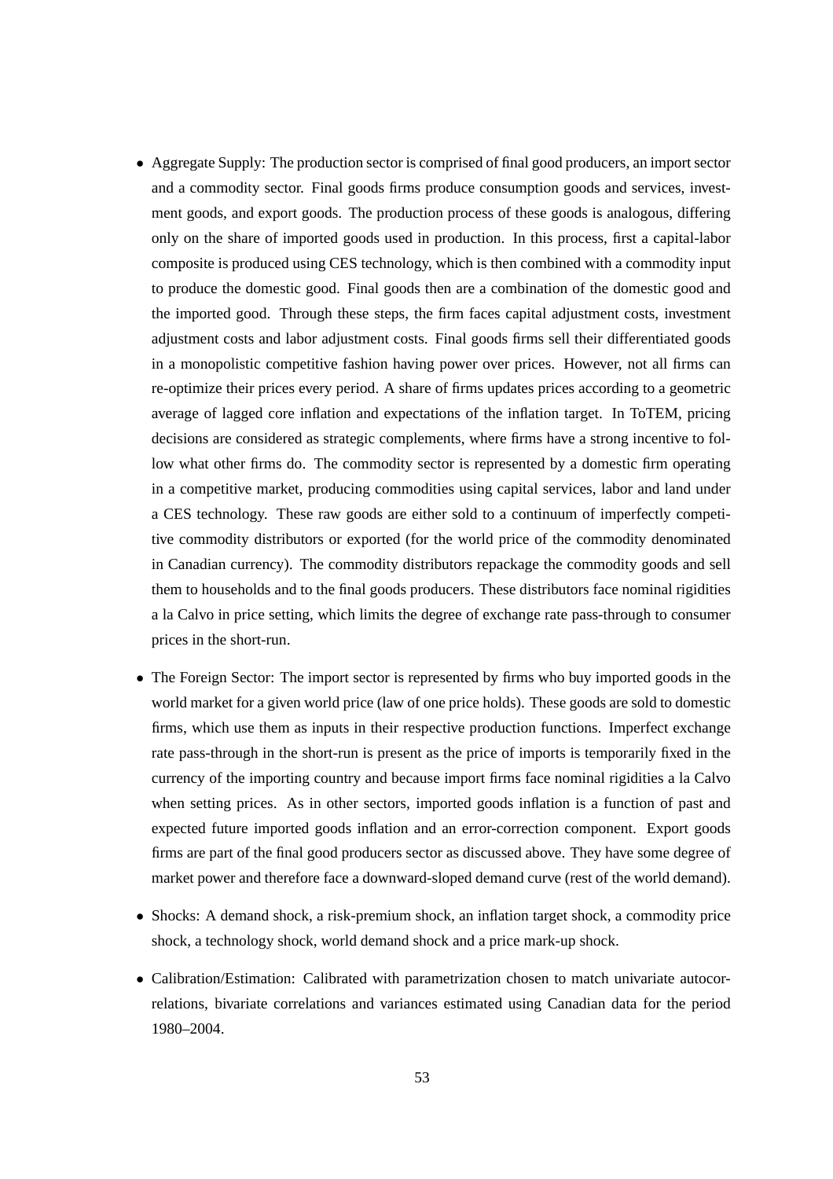- Aggregate Supply: The production sector is comprised of final good producers, an import sector and a commodity sector. Final goods firms produce consumption goods and services, investment goods, and export goods. The production process of these goods is analogous, differing only on the share of imported goods used in production. In this process, first a capital-labor composite is produced using CES technology, which is then combined with a commodity input to produce the domestic good. Final goods then are a combination of the domestic good and the imported good. Through these steps, the firm faces capital adjustment costs, investment adjustment costs and labor adjustment costs. Final goods firms sell their differentiated goods in a monopolistic competitive fashion having power over prices. However, not all firms can re-optimize their prices every period. A share of firms updates prices according to a geometric average of lagged core inflation and expectations of the inflation target. In ToTEM, pricing decisions are considered as strategic complements, where firms have a strong incentive to follow what other firms do. The commodity sector is represented by a domestic firm operating in a competitive market, producing commodities using capital services, labor and land under a CES technology. These raw goods are either sold to a continuum of imperfectly competitive commodity distributors or exported (for the world price of the commodity denominated in Canadian currency). The commodity distributors repackage the commodity goods and sell them to households and to the final goods producers. These distributors face nominal rigidities a la Calvo in price setting, which limits the degree of exchange rate pass-through to consumer prices in the short-run.

- The Foreign Sector: The import sector is represented by firms who buy imported goods in the world market for a given world price (law of one price holds). These goods are sold to domestic firms, which use them as inputs in their respective production functions. Imperfect exchange rate pass-through in the short-run is present as the price of imports is temporarily fixed in the currency of the importing country and because import firms face nominal rigidities a la Calvo when setting prices. As in other sectors, imported goods inflation is a function of past and expected future imported goods inflation and an error-correction component. Export goods firms are part of the final good producers sector as discussed above. They have some degree of market power and therefore face a downward-sloped demand curve (rest of the world demand).

- Shocks: A demand shock, a risk-premium shock, an inflation target shock, a commodity price shock, a technology shock, world demand shock and a price mark-up shock.

- Calibration/Estimation: Calibrated with parametrization chosen to match univariate autocorrelations, bivariate correlations and variances estimated using Canadian data for the period 1980–2004.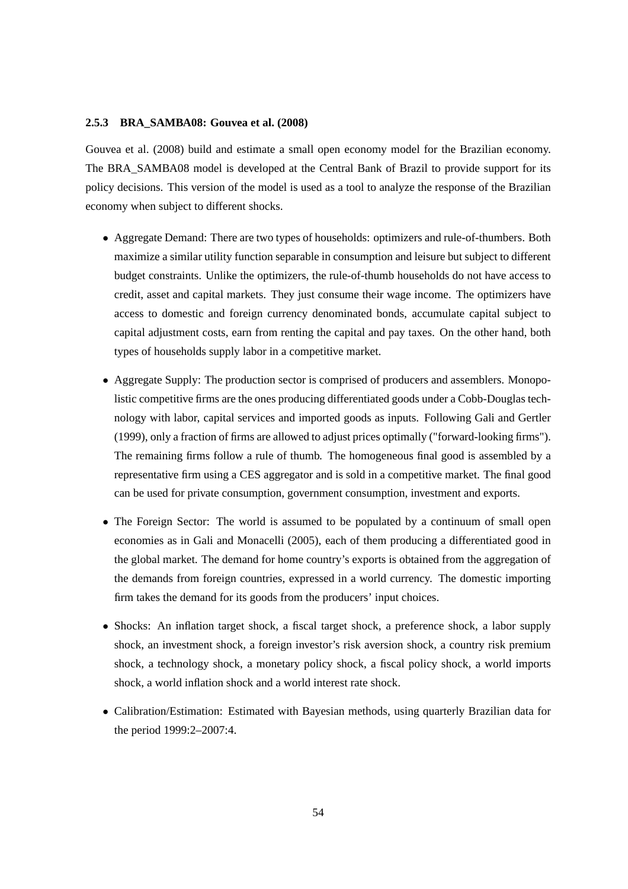### 2.5.3 BRA_SAMBA08: Gouvea et al. (2008)

Gouvea et al. (2008) build and estimate a small open economy model for the Brazilian economy. The BRA_SAMBA08 model is developed at the Central Bank of Brazil to provide support for its policy decisions. This version of the model is used as a tool to analyze the response of the Brazilian economy when subject to different shocks.

- Aggregate Demand: There are two types of households: optimizers and rule-of-thumbers. Both maximize a similar utility function separable in consumption and leisure but subject to different budget constraints. Unlike the optimizers, the rule-of-thumb households do not have access to credit, asset and capital markets. They just consume their wage income. The optimizers have access to domestic and foreign currency denominated bonds, accumulate capital subject to capital adjustment costs, earn from renting the capital and pay taxes. On the other hand, both types of households supply labor in a competitive market.

- Aggregate Supply: The production sector is comprised of producers and assemblers. Monopolistic competitive firms are the ones producing differentiated goods under a Cobb-Douglas technology with labor, capital services and imported goods as inputs. Following Gali and Gertler (1999), only a fraction of firms are allowed to adjust prices optimally ("forward-looking firms"). The remaining firms follow a rule of thumb. The homogeneous final good is assembled by a representative firm using a CES aggregator and is sold in a competitive market. The final good can be used for private consumption, government consumption, investment and exports.

- The Foreign Sector: The world is assumed to be populated by a continuum of small open economies as in Gali and Monacelli (2005), each of them producing a differentiated good in the global market. The demand for home country's exports is obtained from the aggregation of the demands from foreign countries, expressed in a world currency. The domestic importing firm takes the demand for its goods from the producers' input choices.

- Shocks: An inflation target shock, a fiscal target shock, a preference shock, a labor supply shock, an investment shock, a foreign investor's risk aversion shock, a country risk premium shock, a technology shock, a monetary policy shock, a fiscal policy shock, a world imports shock, a world inflation shock and a world interest rate shock.

- Calibration/Estimation: Estimated with Bayesian methods, using quarterly Brazilian data for the period 1999:2–2007:4.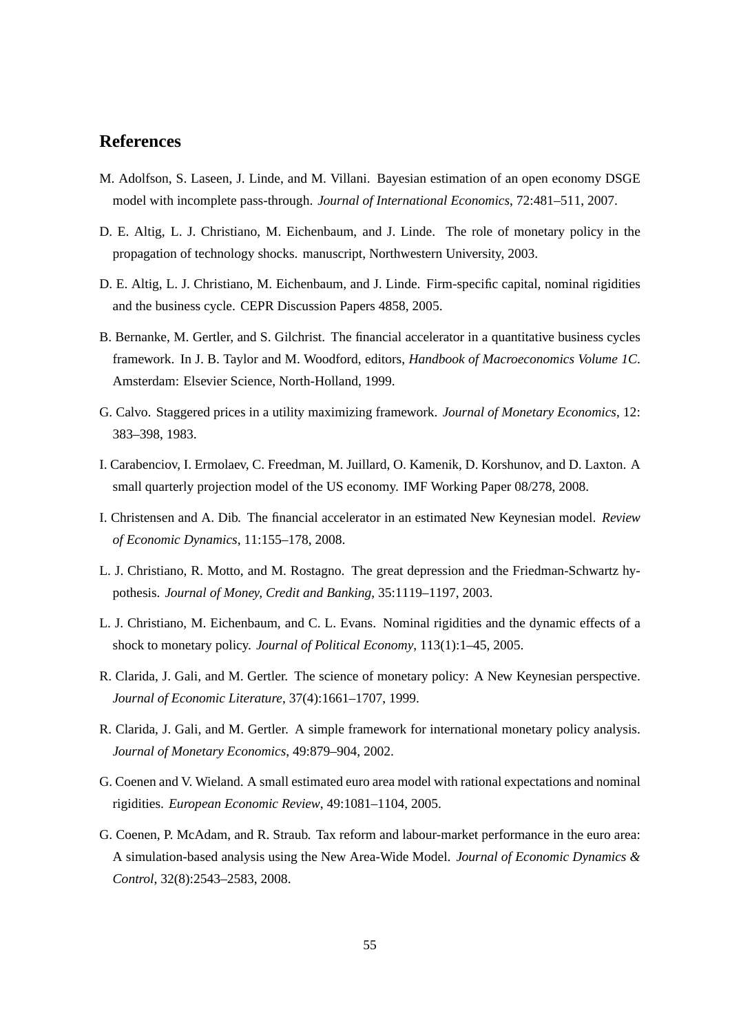# References

M. Adolfson, S. Laseen, J. Linde, and M. Villani. Bayesian estimation of an open economy DSGE model with incomplete pass-through. *Journal of International Economics*, 72:481–511, 2007.

D. E. Altig, L. J. Christiano, M. Eichenbaum, and J. Linde. The role of monetary policy in the propagation of technology shocks. manuscript, Northwestern University, 2003.

D. E. Altig, L. J. Christiano, M. Eichenbaum, and J. Linde. Firm-specific capital, nominal rigidities and the business cycle. CEPR Discussion Papers 4858, 2005.

B. Bernanke, M. Gertler, and S. Gilchrist. The financial accelerator in a quantitative business cycles framework. In J. B. Taylor and M. Woodford, editors, *Handbook of Macroeconomics Volume 1C*. Amsterdam: Elsevier Science, North-Holland, 1999.

G. Calvo. Staggered prices in a utility maximizing framework. *Journal of Monetary Economics*, 12: 383–398, 1983.

I. Carabenciov, I. Ermolaev, C. Freedman, M. Juillard, O. Kamenik, D. Korshunov, and D. Laxton. A small quarterly projection model of the US economy. IMF Working Paper 08/278, 2008.

I. Christensen and A. Dib. The financial accelerator in an estimated New Keynesian model. *Review of Economic Dynamics*, 11:155–178, 2008.

L. J. Christiano, R. Motto, and M. Rostagno. The great depression and the Friedman-Schwartz hypothesis. *Journal of Money, Credit and Banking*, 35:1119–1197, 2003.

L. J. Christiano, M. Eichenbaum, and C. L. Evans. Nominal rigidities and the dynamic effects of a shock to monetary policy. *Journal of Political Economy*, 113(1):1–45, 2005.

R. Clarida, J. Gali, and M. Gertler. The science of monetary policy: A New Keynesian perspective. *Journal of Economic Literature*, 37(4):1661–1707, 1999.

R. Clarida, J. Gali, and M. Gertler. A simple framework for international monetary policy analysis. *Journal of Monetary Economics*, 49:879–904, 2002.

G. Coenen and V. Wieland. A small estimated euro area model with rational expectations and nominal rigidities. *European Economic Review*, 49:1081–1104, 2005.

G. Coenen, P. McAdam, and R. Straub. Tax reform and labour-market performance in the euro area: A simulation-based analysis using the New Area-Wide Model. *Journal of Economic Dynamics & Control*, 32(8):2543–2583, 2008.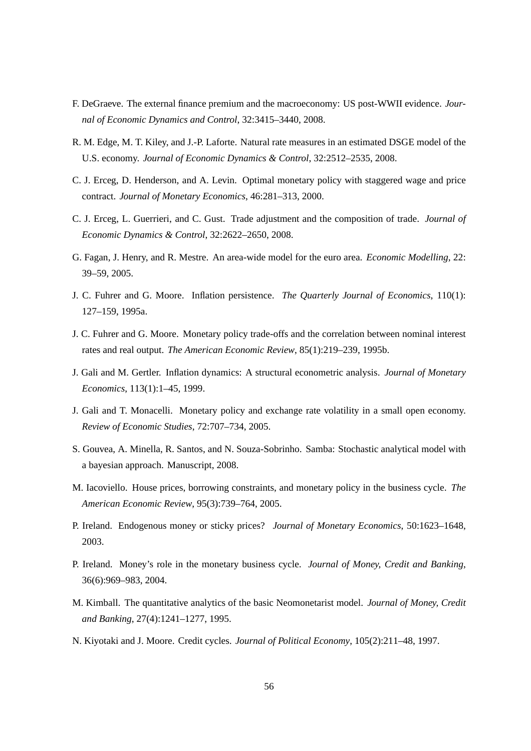F. DeGraeve. The external finance premium and the macroeconomy: US post-WWII evidence. *Journal of Economic Dynamics and Control*, 32:3415–3440, 2008.

R. M. Edge, M. T. Kiley, and J.-P. Laforte. Natural rate measures in an estimated DSGE model of the U.S. economy. *Journal of Economic Dynamics & Control*, 32:2512–2535, 2008.

C. J. Erceg, D. Henderson, and A. Levin. Optimal monetary policy with staggered wage and price contract. *Journal of Monetary Economics*, 46:281–313, 2000.

C. J. Erceg, L. Guerrieri, and C. Gust. Trade adjustment and the composition of trade. *Journal of Economic Dynamics & Control*, 32:2622–2650, 2008.

G. Fagan, J. Henry, and R. Mestre. An area-wide model for the euro area. *Economic Modelling*, 22: 39–59, 2005.

J. C. Fuhrer and G. Moore. Inflation persistence. *The Quarterly Journal of Economics*, 110(1): 127–159, 1995a.

J. C. Fuhrer and G. Moore. Monetary policy trade-offs and the correlation between nominal interest rates and real output. *The American Economic Review*, 85(1):219–239, 1995b.

J. Gali and M. Gertler. Inflation dynamics: A structural econometric analysis. *Journal of Monetary Economics*, 113(1):1–45, 1999.

J. Gali and T. Monacelli. Monetary policy and exchange rate volatility in a small open economy. *Review of Economic Studies*, 72:707–734, 2005.

S. Gouvea, A. Minella, R. Santos, and N. Souza-Sobrinho. Samba: Stochastic analytical model with a bayesian approach. Manuscript, 2008.

M. Iacoviello. House prices, borrowing constraints, and monetary policy in the business cycle. *The American Economic Review*, 95(3):739–764, 2005.

P. Ireland. Endogenous money or sticky prices? *Journal of Monetary Economics*, 50:1623–1648, 2003.

P. Ireland. Money's role in the monetary business cycle. *Journal of Money, Credit and Banking*, 36(6):969–983, 2004.

M. Kimball. The quantitative analytics of the basic Neomonetarist model. *Journal of Money, Credit and Banking*, 27(4):1241–1277, 1995.

N. Kiyotaki and J. Moore. Credit cycles. *Journal of Political Economy*, 105(2):211–48, 1997.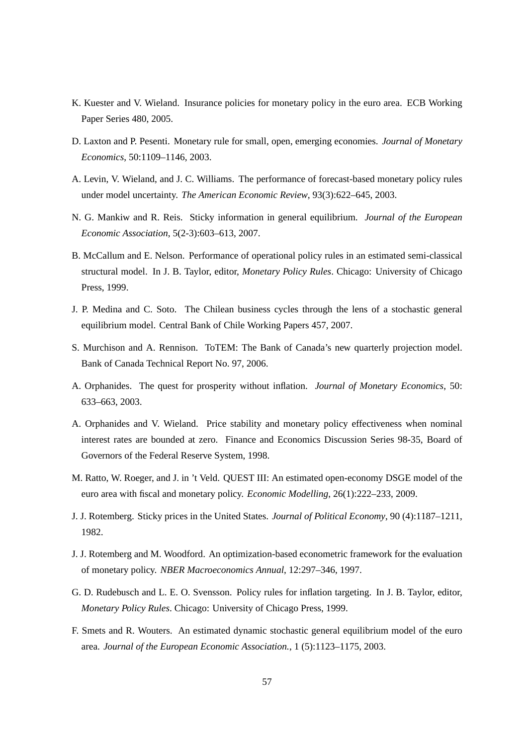K. Kuester and V. Wieland. Insurance policies for monetary policy in the euro area. ECB Working Paper Series 480, 2005.

D. Laxton and P. Pesenti. Monetary rule for small, open, emerging economies. *Journal of Monetary Economics*, 50:1109–1146, 2003.

A. Levin, V. Wieland, and J. C. Williams. The performance of forecast-based monetary policy rules under model uncertainty. *The American Economic Review*, 93(3):622–645, 2003.

N. G. Mankiw and R. Reis. Sticky information in general equilibrium. *Journal of the European Economic Association*, 5(2-3):603–613, 2007.

B. McCallum and E. Nelson. Performance of operational policy rules in an estimated semi-classical structural model. In J. B. Taylor, editor, *Monetary Policy Rules*. Chicago: University of Chicago Press, 1999.

J. P. Medina and C. Soto. The Chilean business cycles through the lens of a stochastic general equilibrium model. Central Bank of Chile Working Papers 457, 2007.

S. Murchison and A. Rennison. ToTEM: The Bank of Canada's new quarterly projection model. Bank of Canada Technical Report No. 97, 2006.

A. Orphanides. The quest for prosperity without inflation. *Journal of Monetary Economics*, 50: 633–663, 2003.

A. Orphanides and V. Wieland. Price stability and monetary policy effectiveness when nominal interest rates are bounded at zero. Finance and Economics Discussion Series 98-35, Board of Governors of the Federal Reserve System, 1998.

M. Ratto, W. Roeger, and J. in 't Veld. QUEST III: An estimated open-economy DSGE model of the euro area with fiscal and monetary policy. *Economic Modelling*, 26(1):222–233, 2009.

J. J. Rotemberg. Sticky prices in the United States. *Journal of Political Economy*, 90 (4):1187–1211, 1982.

J. J. Rotemberg and M. Woodford. An optimization-based econometric framework for the evaluation of monetary policy. *NBER Macroeconomics Annual*, 12:297–346, 1997.

G. D. Rudebusch and L. E. O. Svensson. Policy rules for inflation targeting. In J. B. Taylor, editor, *Monetary Policy Rules*. Chicago: University of Chicago Press, 1999.

F. Smets and R. Wouters. An estimated dynamic stochastic general equilibrium model of the euro area. *Journal of the European Economic Association.*, 1 (5):1123–1175, 2003.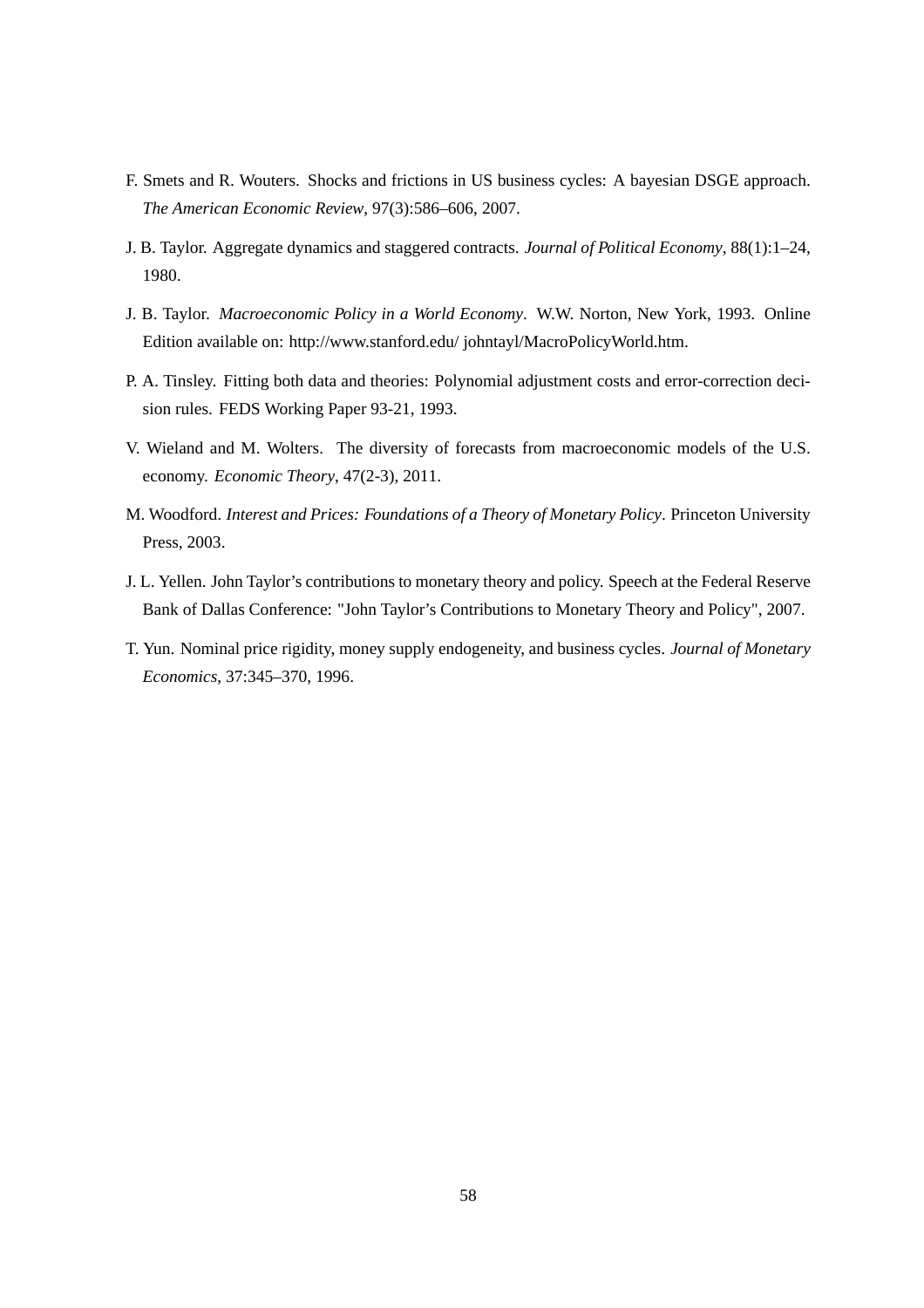F. Smets and R. Wouters. Shocks and frictions in US business cycles: A bayesian DSGE approach. *The American Economic Review*, 97(3):586–606, 2007.

J. B. Taylor. Aggregate dynamics and staggered contracts. *Journal of Political Economy*, 88(1):1–24, 1980.

J. B. Taylor. *Macroeconomic Policy in a World Economy*. W.W. Norton, New York, 1993. Online Edition available on: http://www.stanford.edu/ johntayl/MacroPolicyWorld.htm.

P. A. Tinsley. Fitting both data and theories: Polynomial adjustment costs and error-correction decision rules. FEDS Working Paper 93-21, 1993.

V. Wieland and M. Wolters. The diversity of forecasts from macroeconomic models of the U.S. economy. *Economic Theory*, 47(2-3), 2011.

M. Woodford. *Interest and Prices: Foundations of a Theory of Monetary Policy*. Princeton University Press, 2003.

J. L. Yellen. John Taylor's contributions to monetary theory and policy. Speech at the Federal Reserve Bank of Dallas Conference: "John Taylor's Contributions to Monetary Theory and Policy", 2007.

T. Yun. Nominal price rigidity, money supply endogeneity, and business cycles. *Journal of Monetary Economics*, 37:345–370, 1996.